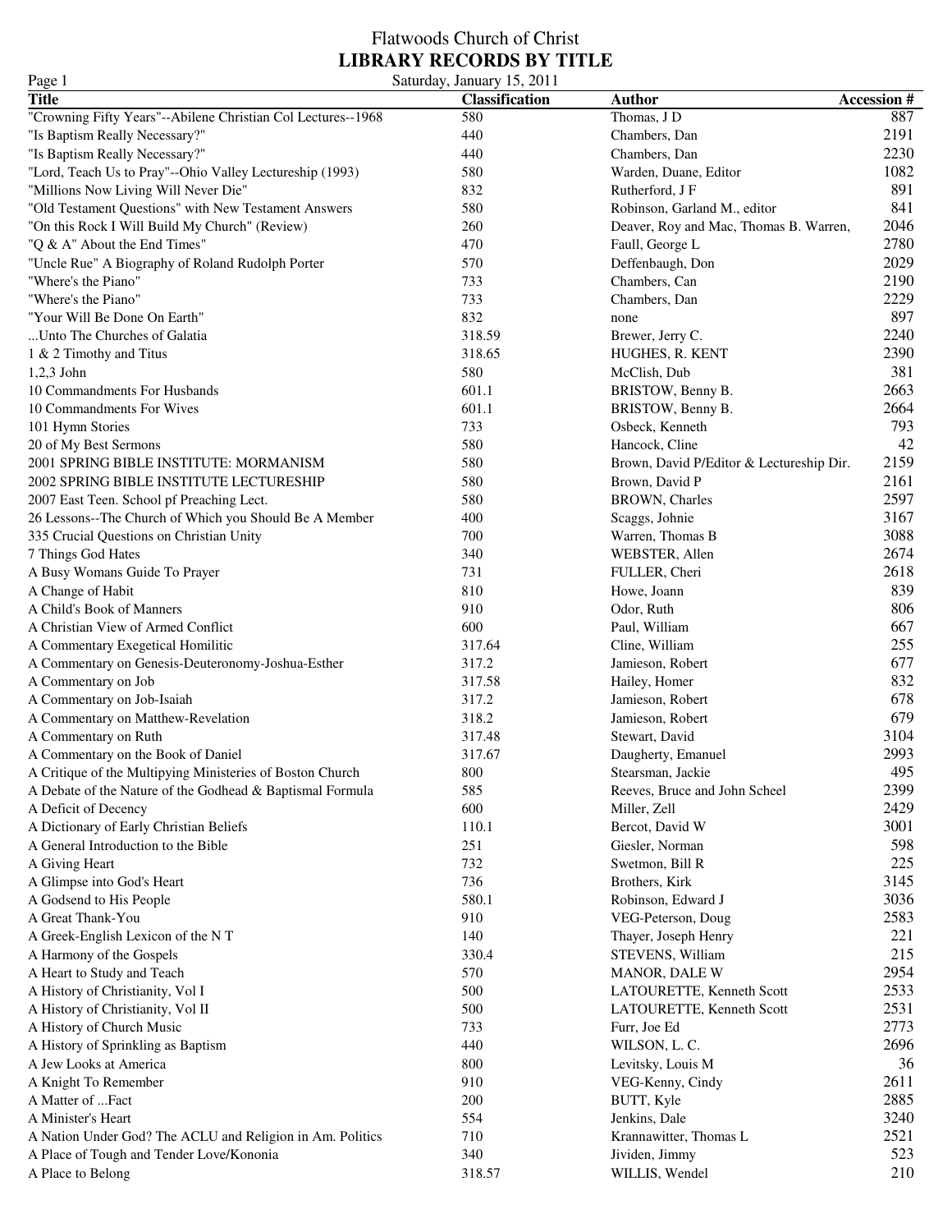# Flatwoods Church of Christ

## LIBRARY RECORDS BY TITLE

Saturday, January 15, 2011

| Title | Classification | Author | Accession # |
|---|---|---|---|
| "Crowning Fifty Years"--Abilene Christian Col Lectures--1968 | 580 | Thomas, J D | 887 |
| "Is Baptism Really Necessary?" | 440 | Chambers, Dan | 2191 |
| "Is Baptism Really Necessary?" | 440 | Chambers, Dan | 2230 |
| "Lord, Teach Us to Pray"--Ohio Valley Lectureship (1993) | 580 | Warden, Duane, Editor | 1082 |
| "Millions Now Living Will Never Die" | 832 | Rutherford, J F | 891 |
| "Old Testament Questions" with New Testament Answers | 580 | Robinson, Garland M., editor | 841 |
| "On this Rock I Will Build My Church" (Review) | 260 | Deaver, Roy and Mac, Thomas B. Warren, | 2046 |
| "Q & A" About the End Times" | 470 | Faull, George L | 2780 |
| "Uncle Rue" A Biography of Roland Rudolph Porter | 570 | Deffenbaugh, Don | 2029 |
| "Where's the Piano" | 733 | Chambers, Can | 2190 |
| "Where's the Piano" | 733 | Chambers, Dan | 2229 |
| "Your Will Be Done On Earth" | 832 | none | 897 |
| ...Unto The Churches of Galatia | 318.59 | Brewer, Jerry C. | 2240 |
| 1 & 2 Timothy and Titus | 318.65 | HUGHES, R. KENT | 2390 |
| 1,2,3 John | 580 | McClish, Dub | 381 |
| 10 Commandments For Husbands | 601.1 | BRISTOW, Benny B. | 2663 |
| 10 Commandments For Wives | 601.1 | BRISTOW, Benny B. | 2664 |
| 101 Hymn Stories | 733 | Osbeck, Kenneth | 793 |
| 20 of My Best Sermons | 580 | Hancock, Cline | 42 |
| 2001 SPRING BIBLE INSTITUTE: MORMANISM | 580 | Brown, David P/Editor & Lectureship Dir. | 2159 |
| 2002 SPRING BIBLE INSTITUTE LECTURESHIP | 580 | Brown, David P | 2161 |
| 2007 East Teen. School pf Preaching Lect. | 580 | BROWN, Charles | 2597 |
| 26 Lessons--The Church of Which you Should Be A Member | 400 | Scaggs, Johnie | 3167 |
| 335 Crucial Questions on Christian Unity | 700 | Warren, Thomas B | 3088 |
| 7 Things God Hates | 340 | WEBSTER, Allen | 2674 |
| A Busy Womans Guide To Prayer | 731 | FULLER, Cheri | 2618 |
| A Change of Habit | 810 | Howe, Joann | 839 |
| A Child's Book of Manners | 910 | Odor, Ruth | 806 |
| A Christian View of Armed Conflict | 600 | Paul, William | 667 |
| A Commentary Exegetical Homilitic | 317.64 | Cline, William | 255 |
| A Commentary on Genesis-Deuteronomy-Joshua-Esther | 317.2 | Jamieson, Robert | 677 |
| A Commentary on Job | 317.58 | Hailey, Homer | 832 |
| A Commentary on Job-Isaiah | 317.2 | Jamieson, Robert | 678 |
| A Commentary on Matthew-Revelation | 318.2 | Jamieson, Robert | 679 |
| A Commentary on Ruth | 317.48 | Stewart, David | 3104 |
| A Commentary on the Book of Daniel | 317.67 | Daugherty, Emanuel | 2993 |
| A Critique of the Multipying Ministeries of Boston Church | 800 | Stearsman, Jackie | 495 |
| A Debate of the Nature of the Godhead & Baptismal Formula | 585 | Reeves, Bruce and John Scheel | 2399 |
| A Deficit of Decency | 600 | Miller, Zell | 2429 |
| A Dictionary of Early Christian Beliefs | 110.1 | Bercot, David W | 3001 |
| A General Introduction to the Bible | 251 | Giesler, Norman | 598 |
| A Giving Heart | 732 | Swetmon, Bill R | 225 |
| A Glimpse into God's Heart | 736 | Brothers, Kirk | 3145 |
| A Godsend to His People | 580.1 | Robinson, Edward J | 3036 |
| A Great Thank-You | 910 | VEG-Peterson, Doug | 2583 |
| A Greek-English Lexicon of the N T | 140 | Thayer, Joseph Henry | 221 |
| A Harmony of the Gospels | 330.4 | STEVENS, William | 215 |
| A Heart to Study and Teach | 570 | MANOR, DALE W | 2954 |
| A History of Christianity, Vol I | 500 | LATOURETTE, Kenneth Scott | 2533 |
| A History of Christianity, Vol II | 500 | LATOURETTE, Kenneth Scott | 2531 |
| A History of Church Music | 733 | Furr, Joe Ed | 2773 |
| A History of Sprinkling as Baptism | 440 | WILSON, L. C. | 2696 |
| A Jew Looks at America | 800 | Levitsky, Louis M | 36 |
| A Knight To Remember | 910 | VEG-Kenny, Cindy | 2611 |
| A Matter of ...Fact | 200 | BUTT, Kyle | 2885 |
| A Minister's Heart | 554 | Jenkins, Dale | 3240 |
| A Nation Under God? The ACLU and Religion in Am. Politics | 710 | Krannawitter, Thomas L | 2521 |
| A Place of Tough and Tender Love/Kononia | 340 | Jividen, Jimmy | 523 |
| A Place to Belong | 318.57 | WILLIS, Wendel | 210 |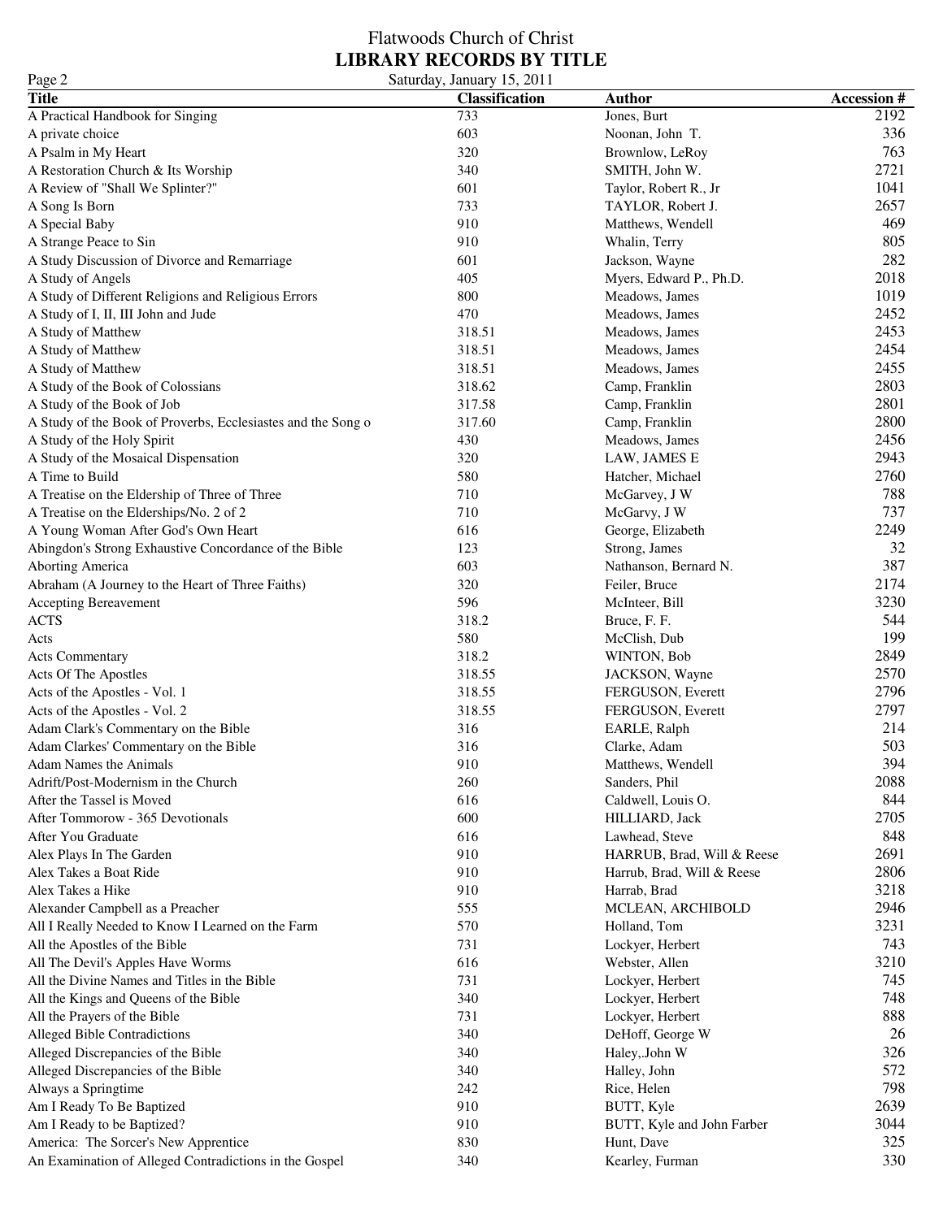Flatwoods Church of Christ

**LIBRARY RECORDS BY TITLE**

Saturday, January 15, 2011

| Title | Classification | Author | Accession # |
|---|---|---|---|
| A Practical Handbook for Singing | 733 | Jones, Burt | 2192 |
| A private choice | 603 | Noonan, John T. | 336 |
| A Psalm in My Heart | 320 | Brownlow, LeRoy | 763 |
| A Restoration Church & Its Worship | 340 | SMITH, John W. | 2721 |
| A Review of "Shall We Splinter?" | 601 | Taylor, Robert R., Jr | 1041 |
| A Song Is Born | 733 | TAYLOR, Robert J. | 2657 |
| A Special Baby | 910 | Matthews, Wendell | 469 |
| A Strange Peace to Sin | 910 | Whalin, Terry | 805 |
| A Study Discussion of Divorce and Remarriage | 601 | Jackson, Wayne | 282 |
| A Study of Angels | 405 | Myers, Edward P., Ph.D. | 2018 |
| A Study of Different Religions and Religious Errors | 800 | Meadows, James | 1019 |
| A Study of I, II, III John and Jude | 470 | Meadows, James | 2452 |
| A Study of Matthew | 318.51 | Meadows, James | 2453 |
| A Study of Matthew | 318.51 | Meadows, James | 2454 |
| A Study of Matthew | 318.51 | Meadows, James | 2455 |
| A Study of the Book of Colossians | 318.62 | Camp, Franklin | 2803 |
| A Study of the Book of Job | 317.58 | Camp, Franklin | 2801 |
| A Study of the Book of Proverbs, Ecclesiastes and the Song o | 317.60 | Camp, Franklin | 2800 |
| A Study of the Holy Spirit | 430 | Meadows, James | 2456 |
| A Study of the Mosaical Dispensation | 320 | LAW, JAMES E | 2943 |
| A Time to Build | 580 | Hatcher, Michael | 2760 |
| A Treatise on the Eldership of Three of Three | 710 | McGarvey, J W | 788 |
| A Treatise on the Elderships/No. 2 of 2 | 710 | McGarvy, J W | 737 |
| A Young Woman After God's Own Heart | 616 | George, Elizabeth | 2249 |
| Abingdon's Strong Exhaustive Concordance of the Bible | 123 | Strong, James | 32 |
| Aborting America | 603 | Nathanson, Bernard N. | 387 |
| Abraham (A Journey to the Heart of Three Faiths) | 320 | Feiler, Bruce | 2174 |
| Accepting Bereavement | 596 | McInteer, Bill | 3230 |
| ACTS | 318.2 | Bruce, F. F. | 544 |
| Acts | 580 | McClish, Dub | 199 |
| Acts Commentary | 318.2 | WINTON, Bob | 2849 |
| Acts Of The Apostles | 318.55 | JACKSON, Wayne | 2570 |
| Acts of the Apostles - Vol. 1 | 318.55 | FERGUSON, Everett | 2796 |
| Acts of the Apostles - Vol. 2 | 318.55 | FERGUSON, Everett | 2797 |
| Adam Clark's Commentary on the Bible | 316 | EARLE, Ralph | 214 |
| Adam Clarkes' Commentary on the Bible | 316 | Clarke, Adam | 503 |
| Adam Names the Animals | 910 | Matthews, Wendell | 394 |
| Adrift/Post-Modernism in the Church | 260 | Sanders, Phil | 2088 |
| After the Tassel is Moved | 616 | Caldwell, Louis O. | 844 |
| After Tommorow - 365 Devotionals | 600 | HILLIARD, Jack | 2705 |
| After You Graduate | 616 | Lawhead, Steve | 848 |
| Alex Plays In The Garden | 910 | HARRUB, Brad, Will & Reese | 2691 |
| Alex Takes a Boat Ride | 910 | Harrub, Brad, Will & Reese | 2806 |
| Alex Takes a Hike | 910 | Harrab, Brad | 3218 |
| Alexander Campbell as a Preacher | 555 | MCLEAN, ARCHIBOLD | 2946 |
| All I Really Needed to Know I Learned on the Farm | 570 | Holland, Tom | 3231 |
| All the Apostles of the Bible | 731 | Lockyer, Herbert | 743 |
| All The Devil's Apples Have Worms | 616 | Webster, Allen | 3210 |
| All the Divine Names and Titles in the Bible | 731 | Lockyer, Herbert | 745 |
| All the Kings and Queens of the Bible | 340 | Lockyer, Herbert | 748 |
| All the Prayers of the Bible | 731 | Lockyer, Herbert | 888 |
| Alleged Bible Contradictions | 340 | DeHoff, George W | 26 |
| Alleged Discrepancies of the Bible | 340 | Haley,.John W | 326 |
| Alleged Discrepancies of the Bible | 340 | Halley, John | 572 |
| Always a Springtime | 242 | Rice, Helen | 798 |
| Am I Ready To Be Baptized | 910 | BUTT, Kyle | 2639 |
| Am I Ready to be Baptized? | 910 | BUTT, Kyle and John Farber | 3044 |
| America: The Sorcer's New Apprentice | 830 | Hunt, Dave | 325 |
| An Examination of Alleged Contradictions in the Gospel | 340 | Kearley, Furman | 330 |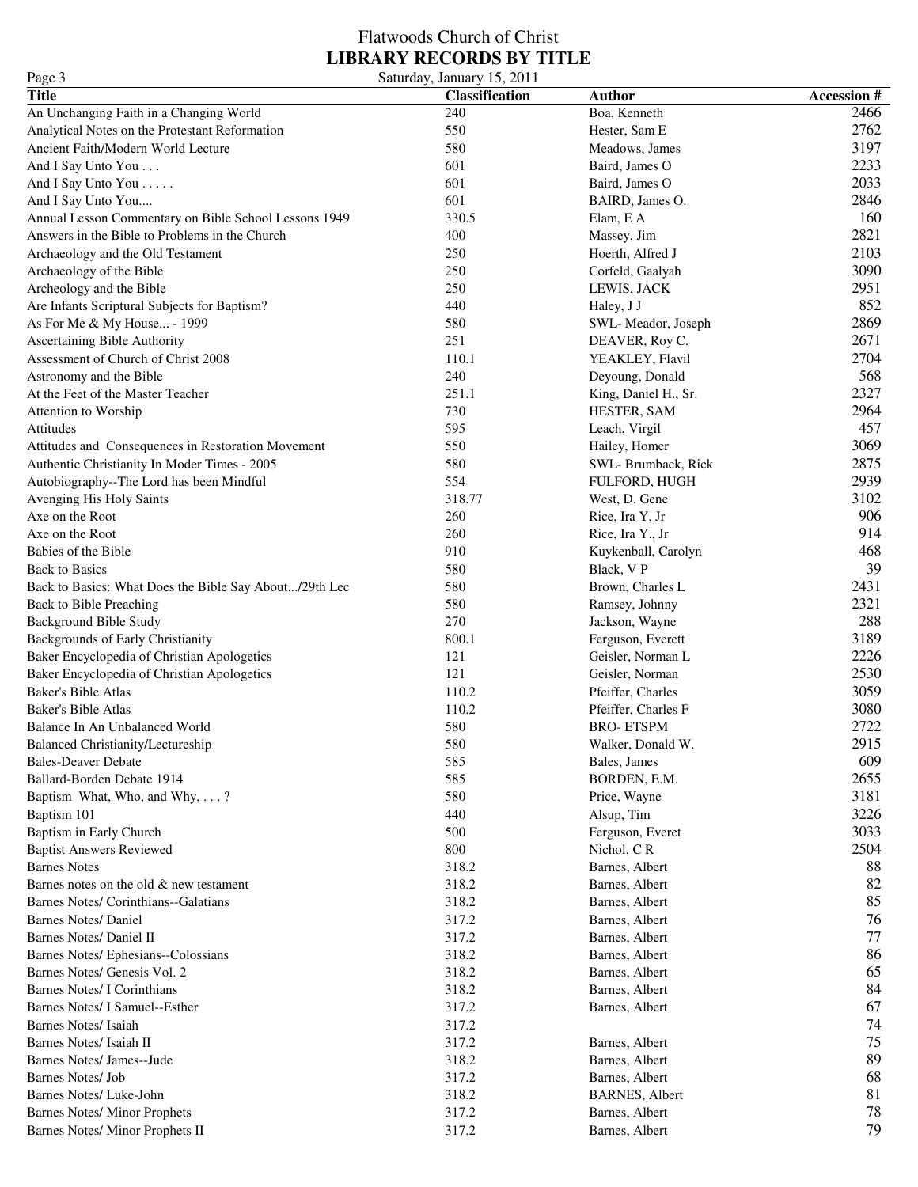Flatwoods Church of Christ

**LIBRARY RECORDS BY TITLE**

Saturday, January 15, 2011

| Title | Classification | Author | Accession # |
|---|---|---|---|
| An Unchanging Faith in a Changing World | 240 | Boa, Kenneth | 2466 |
| Analytical Notes on the Protestant Reformation | 550 | Hester, Sam E | 2762 |
| Ancient Faith/Modern World Lecture | 580 | Meadows, James | 3197 |
| And I Say Unto You . . . | 601 | Baird, James O | 2233 |
| And I Say Unto You . . . . . | 601 | Baird, James O | 2033 |
| And I Say Unto You.... | 601 | BAIRD, James O. | 2846 |
| Annual Lesson Commentary on Bible School Lessons 1949 | 330.5 | Elam, E A | 160 |
| Answers in the Bible to Problems in the Church | 400 | Massey, Jim | 2821 |
| Archaeology and the Old Testament | 250 | Hoerth, Alfred J | 2103 |
| Archaeology of the Bible | 250 | Corfeld, Gaalyah | 3090 |
| Archeology and the Bible | 250 | LEWIS, JACK | 2951 |
| Are Infants Scriptural Subjects for Baptism? | 440 | Haley, J J | 852 |
| As For Me & My House... - 1999 | 580 | SWL- Meador, Joseph | 2869 |
| Ascertaining Bible Authority | 251 | DEAVER, Roy C. | 2671 |
| Assessment of Church of Christ 2008 | 110.1 | YEAKLEY, Flavil | 2704 |
| Astronomy and the Bible | 240 | Deyoung, Donald | 568 |
| At the Feet of the Master Teacher | 251.1 | King, Daniel H., Sr. | 2327 |
| Attention to Worship | 730 | HESTER, SAM | 2964 |
| Attitudes | 595 | Leach, Virgil | 457 |
| Attitudes and Consequences in Restoration Movement | 550 | Hailey, Homer | 3069 |
| Authentic Christianity In Moder Times - 2005 | 580 | SWL- Brumback, Rick | 2875 |
| Autobiography--The Lord has been Mindful | 554 | FULFORD, HUGH | 2939 |
| Avenging His Holy Saints | 318.77 | West, D. Gene | 3102 |
| Axe on the Root | 260 | Rice, Ira Y, Jr | 906 |
| Axe on the Root | 260 | Rice, Ira Y., Jr | 914 |
| Babies of the Bible | 910 | Kuykenball, Carolyn | 468 |
| Back to Basics | 580 | Black, V P | 39 |
| Back to Basics: What Does the Bible Say About.../29th Lec | 580 | Brown, Charles L | 2431 |
| Back to Bible Preaching | 580 | Ramsey, Johnny | 2321 |
| Background Bible Study | 270 | Jackson, Wayne | 288 |
| Backgrounds of Early Christianity | 800.1 | Ferguson, Everett | 3189 |
| Baker Encyclopedia of Christian Apologetics | 121 | Geisler, Norman L | 2226 |
| Baker Encyclopedia of Christian Apologetics | 121 | Geisler, Norman | 2530 |
| Baker's Bible Atlas | 110.2 | Pfeiffer, Charles | 3059 |
| Baker's Bible Atlas | 110.2 | Pfeiffer, Charles F | 3080 |
| Balance In An Unbalanced World | 580 | BRO- ETSPM | 2722 |
| Balanced Christianity/Lectureship | 580 | Walker, Donald W. | 2915 |
| Bales-Deaver Debate | 585 | Bales, James | 609 |
| Ballard-Borden Debate 1914 | 585 | BORDEN, E.M. | 2655 |
| Baptism What, Who, and Why, . . . ? | 580 | Price, Wayne | 3181 |
| Baptism 101 | 440 | Alsup, Tim | 3226 |
| Baptism in Early Church | 500 | Ferguson, Everet | 3033 |
| Baptist Answers Reviewed | 800 | Nichol, C R | 2504 |
| Barnes Notes | 318.2 | Barnes, Albert | 88 |
| Barnes notes on the old & new testament | 318.2 | Barnes, Albert | 82 |
| Barnes Notes/ Corinthians--Galatians | 318.2 | Barnes, Albert | 85 |
| Barnes Notes/ Daniel | 317.2 | Barnes, Albert | 76 |
| Barnes Notes/ Daniel II | 317.2 | Barnes, Albert | 77 |
| Barnes Notes/ Ephesians--Colossians | 318.2 | Barnes, Albert | 86 |
| Barnes Notes/ Genesis Vol. 2 | 318.2 | Barnes, Albert | 65 |
| Barnes Notes/ I Corinthians | 318.2 | Barnes, Albert | 84 |
| Barnes Notes/ I Samuel--Esther | 317.2 | Barnes, Albert | 67 |
| Barnes Notes/ Isaiah | 317.2 | | 74 |
| Barnes Notes/ Isaiah II | 317.2 | Barnes, Albert | 75 |
| Barnes Notes/ James--Jude | 318.2 | Barnes, Albert | 89 |
| Barnes Notes/ Job | 317.2 | Barnes, Albert | 68 |
| Barnes Notes/ Luke-John | 318.2 | BARNES, Albert | 81 |
| Barnes Notes/ Minor Prophets | 317.2 | Barnes, Albert | 78 |
| Barnes Notes/ Minor Prophets II | 317.2 | Barnes, Albert | 79 |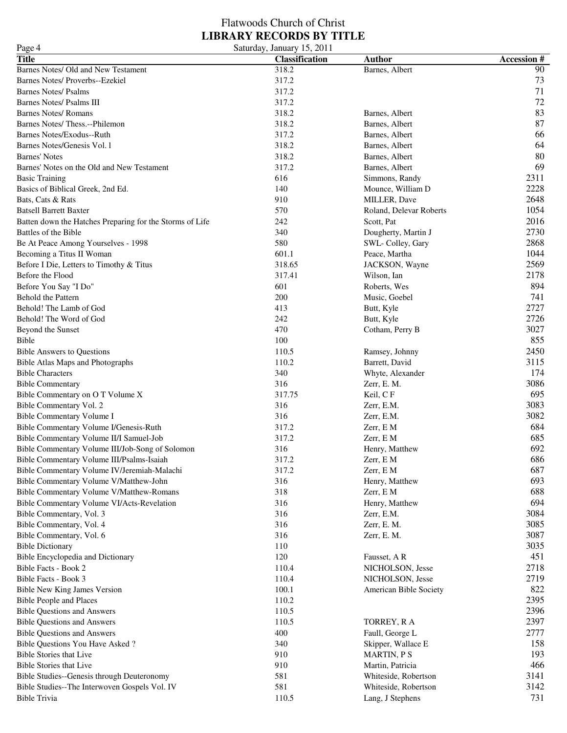# Flatwoods Church of Christ
## LIBRARY RECORDS BY TITLE

Saturday, January 15, 2011

| Title | Classification | Author | Accession # |
|---|---|---|---|
| Barnes Notes/ Old and New Testament | 318.2 | Barnes, Albert | 90 |
| Barnes Notes/ Proverbs--Ezekiel | 317.2 | | 73 |
| Barnes Notes/ Psalms | 317.2 | | 71 |
| Barnes Notes/ Psalms III | 317.2 | | 72 |
| Barnes Notes/ Romans | 318.2 | Barnes, Albert | 83 |
| Barnes Notes/ Thess.--Philemon | 318.2 | Barnes, Albert | 87 |
| Barnes Notes/Exodus--Ruth | 317.2 | Barnes, Albert | 66 |
| Barnes Notes/Genesis Vol. l | 318.2 | Barnes, Albert | 64 |
| Barnes' Notes | 318.2 | Barnes, Albert | 80 |
| Barnes' Notes on the Old and New Testament | 317.2 | Barnes, Albert | 69 |
| Basic Training | 616 | Simmons, Randy | 2311 |
| Basics of Biblical Greek, 2nd Ed. | 140 | Mounce, William D | 2228 |
| Bats, Cats & Rats | 910 | MILLER, Dave | 2648 |
| Batsell Barrett Baxter | 570 | Roland, Delevar Roberts | 1054 |
| Batten down the Hatches Preparing for the Storms of Life | 242 | Scott, Pat | 2016 |
| Battles of the Bible | 340 | Dougherty, Martin J | 2730 |
| Be At Peace Among Yourselves - 1998 | 580 | SWL- Colley, Gary | 2868 |
| Becoming a Titus II Woman | 601.1 | Peace, Martha | 1044 |
| Before I Die, Letters to Timothy & Titus | 318.65 | JACKSON, Wayne | 2569 |
| Before the Flood | 317.41 | Wilson, Ian | 2178 |
| Before You Say "I Do" | 601 | Roberts, Wes | 894 |
| Behold the Pattern | 200 | Music, Goebel | 741 |
| Behold! The Lamb of God | 413 | Butt, Kyle | 2727 |
| Behold! The Word of God | 242 | Butt, Kyle | 2726 |
| Beyond the Sunset | 470 | Cotham, Perry B | 3027 |
| Bible | 100 | | 855 |
| Bible Answers to Questions | 110.5 | Ramsey, Johnny | 2450 |
| Bible Atlas Maps and Photographs | 110.2 | Barrett, David | 3115 |
| Bible Characters | 340 | Whyte, Alexander | 174 |
| Bible Commentary | 316 | Zerr, E. M. | 3086 |
| Bible Commentary on O T Volume X | 317.75 | Keil, C F | 695 |
| Bible Commentary Vol. 2 | 316 | Zerr, E.M. | 3083 |
| Bible Commentary Volume I | 316 | Zerr, E.M. | 3082 |
| Bible Commentary Volume I/Genesis-Ruth | 317.2 | Zerr, E M | 684 |
| Bible Commentary Volume II/I Samuel-Job | 317.2 | Zerr, E M | 685 |
| Bible Commentary Volume III/Job-Song of Solomon | 316 | Henry, Matthew | 692 |
| Bible Commentary Volume III/Psalms-Isaiah | 317.2 | Zerr, E M | 686 |
| Bible Commentary Volume IV/Jeremiah-Malachi | 317.2 | Zerr, E M | 687 |
| Bible Commentary Volume V/Matthew-John | 316 | Henry, Matthew | 693 |
| Bible Commentary Volume V/Matthew-Romans | 318 | Zerr, E M | 688 |
| Bible Commentary Volume VI/Acts-Revelation | 316 | Henry, Matthew | 694 |
| Bible Commentary, Vol. 3 | 316 | Zerr, E.M. | 3084 |
| Bible Commentary, Vol. 4 | 316 | Zerr, E. M. | 3085 |
| Bible Commentary, Vol. 6 | 316 | Zerr, E. M. | 3087 |
| Bible Dictionary | 110 | | 3035 |
| Bible Encyclopedia and Dictionary | 120 | Fausset, A R | 451 |
| Bible Facts - Book 2 | 110.4 | NICHOLSON, Jesse | 2718 |
| Bible Facts - Book 3 | 110.4 | NICHOLSON, Jesse | 2719 |
| Bible New King James Version | 100.1 | American Bible Society | 822 |
| Bible People and Places | 110.2 | | 2395 |
| Bible Questions and Answers | 110.5 | | 2396 |
| Bible Questions and Answers | 110.5 | TORREY, R A | 2397 |
| Bible Questions and Answers | 400 | Faull, George L | 2777 |
| Bible Questions You Have Asked ? | 340 | Skipper, Wallace E | 158 |
| Bible Stories that Live | 910 | MARTIN, P S | 193 |
| Bible Stories that Live | 910 | Martin, Patricia | 466 |
| Bible Studies--Genesis through Deuteronomy | 581 | Whiteside, Robertson | 3141 |
| Bible Studies--The Interwoven Gospels Vol. IV | 581 | Whiteside, Robertson | 3142 |
| Bible Trivia | 110.5 | Lang, J Stephens | 731 |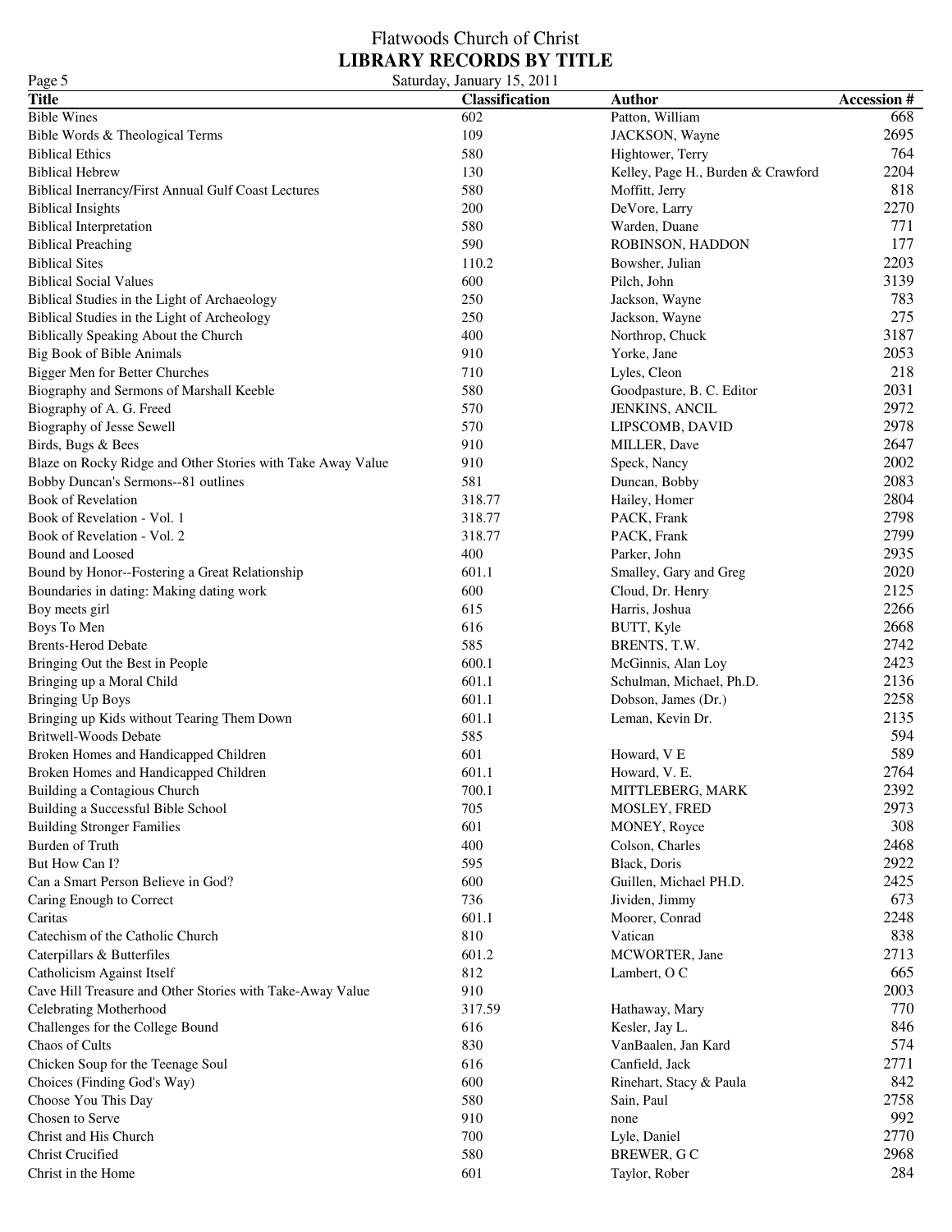# Flatwoods Church of Christ
## LIBRARY RECORDS BY TITLE

Saturday, January 15, 2011

| Title | Classification | Author | Accession # |
|---|---|---|---|
| Bible Wines | 602 | Patton, William | 668 |
| Bible Words & Theological Terms | 109 | JACKSON, Wayne | 2695 |
| Biblical Ethics | 580 | Hightower, Terry | 764 |
| Biblical Hebrew | 130 | Kelley, Page H., Burden & Crawford | 2204 |
| Biblical Inerrancy/First Annual Gulf Coast Lectures | 580 | Moffitt, Jerry | 818 |
| Biblical Insights | 200 | DeVore, Larry | 2270 |
| Biblical Interpretation | 580 | Warden, Duane | 771 |
| Biblical Preaching | 590 | ROBINSON, HADDON | 177 |
| Biblical Sites | 110.2 | Bowsher, Julian | 2203 |
| Biblical Social Values | 600 | Pilch, John | 3139 |
| Biblical Studies in the Light of Archaeology | 250 | Jackson, Wayne | 783 |
| Biblical Studies in the Light of Archeology | 250 | Jackson, Wayne | 275 |
| Biblically Speaking About the Church | 400 | Northrop, Chuck | 3187 |
| Big Book of Bible Animals | 910 | Yorke, Jane | 2053 |
| Bigger Men for Better Churches | 710 | Lyles, Cleon | 218 |
| Biography and Sermons of Marshall Keeble | 580 | Goodpasture, B. C. Editor | 2031 |
| Biography of A. G. Freed | 570 | JENKINS, ANCIL | 2972 |
| Biography of Jesse Sewell | 570 | LIPSCOMB, DAVID | 2978 |
| Birds, Bugs & Bees | 910 | MILLER, Dave | 2647 |
| Blaze on Rocky Ridge and Other Stories with Take Away Value | 910 | Speck, Nancy | 2002 |
| Bobby Duncan's Sermons--81 outlines | 581 | Duncan, Bobby | 2083 |
| Book of Revelation | 318.77 | Hailey, Homer | 2804 |
| Book of Revelation - Vol. 1 | 318.77 | PACK, Frank | 2798 |
| Book of Revelation - Vol. 2 | 318.77 | PACK, Frank | 2799 |
| Bound and Loosed | 400 | Parker, John | 2935 |
| Bound by Honor--Fostering a Great Relationship | 601.1 | Smalley, Gary and Greg | 2020 |
| Boundaries in dating: Making dating work | 600 | Cloud, Dr. Henry | 2125 |
| Boy meets girl | 615 | Harris, Joshua | 2266 |
| Boys To Men | 616 | BUTT, Kyle | 2668 |
| Brents-Herod Debate | 585 | BRENTS, T.W. | 2742 |
| Bringing Out the Best in People | 600.1 | McGinnis, Alan Loy | 2423 |
| Bringing up a Moral Child | 601.1 | Schulman, Michael, Ph.D. | 2136 |
| Bringing Up Boys | 601.1 | Dobson, James (Dr.) | 2258 |
| Bringing up Kids without Tearing Them Down | 601.1 | Leman, Kevin Dr. | 2135 |
| Britwell-Woods Debate | 585 | | 594 |
| Broken Homes and Handicapped Children | 601 | Howard, V E | 589 |
| Broken Homes and Handicapped Children | 601.1 | Howard, V. E. | 2764 |
| Building a Contagious Church | 700.1 | MITTLEBERG, MARK | 2392 |
| Building a Successful Bible School | 705 | MOSLEY, FRED | 2973 |
| Building Stronger Families | 601 | MONEY, Royce | 308 |
| Burden of Truth | 400 | Colson, Charles | 2468 |
| But How Can I? | 595 | Black, Doris | 2922 |
| Can a Smart Person Believe in God? | 600 | Guillen, Michael PH.D. | 2425 |
| Caring Enough to Correct | 736 | Jividen, Jimmy | 673 |
| Caritas | 601.1 | Moorer, Conrad | 2248 |
| Catechism of the Catholic Church | 810 | Vatican | 838 |
| Caterpillars & Butterfiles | 601.2 | MCWORTER, Jane | 2713 |
| Catholicism Against Itself | 812 | Lambert, O C | 665 |
| Cave Hill Treasure and Other Stories with Take-Away Value | 910 | | 2003 |
| Celebrating Motherhood | 317.59 | Hathaway, Mary | 770 |
| Challenges for the College Bound | 616 | Kesler, Jay L. | 846 |
| Chaos of Cults | 830 | VanBaalen, Jan Kard | 574 |
| Chicken Soup for the Teenage Soul | 616 | Canfield, Jack | 2771 |
| Choices (Finding God's Way) | 600 | Rinehart, Stacy & Paula | 842 |
| Choose You This Day | 580 | Sain, Paul | 2758 |
| Chosen to Serve | 910 | none | 992 |
| Christ and His Church | 700 | Lyle, Daniel | 2770 |
| Christ Crucified | 580 | BREWER, G C | 2968 |
| Christ in the Home | 601 | Taylor, Rober | 284 |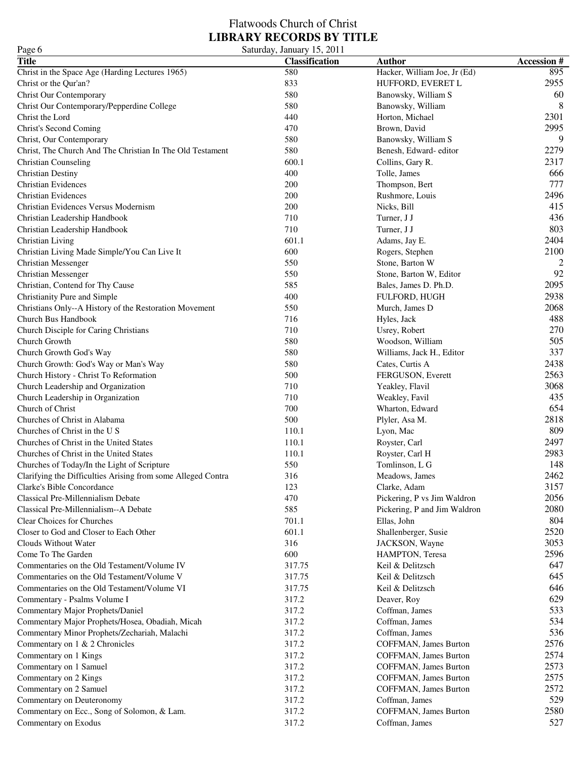# Flatwoods Church of Christ

## LIBRARY RECORDS BY TITLE

Saturday, January 15, 2011

| Title | Classification | Author | Accession # |
|---|---|---|---|
| Christ in the Space Age (Harding Lectures 1965) | 580 | Hacker, William Joe, Jr (Ed) | 895 |
| Christ or the Qur'an? | 833 | HUFFORD, EVERET L | 2955 |
| Christ Our Contemporary | 580 | Banowsky, William S | 60 |
| Christ Our Contemporary/Pepperdine College | 580 | Banowsky, William | 8 |
| Christ the Lord | 440 | Horton, Michael | 2301 |
| Christ's Second Coming | 470 | Brown, David | 2995 |
| Christ, Our Contemporary | 580 | Banowsky, William S | 9 |
| Christ, The Church And The Christian In The Old Testament | 580 | Benesh, Edward- editor | 2279 |
| Christian Counseling | 600.1 | Collins, Gary R. | 2317 |
| Christian Destiny | 400 | Tolle, James | 666 |
| Christian Evidences | 200 | Thompson, Bert | 777 |
| Christian Evidences | 200 | Rushmore, Louis | 2496 |
| Christian Evidences Versus Modernism | 200 | Nicks, Bill | 415 |
| Christian Leadership Handbook | 710 | Turner, J J | 436 |
| Christian Leadership Handbook | 710 | Turner, J J | 803 |
| Christian Living | 601.1 | Adams, Jay E. | 2404 |
| Christian Living Made Simple/You Can Live It | 600 | Rogers, Stephen | 2100 |
| Christian Messenger | 550 | Stone, Barton W | 2 |
| Christian Messenger | 550 | Stone, Barton W, Editor | 92 |
| Christian, Contend for Thy Cause | 585 | Bales, James D. Ph.D. | 2095 |
| Christianity Pure and Simple | 400 | FULFORD, HUGH | 2938 |
| Christians Only--A History of the Restoration Movement | 550 | Murch, James D | 2068 |
| Church Bus Handbook | 716 | Hyles, Jack | 488 |
| Church Disciple for Caring Christians | 710 | Usrey, Robert | 270 |
| Church Growth | 580 | Woodson, William | 505 |
| Church Growth God's Way | 580 | Williams, Jack H., Editor | 337 |
| Church Growth: God's Way or Man's Way | 580 | Cates, Curtis A | 2438 |
| Church History - Christ To Reformation | 500 | FERGUSON, Everett | 2563 |
| Church Leadership and Organization | 710 | Yeakley, Flavil | 3068 |
| Church Leadership in Organization | 710 | Weakley, Favil | 435 |
| Church of Christ | 700 | Wharton, Edward | 654 |
| Churches of Christ in Alabama | 500 | Plyler, Asa M. | 2818 |
| Churches of Christ in the U S | 110.1 | Lyon, Mac | 809 |
| Churches of Christ in the United States | 110.1 | Royster, Carl | 2497 |
| Churches of Christ in the United States | 110.1 | Royster, Carl H | 2983 |
| Churches of Today/In the Light of Scripture | 550 | Tomlinson, L G | 148 |
| Clarifying the Difficulties Arising from some Alleged Contra | 316 | Meadows, James | 2462 |
| Clarke's Bible Concordance | 123 | Clarke, Adam | 3157 |
| Classical Pre-Millennialism Debate | 470 | Pickering, P vs Jim Waldron | 2056 |
| Classical Pre-Millennialism--A Debate | 585 | Pickering, P and Jim Waldron | 2080 |
| Clear Choices for Churches | 701.1 | Ellas, John | 804 |
| Closer to God and Closer to Each Other | 601.1 | Shallenberger, Susie | 2520 |
| Clouds Without Water | 316 | JACKSON, Wayne | 3053 |
| Come To The Garden | 600 | HAMPTON, Teresa | 2596 |
| Commentaries on the Old Testament/Volume IV | 317.75 | Keil & Delitzsch | 647 |
| Commentaries on the Old Testament/Volume V | 317.75 | Keil & Delitzsch | 645 |
| Commentaries on the Old Testament/Volume VI | 317.75 | Keil & Delitzsch | 646 |
| Commentary - Psalms Volume I | 317.2 | Deaver, Roy | 629 |
| Commentary Major Prophets/Daniel | 317.2 | Coffman, James | 533 |
| Commentary Major Prophets/Hosea, Obadiah, Micah | 317.2 | Coffman, James | 534 |
| Commentary Minor Prophets/Zechariah, Malachi | 317.2 | Coffman, James | 536 |
| Commentary on 1 & 2 Chronicles | 317.2 | COFFMAN, James Burton | 2576 |
| Commentary on 1 Kings | 317.2 | COFFMAN, James Burton | 2574 |
| Commentary on 1 Samuel | 317.2 | COFFMAN, James Burton | 2573 |
| Commentary on 2 Kings | 317.2 | COFFMAN, James Burton | 2575 |
| Commentary on 2 Samuel | 317.2 | COFFMAN, James Burton | 2572 |
| Commentary on Deuteronomy | 317.2 | Coffman, James | 529 |
| Commentary on Ecc., Song of Solomon, & Lam. | 317.2 | COFFMAN, James Burton | 2580 |
| Commentary on Exodus | 317.2 | Coffman, James | 527 |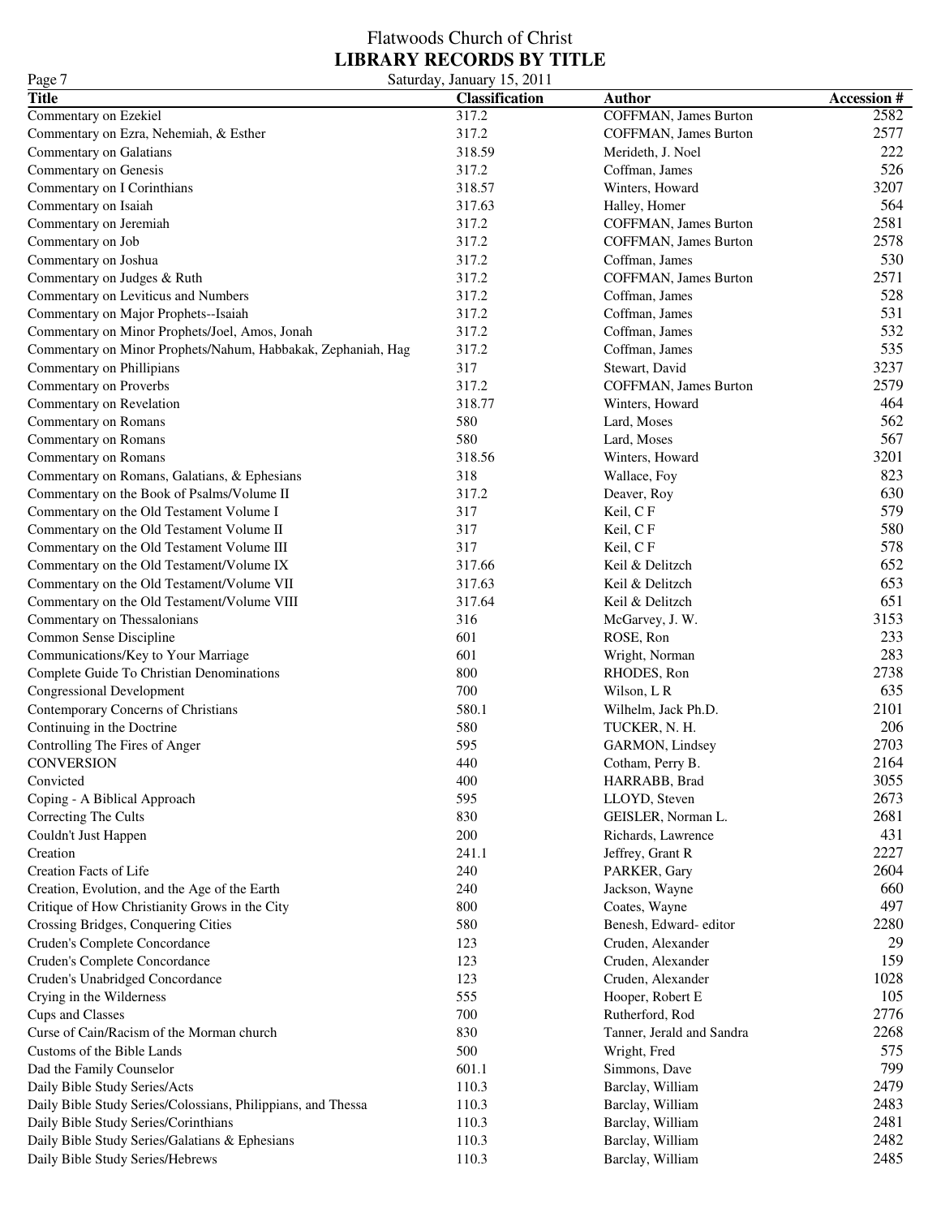# Flatwoods Church of Christ
## LIBRARY RECORDS BY TITLE

Saturday, January 15, 2011

| Title | Classification | Author | Accession # |
|---|---|---|---|
| Commentary on Ezekiel | 317.2 | COFFMAN, James Burton | 2582 |
| Commentary on Ezra, Nehemiah, & Esther | 317.2 | COFFMAN, James Burton | 2577 |
| Commentary on Galatians | 318.59 | Merideth, J. Noel | 222 |
| Commentary on Genesis | 317.2 | Coffman, James | 526 |
| Commentary on I Corinthians | 318.57 | Winters, Howard | 3207 |
| Commentary on Isaiah | 317.63 | Halley, Homer | 564 |
| Commentary on Jeremiah | 317.2 | COFFMAN, James Burton | 2581 |
| Commentary on Job | 317.2 | COFFMAN, James Burton | 2578 |
| Commentary on Joshua | 317.2 | Coffman, James | 530 |
| Commentary on Judges & Ruth | 317.2 | COFFMAN, James Burton | 2571 |
| Commentary on Leviticus and Numbers | 317.2 | Coffman, James | 528 |
| Commentary on Major Prophets--Isaiah | 317.2 | Coffman, James | 531 |
| Commentary on Minor Prophets/Joel, Amos, Jonah | 317.2 | Coffman, James | 532 |
| Commentary on Minor Prophets/Nahum, Habbakak, Zephaniah, Hag | 317.2 | Coffman, James | 535 |
| Commentary on Phillipians | 317 | Stewart, David | 3237 |
| Commentary on Proverbs | 317.2 | COFFMAN, James Burton | 2579 |
| Commentary on Revelation | 318.77 | Winters, Howard | 464 |
| Commentary on Romans | 580 | Lard, Moses | 562 |
| Commentary on Romans | 580 | Lard, Moses | 567 |
| Commentary on Romans | 318.56 | Winters, Howard | 3201 |
| Commentary on Romans, Galatians, & Ephesians | 318 | Wallace, Foy | 823 |
| Commentary on the Book of Psalms/Volume II | 317.2 | Deaver, Roy | 630 |
| Commentary on the Old Testament Volume I | 317 | Keil, C F | 579 |
| Commentary on the Old Testament Volume II | 317 | Keil, C F | 580 |
| Commentary on the Old Testament Volume III | 317 | Keil, C F | 578 |
| Commentary on the Old Testament/Volume IX | 317.66 | Keil & Delitzch | 652 |
| Commentary on the Old Testament/Volume VII | 317.63 | Keil & Delitzch | 653 |
| Commentary on the Old Testament/Volume VIII | 317.64 | Keil & Delitzch | 651 |
| Commentary on Thessalonians | 316 | McGarvey, J. W. | 3153 |
| Common Sense Discipline | 601 | ROSE, Ron | 233 |
| Communications/Key to Your Marriage | 601 | Wright, Norman | 283 |
| Complete Guide To Christian Denominations | 800 | RHODES, Ron | 2738 |
| Congressional Development | 700 | Wilson, L R | 635 |
| Contemporary Concerns of Christians | 580.1 | Wilhelm, Jack Ph.D. | 2101 |
| Continuing in the Doctrine | 580 | TUCKER, N. H. | 206 |
| Controlling The Fires of Anger | 595 | GARMON, Lindsey | 2703 |
| CONVERSION | 440 | Cotham, Perry B. | 2164 |
| Convicted | 400 | HARRABB, Brad | 3055 |
| Coping - A Biblical Approach | 595 | LLOYD, Steven | 2673 |
| Correcting The Cults | 830 | GEISLER, Norman L. | 2681 |
| Couldn't Just Happen | 200 | Richards, Lawrence | 431 |
| Creation | 241.1 | Jeffrey, Grant R | 2227 |
| Creation Facts of Life | 240 | PARKER, Gary | 2604 |
| Creation, Evolution, and the Age of the Earth | 240 | Jackson, Wayne | 660 |
| Critique of How Christianity Grows in the City | 800 | Coates, Wayne | 497 |
| Crossing Bridges, Conquering Cities | 580 | Benesh, Edward- editor | 2280 |
| Cruden's Complete Concordance | 123 | Cruden, Alexander | 29 |
| Cruden's Complete Concordance | 123 | Cruden, Alexander | 159 |
| Cruden's Unabridged Concordance | 123 | Cruden, Alexander | 1028 |
| Crying in the Wilderness | 555 | Hooper, Robert E | 105 |
| Cups and Classes | 700 | Rutherford, Rod | 2776 |
| Curse of Cain/Racism of the Morman church | 830 | Tanner, Jerald and Sandra | 2268 |
| Customs of the Bible Lands | 500 | Wright, Fred | 575 |
| Dad the Family Counselor | 601.1 | Simmons, Dave | 799 |
| Daily Bible Study Series/Acts | 110.3 | Barclay, William | 2479 |
| Daily Bible Study Series/Colossians, Philippians, and Thessa | 110.3 | Barclay, William | 2483 |
| Daily Bible Study Series/Corinthians | 110.3 | Barclay, William | 2481 |
| Daily Bible Study Series/Galatians & Ephesians | 110.3 | Barclay, William | 2482 |
| Daily Bible Study Series/Hebrews | 110.3 | Barclay, William | 2485 |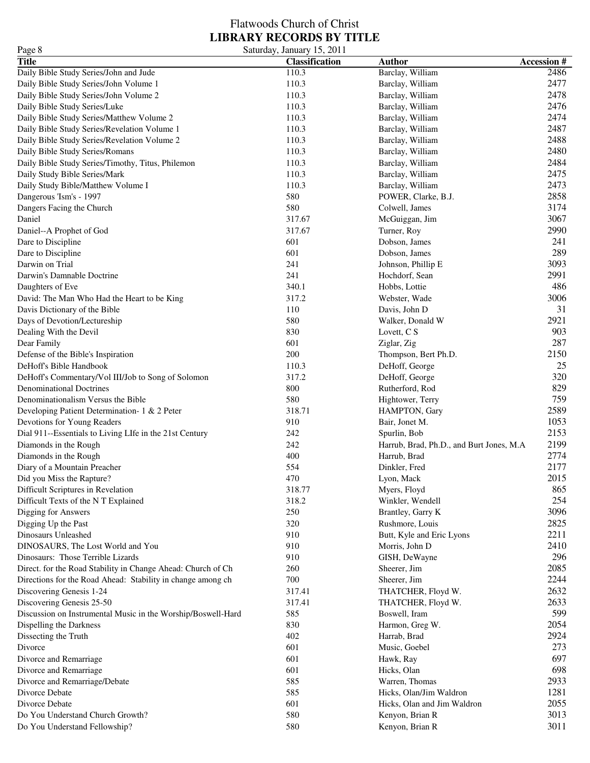Flatwoods Church of Christ

**LIBRARY RECORDS BY TITLE**

Saturday, January 15, 2011

| Title | Classification | Author | Accession # |
|---|---|---|---|
| Daily Bible Study Series/John and Jude | 110.3 | Barclay, William | 2486 |
| Daily Bible Study Series/John Volume 1 | 110.3 | Barclay, William | 2477 |
| Daily Bible Study Series/John Volume 2 | 110.3 | Barclay, William | 2478 |
| Daily Bible Study Series/Luke | 110.3 | Barclay, William | 2476 |
| Daily Bible Study Series/Matthew Volume 2 | 110.3 | Barclay, William | 2474 |
| Daily Bible Study Series/Revelation Volume 1 | 110.3 | Barclay, William | 2487 |
| Daily Bible Study Series/Revelation Volume 2 | 110.3 | Barclay, William | 2488 |
| Daily Bible Study Series/Romans | 110.3 | Barclay, William | 2480 |
| Daily Bible Study Series/Timothy, Titus, Philemon | 110.3 | Barclay, William | 2484 |
| Daily Study Bible Series/Mark | 110.3 | Barclay, William | 2475 |
| Daily Study Bible/Matthew Volume I | 110.3 | Barclay, William | 2473 |
| Dangerous 'Ism's - 1997 | 580 | POWER, Clarke, B.J. | 2858 |
| Dangers Facing the Church | 580 | Colwell, James | 3174 |
| Daniel | 317.67 | McGuiggan, Jim | 3067 |
| Daniel--A Prophet of God | 317.67 | Turner, Roy | 2990 |
| Dare to Discipline | 601 | Dobson, James | 241 |
| Dare to Discipline | 601 | Dobson, James | 289 |
| Darwin on Trial | 241 | Johnson, Phillip E | 3093 |
| Darwin's Damnable Doctrine | 241 | Hochdorf, Sean | 2991 |
| Daughters of Eve | 340.1 | Hobbs, Lottie | 486 |
| David: The Man Who Had the Heart to be King | 317.2 | Webster, Wade | 3006 |
| Davis Dictionary of the Bible | 110 | Davis, John D | 31 |
| Days of Devotion/Lectureship | 580 | Walker, Donald W | 2921 |
| Dealing With the Devil | 830 | Lovett, C S | 903 |
| Dear Family | 601 | Ziglar, Zig | 287 |
| Defense of the Bible's Inspiration | 200 | Thompson, Bert Ph.D. | 2150 |
| DeHoff's Bible Handbook | 110.3 | DeHoff, George | 25 |
| DeHoff's Commentary/Vol III/Job to Song of Solomon | 317.2 | DeHoff, George | 320 |
| Denominational Doctrines | 800 | Rutherford, Rod | 829 |
| Denominationalism Versus the Bible | 580 | Hightower, Terry | 759 |
| Developing Patient Determination- 1 & 2 Peter | 318.71 | HAMPTON, Gary | 2589 |
| Devotions for Young Readers | 910 | Bair, Jonet M. | 1053 |
| Dial 911--Essentials to Living LIfe in the 21st Century | 242 | Spurlin, Bob | 2153 |
| Diamonds in the Rough | 242 | Harrub, Brad, Ph.D., and Burt Jones, M.A | 2199 |
| Diamonds in the Rough | 400 | Harrub, Brad | 2774 |
| Diary of a Mountain Preacher | 554 | Dinkler, Fred | 2177 |
| Did you Miss the Rapture? | 470 | Lyon, Mack | 2015 |
| Difficult Scriptures in Revelation | 318.77 | Myers, Floyd | 865 |
| Difficult Texts of the N T Explained | 318.2 | Winkler, Wendell | 254 |
| Digging for Answers | 250 | Brantley, Garry K | 3096 |
| Digging Up the Past | 320 | Rushmore, Louis | 2825 |
| Dinosaurs Unleashed | 910 | Butt, Kyle and Eric Lyons | 2211 |
| DINOSAURS, The Lost World and You | 910 | Morris, John D | 2410 |
| Dinosaurs: Those Terrible Lizards | 910 | GISH, DeWayne | 296 |
| Direct. for the Road Stability in Change Ahead: Church of Ch | 260 | Sheerer, Jim | 2085 |
| Directions for the Road Ahead: Stability in change among ch | 700 | Sheerer, Jim | 2244 |
| Discovering Genesis 1-24 | 317.41 | THATCHER, Floyd W. | 2632 |
| Discovering Genesis 25-50 | 317.41 | THATCHER, Floyd W. | 2633 |
| Discussion on Instrumental Music in the Worship/Boswell-Hard | 585 | Boswell, Iram | 599 |
| Dispelling the Darkness | 830 | Harmon, Greg W. | 2054 |
| Dissecting the Truth | 402 | Harrab, Brad | 2924 |
| Divorce | 601 | Music, Goebel | 273 |
| Divorce and Remarriage | 601 | Hawk, Ray | 697 |
| Divorce and Remarriage | 601 | Hicks, Olan | 698 |
| Divorce and Remarriage/Debate | 585 | Warren, Thomas | 2933 |
| Divorce Debate | 585 | Hicks, Olan/Jim Waldron | 1281 |
| Divorce Debate | 601 | Hicks, Olan and Jim Waldron | 2055 |
| Do You Understand Church Growth? | 580 | Kenyon, Brian R | 3013 |
| Do You Understand Fellowship? | 580 | Kenyon, Brian R | 3011 |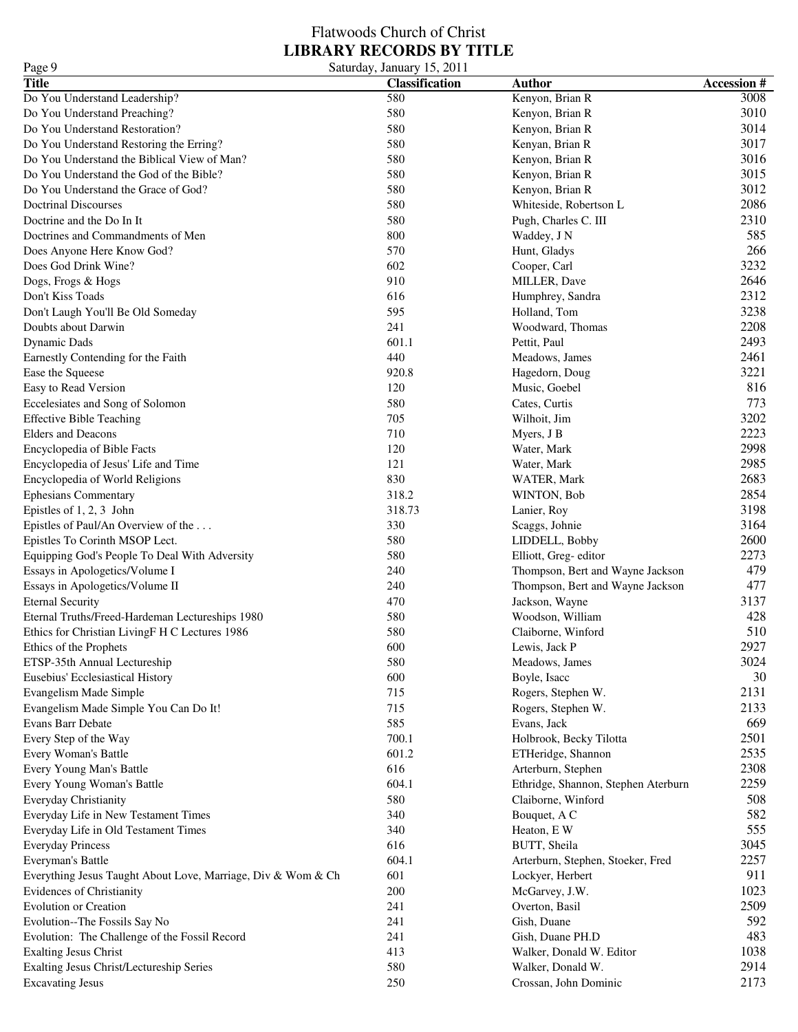# Flatwoods Church of Christ

## LIBRARY RECORDS BY TITLE

Saturday, January 15, 2011

| Title | Classification | Author | Accession # |
|---|---|---|---|
| Do You Understand Leadership? | 580 | Kenyon, Brian R | 3008 |
| Do You Understand Preaching? | 580 | Kenyon, Brian R | 3010 |
| Do You Understand Restoration? | 580 | Kenyon, Brian R | 3014 |
| Do You Understand Restoring the Erring? | 580 | Kenyan, Brian R | 3017 |
| Do You Understand the Biblical View of Man? | 580 | Kenyon, Brian R | 3016 |
| Do You Understand the God of the Bible? | 580 | Kenyon, Brian R | 3015 |
| Do You Understand the Grace of God? | 580 | Kenyon, Brian R | 3012 |
| Doctrinal Discourses | 580 | Whiteside, Robertson L | 2086 |
| Doctrine and the Do In It | 580 | Pugh, Charles C. III | 2310 |
| Doctrines and Commandments of Men | 800 | Waddey, J N | 585 |
| Does Anyone Here Know God? | 570 | Hunt, Gladys | 266 |
| Does God Drink Wine? | 602 | Cooper, Carl | 3232 |
| Dogs, Frogs & Hogs | 910 | MILLER, Dave | 2646 |
| Don't Kiss Toads | 616 | Humphrey, Sandra | 2312 |
| Don't Laugh You'll Be Old Someday | 595 | Holland, Tom | 3238 |
| Doubts about Darwin | 241 | Woodward, Thomas | 2208 |
| Dynamic Dads | 601.1 | Pettit, Paul | 2493 |
| Earnestly Contending for the Faith | 440 | Meadows, James | 2461 |
| Ease the Squeese | 920.8 | Hagedorn, Doug | 3221 |
| Easy to Read Version | 120 | Music, Goebel | 816 |
| Eccelesiates and Song of Solomon | 580 | Cates, Curtis | 773 |
| Effective Bible Teaching | 705 | Wilhoit, Jim | 3202 |
| Elders and Deacons | 710 | Myers, J B | 2223 |
| Encyclopedia of Bible Facts | 120 | Water, Mark | 2998 |
| Encyclopedia of Jesus' Life and Time | 121 | Water, Mark | 2985 |
| Encyclopedia of World Religions | 830 | WATER, Mark | 2683 |
| Ephesians Commentary | 318.2 | WINTON, Bob | 2854 |
| Epistles of 1, 2, 3 John | 318.73 | Lanier, Roy | 3198 |
| Epistles of Paul/An Overview of the . . . | 330 | Scaggs, Johnie | 3164 |
| Epistles To Corinth MSOP Lect. | 580 | LIDDELL, Bobby | 2600 |
| Equipping God's People To Deal With Adversity | 580 | Elliott, Greg- editor | 2273 |
| Essays in Apologetics/Volume I | 240 | Thompson, Bert and Wayne Jackson | 479 |
| Essays in Apologetics/Volume II | 240 | Thompson, Bert and Wayne Jackson | 477 |
| Eternal Security | 470 | Jackson, Wayne | 3137 |
| Eternal Truths/Freed-Hardeman Lectureships 1980 | 580 | Woodson, William | 428 |
| Ethics for Christian LivingF H C Lectures 1986 | 580 | Claiborne, Winford | 510 |
| Ethics of the Prophets | 600 | Lewis, Jack P | 2927 |
| ETSP-35th Annual Lectureship | 580 | Meadows, James | 3024 |
| Eusebius' Ecclesiastical History | 600 | Boyle, Isacc | 30 |
| Evangelism Made Simple | 715 | Rogers, Stephen W. | 2131 |
| Evangelism Made Simple You Can Do It! | 715 | Rogers, Stephen W. | 2133 |
| Evans Barr Debate | 585 | Evans, Jack | 669 |
| Every Step of the Way | 700.1 | Holbrook, Becky Tilotta | 2501 |
| Every Woman's Battle | 601.2 | ETHeridge, Shannon | 2535 |
| Every Young Man's Battle | 616 | Arterburn, Stephen | 2308 |
| Every Young Woman's Battle | 604.1 | Ethridge, Shannon, Stephen Aterburn | 2259 |
| Everyday Christianity | 580 | Claiborne, Winford | 508 |
| Everyday Life in New Testament Times | 340 | Bouquet, A C | 582 |
| Everyday Life in Old Testament Times | 340 | Heaton, E W | 555 |
| Everyday Princess | 616 | BUTT, Sheila | 3045 |
| Everyman's Battle | 604.1 | Arterburn, Stephen, Stoeker, Fred | 2257 |
| Everything Jesus Taught About Love, Marriage, Div & Wom & Ch | 601 | Lockyer, Herbert | 911 |
| Evidences of Christianity | 200 | McGarvey, J.W. | 1023 |
| Evolution or Creation | 241 | Overton, Basil | 2509 |
| Evolution--The Fossils Say No | 241 | Gish, Duane | 592 |
| Evolution: The Challenge of the Fossil Record | 241 | Gish, Duane PH.D | 483 |
| Exalting Jesus Christ | 413 | Walker, Donald W. Editor | 1038 |
| Exalting Jesus Christ/Lectureship Series | 580 | Walker, Donald W. | 2914 |
| Excavating Jesus | 250 | Crossan, John Dominic | 2173 |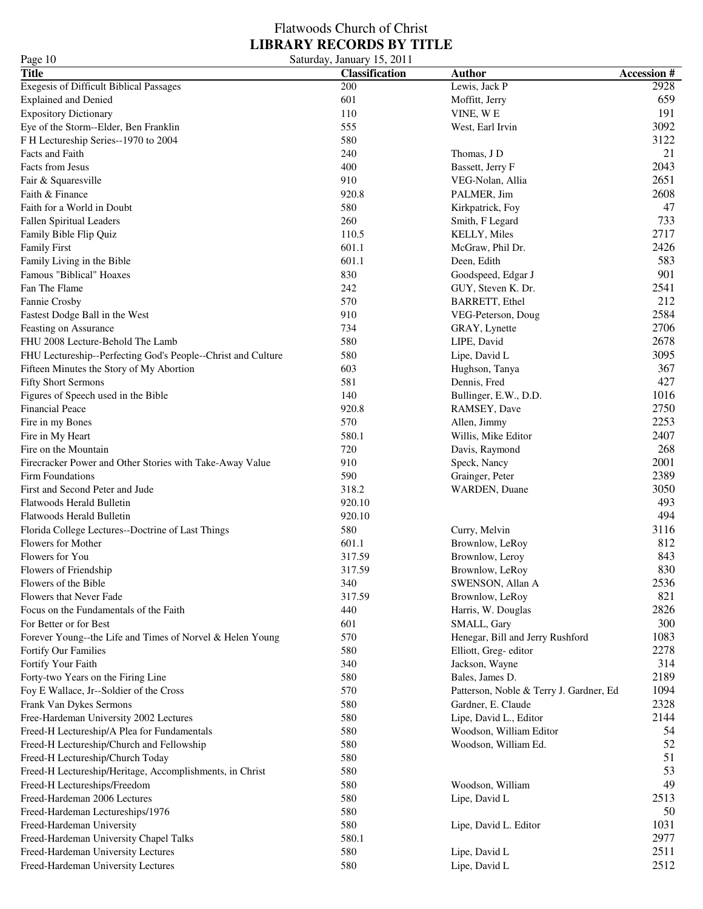# Flatwoods Church of Christ
## LIBRARY RECORDS BY TITLE

Saturday, January 15, 2011

| Title | Classification | Author | Accession # |
|---|---|---|---|
| Exegesis of Difficult Biblical Passages | 200 | Lewis, Jack P | 2928 |
| Explained and Denied | 601 | Moffitt, Jerry | 659 |
| Expository Dictionary | 110 | VINE, W E | 191 |
| Eye of the Storm--Elder, Ben Franklin | 555 | West, Earl Irvin | 3092 |
| F H Lectureship Series--1970 to 2004 | 580 | | 3122 |
| Facts and Faith | 240 | Thomas, J D | 21 |
| Facts from Jesus | 400 | Bassett, Jerry F | 2043 |
| Fair & Squaresville | 910 | VEG-Nolan, Allia | 2651 |
| Faith & Finance | 920.8 | PALMER, Jim | 2608 |
| Faith for a World in Doubt | 580 | Kirkpatrick, Foy | 47 |
| Fallen Spiritual Leaders | 260 | Smith, F Legard | 733 |
| Family Bible Flip Quiz | 110.5 | KELLY, Miles | 2717 |
| Family First | 601.1 | McGraw, Phil Dr. | 2426 |
| Family Living in the Bible | 601.1 | Deen, Edith | 583 |
| Famous "Biblical" Hoaxes | 830 | Goodspeed, Edgar J | 901 |
| Fan The Flame | 242 | GUY, Steven K. Dr. | 2541 |
| Fannie Crosby | 570 | BARRETT, Ethel | 212 |
| Fastest Dodge Ball in the West | 910 | VEG-Peterson, Doug | 2584 |
| Feasting on Assurance | 734 | GRAY, Lynette | 2706 |
| FHU 2008 Lecture-Behold The Lamb | 580 | LIPE, David | 2678 |
| FHU Lectureship--Perfecting God's People--Christ and Culture | 580 | Lipe, David L | 3095 |
| Fifteen Minutes the Story of My Abortion | 603 | Hughson, Tanya | 367 |
| Fifty Short Sermons | 581 | Dennis, Fred | 427 |
| Figures of Speech used in the Bible | 140 | Bullinger, E.W., D.D. | 1016 |
| Financial Peace | 920.8 | RAMSEY, Dave | 2750 |
| Fire in my Bones | 570 | Allen, Jimmy | 2253 |
| Fire in My Heart | 580.1 | Willis, Mike Editor | 2407 |
| Fire on the Mountain | 720 | Davis, Raymond | 268 |
| Firecracker Power and Other Stories with Take-Away Value | 910 | Speck, Nancy | 2001 |
| Firm Foundations | 590 | Grainger, Peter | 2389 |
| First and Second Peter and Jude | 318.2 | WARDEN, Duane | 3050 |
| Flatwoods Herald Bulletin | 920.10 | | 493 |
| Flatwoods Herald Bulletin | 920.10 | | 494 |
| Florida College Lectures--Doctrine of Last Things | 580 | Curry, Melvin | 3116 |
| Flowers for Mother | 601.1 | Brownlow, LeRoy | 812 |
| Flowers for You | 317.59 | Brownlow, Leroy | 843 |
| Flowers of Friendship | 317.59 | Brownlow, LeRoy | 830 |
| Flowers of the Bible | 340 | SWENSON, Allan A | 2536 |
| Flowers that Never Fade | 317.59 | Brownlow, LeRoy | 821 |
| Focus on the Fundamentals of the Faith | 440 | Harris, W. Douglas | 2826 |
| For Better or for Best | 601 | SMALL, Gary | 300 |
| Forever Young--the Life and Times of Norvel & Helen Young | 570 | Henegar, Bill and Jerry Rushford | 1083 |
| Fortify Our Families | 580 | Elliott, Greg- editor | 2278 |
| Fortify Your Faith | 340 | Jackson, Wayne | 314 |
| Forty-two Years on the Firing Line | 580 | Bales, James D. | 2189 |
| Foy E Wallace, Jr--Soldier of the Cross | 570 | Patterson, Noble & Terry J. Gardner, Ed | 1094 |
| Frank Van Dykes Sermons | 580 | Gardner, E. Claude | 2328 |
| Free-Hardeman University 2002 Lectures | 580 | Lipe, David L., Editor | 2144 |
| Freed-H Lectureship/A Plea for Fundamentals | 580 | Woodson, William Editor | 54 |
| Freed-H Lectureship/Church and Fellowship | 580 | Woodson, William Ed. | 52 |
| Freed-H Lectureship/Church Today | 580 | | 51 |
| Freed-H Lectureship/Heritage, Accomplishments, in Christ | 580 | | 53 |
| Freed-H Lectureships/Freedom | 580 | Woodson, William | 49 |
| Freed-Hardeman 2006 Lectures | 580 | Lipe, David L | 2513 |
| Freed-Hardeman Lectureships/1976 | 580 | | 50 |
| Freed-Hardeman University | 580 | Lipe, David L. Editor | 1031 |
| Freed-Hardeman University Chapel Talks | 580.1 | | 2977 |
| Freed-Hardeman University Lectures | 580 | Lipe, David L | 2511 |
| Freed-Hardeman University Lectures | 580 | Lipe, David L | 2512 |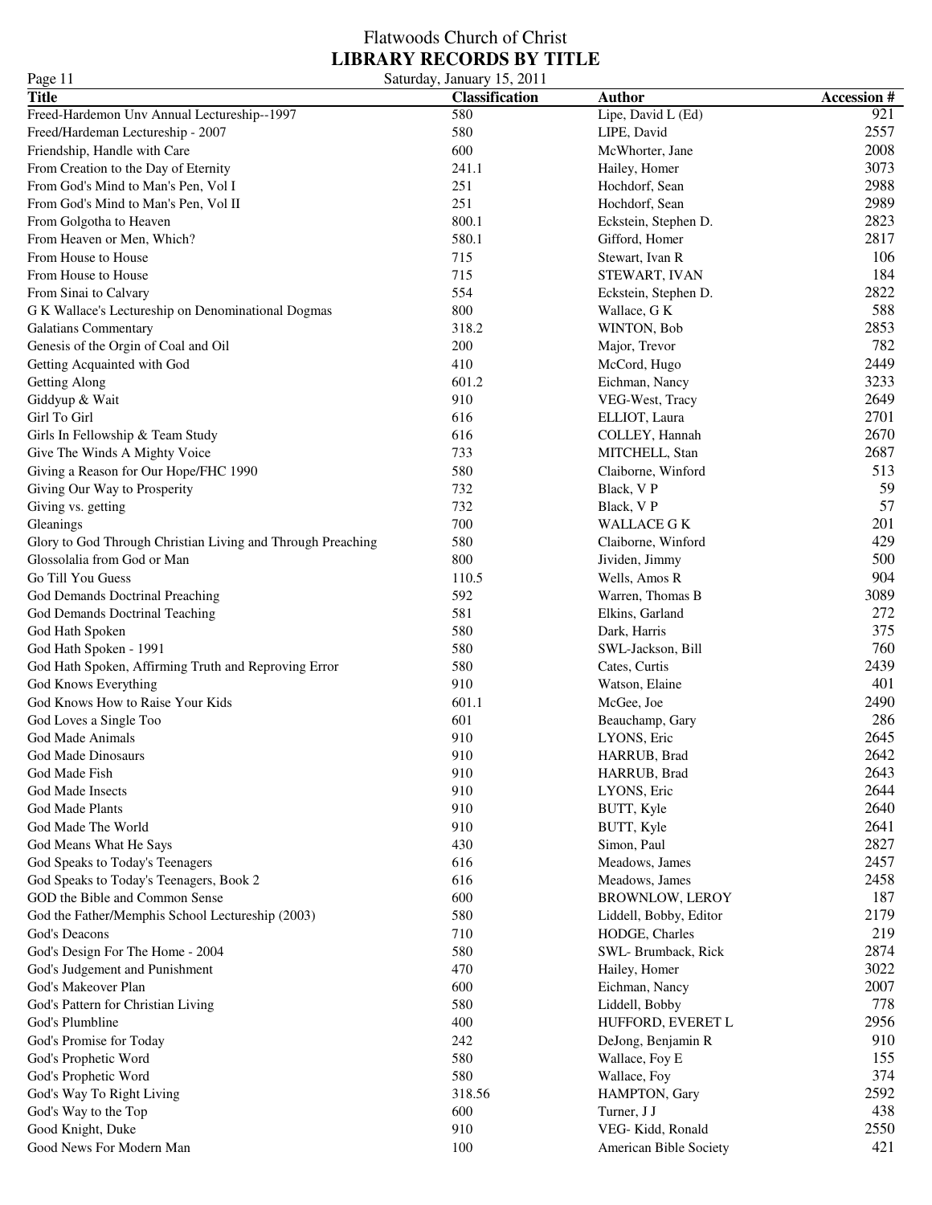Flatwoods Church of Christ

**LIBRARY RECORDS BY TITLE**

Saturday, January 15, 2011

| Title | Classification | Author | Accession # |
|---|---|---|---|
| Freed-Hardemon Unv Annual Lectureship--1997 | 580 | Lipe, David L (Ed) | 921 |
| Freed/Hardeman Lectureship - 2007 | 580 | LIPE, David | 2557 |
| Friendship, Handle with Care | 600 | McWhorter, Jane | 2008 |
| From Creation to the Day of Eternity | 241.1 | Hailey, Homer | 3073 |
| From God's Mind to Man's Pen, Vol I | 251 | Hochdorf, Sean | 2988 |
| From God's Mind to Man's Pen, Vol II | 251 | Hochdorf, Sean | 2989 |
| From Golgotha to Heaven | 800.1 | Eckstein, Stephen D. | 2823 |
| From Heaven or Men, Which? | 580.1 | Gifford, Homer | 2817 |
| From House to House | 715 | Stewart, Ivan R | 106 |
| From House to House | 715 | STEWART, IVAN | 184 |
| From Sinai to Calvary | 554 | Eckstein, Stephen D. | 2822 |
| G K Wallace's Lectureship on Denominational Dogmas | 800 | Wallace, G K | 588 |
| Galatians Commentary | 318.2 | WINTON, Bob | 2853 |
| Genesis of the Orgin of Coal and Oil | 200 | Major, Trevor | 782 |
| Getting Acquainted with God | 410 | McCord, Hugo | 2449 |
| Getting Along | 601.2 | Eichman, Nancy | 3233 |
| Giddyup & Wait | 910 | VEG-West, Tracy | 2649 |
| Girl To Girl | 616 | ELLIOT, Laura | 2701 |
| Girls In Fellowship & Team Study | 616 | COLLEY, Hannah | 2670 |
| Give The Winds A Mighty Voice | 733 | MITCHELL, Stan | 2687 |
| Giving a Reason for Our Hope/FHC 1990 | 580 | Claiborne, Winford | 513 |
| Giving Our Way to Prosperity | 732 | Black, V P | 59 |
| Giving vs. getting | 732 | Black, V P | 57 |
| Gleanings | 700 | WALLACE G K | 201 |
| Glory to God Through Christian Living and Through Preaching | 580 | Claiborne, Winford | 429 |
| Glossolalia from God or Man | 800 | Jividen, Jimmy | 500 |
| Go Till You Guess | 110.5 | Wells, Amos R | 904 |
| God Demands Doctrinal Preaching | 592 | Warren, Thomas B | 3089 |
| God Demands Doctrinal Teaching | 581 | Elkins, Garland | 272 |
| God Hath Spoken | 580 | Dark, Harris | 375 |
| God Hath Spoken - 1991 | 580 | SWL-Jackson, Bill | 760 |
| God Hath Spoken, Affirming Truth and Reproving Error | 580 | Cates, Curtis | 2439 |
| God Knows Everything | 910 | Watson, Elaine | 401 |
| God Knows How to Raise Your Kids | 601.1 | McGee, Joe | 2490 |
| God Loves a Single Too | 601 | Beauchamp, Gary | 286 |
| God Made Animals | 910 | LYONS, Eric | 2645 |
| God Made Dinosaurs | 910 | HARRUB, Brad | 2642 |
| God Made Fish | 910 | HARRUB, Brad | 2643 |
| God Made Insects | 910 | LYONS, Eric | 2644 |
| God Made Plants | 910 | BUTT, Kyle | 2640 |
| God Made The World | 910 | BUTT, Kyle | 2641 |
| God Means What He Says | 430 | Simon, Paul | 2827 |
| God Speaks to Today's Teenagers | 616 | Meadows, James | 2457 |
| God Speaks to Today's Teenagers, Book 2 | 616 | Meadows, James | 2458 |
| GOD the Bible and Common Sense | 600 | BROWNLOW, LEROY | 187 |
| God the Father/Memphis School Lectureship (2003) | 580 | Liddell, Bobby, Editor | 2179 |
| God's Deacons | 710 | HODGE, Charles | 219 |
| God's Design For The Home - 2004 | 580 | SWL- Brumback, Rick | 2874 |
| God's Judgement and Punishment | 470 | Hailey, Homer | 3022 |
| God's Makeover Plan | 600 | Eichman, Nancy | 2007 |
| God's Pattern for Christian Living | 580 | Liddell, Bobby | 778 |
| God's Plumbline | 400 | HUFFORD, EVERET L | 2956 |
| God's Promise for Today | 242 | DeJong, Benjamin R | 910 |
| God's Prophetic Word | 580 | Wallace, Foy E | 155 |
| God's Prophetic Word | 580 | Wallace, Foy | 374 |
| God's Way To Right Living | 318.56 | HAMPTON, Gary | 2592 |
| God's Way to the Top | 600 | Turner, J J | 438 |
| Good Knight, Duke | 910 | VEG- Kidd, Ronald | 2550 |
| Good News For Modern Man | 100 | American Bible Society | 421 |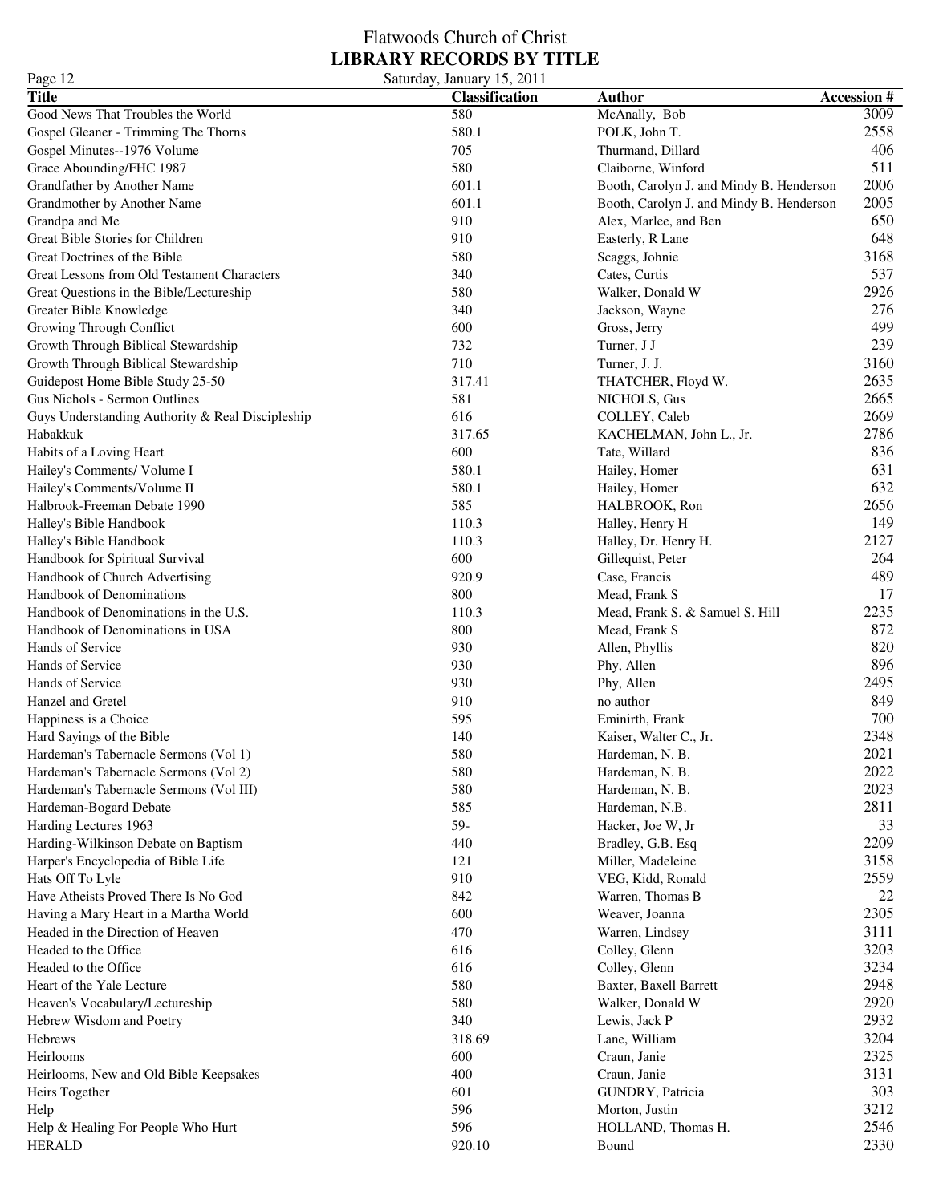# Flatwoods Church of Christ
## LIBRARY RECORDS BY TITLE

Saturday, January 15, 2011

| Title | Classification | Author | Accession # |
|---|---|---|---|
| Good News That Troubles the World | 580 | McAnally, Bob | 3009 |
| Gospel Gleaner - Trimming The Thorns | 580.1 | POLK, John T. | 2558 |
| Gospel Minutes--1976 Volume | 705 | Thurmand, Dillard | 406 |
| Grace Abounding/FHC 1987 | 580 | Claiborne, Winford | 511 |
| Grandfather by Another Name | 601.1 | Booth, Carolyn J. and Mindy B. Henderson | 2006 |
| Grandmother by Another Name | 601.1 | Booth, Carolyn J. and Mindy B. Henderson | 2005 |
| Grandpa and Me | 910 | Alex, Marlee, and Ben | 650 |
| Great Bible Stories for Children | 910 | Easterly, R Lane | 648 |
| Great Doctrines of the Bible | 580 | Scaggs, Johnie | 3168 |
| Great Lessons from Old Testament Characters | 340 | Cates, Curtis | 537 |
| Great Questions in the Bible/Lectureship | 580 | Walker, Donald W | 2926 |
| Greater Bible Knowledge | 340 | Jackson, Wayne | 276 |
| Growing Through Conflict | 600 | Gross, Jerry | 499 |
| Growth Through Biblical Stewardship | 732 | Turner, J J | 239 |
| Growth Through Biblical Stewardship | 710 | Turner, J. J. | 3160 |
| Guidepost Home Bible Study 25-50 | 317.41 | THATCHER, Floyd W. | 2635 |
| Gus Nichols - Sermon Outlines | 581 | NICHOLS, Gus | 2665 |
| Guys Understanding Authority & Real Discipleship | 616 | COLLEY, Caleb | 2669 |
| Habakkuk | 317.65 | KACHELMAN, John L., Jr. | 2786 |
| Habits of a Loving Heart | 600 | Tate, Willard | 836 |
| Hailey's Comments/ Volume I | 580.1 | Hailey, Homer | 631 |
| Hailey's Comments/Volume II | 580.1 | Hailey, Homer | 632 |
| Halbrook-Freeman Debate 1990 | 585 | HALBROOK, Ron | 2656 |
| Halley's Bible Handbook | 110.3 | Halley, Henry H | 149 |
| Halley's Bible Handbook | 110.3 | Halley, Dr. Henry H. | 2127 |
| Handbook for Spiritual Survival | 600 | Gillequist, Peter | 264 |
| Handbook of Church Advertising | 920.9 | Case, Francis | 489 |
| Handbook of Denominations | 800 | Mead, Frank S | 17 |
| Handbook of Denominations in the U.S. | 110.3 | Mead, Frank S. & Samuel S. Hill | 2235 |
| Handbook of Denominations in USA | 800 | Mead, Frank S | 872 |
| Hands of Service | 930 | Allen, Phyllis | 820 |
| Hands of Service | 930 | Phy, Allen | 896 |
| Hands of Service | 930 | Phy, Allen | 2495 |
| Hanzel and Gretel | 910 | no author | 849 |
| Happiness is a Choice | 595 | Eminirth, Frank | 700 |
| Hard Sayings of the Bible | 140 | Kaiser, Walter C., Jr. | 2348 |
| Hardeman's Tabernacle Sermons (Vol 1) | 580 | Hardeman, N. B. | 2021 |
| Hardeman's Tabernacle Sermons (Vol 2) | 580 | Hardeman, N. B. | 2022 |
| Hardeman's Tabernacle Sermons (Vol III) | 580 | Hardeman, N. B. | 2023 |
| Hardeman-Bogard Debate | 585 | Hardeman, N.B. | 2811 |
| Harding Lectures 1963 | 59- | Hacker, Joe W, Jr | 33 |
| Harding-Wilkinson Debate on Baptism | 440 | Bradley, G.B. Esq | 2209 |
| Harper's Encyclopedia of Bible Life | 121 | Miller, Madeleine | 3158 |
| Hats Off To Lyle | 910 | VEG, Kidd, Ronald | 2559 |
| Have Atheists Proved There Is No God | 842 | Warren, Thomas B | 22 |
| Having a Mary Heart in a Martha World | 600 | Weaver, Joanna | 2305 |
| Headed in the Direction of Heaven | 470 | Warren, Lindsey | 3111 |
| Headed to the Office | 616 | Colley, Glenn | 3203 |
| Headed to the Office | 616 | Colley, Glenn | 3234 |
| Heart of the Yale Lecture | 580 | Baxter, Baxell Barrett | 2948 |
| Heaven's Vocabulary/Lectureship | 580 | Walker, Donald W | 2920 |
| Hebrew Wisdom and Poetry | 340 | Lewis, Jack P | 2932 |
| Hebrews | 318.69 | Lane, William | 3204 |
| Heirlooms | 600 | Craun, Janie | 2325 |
| Heirlooms, New and Old Bible Keepsakes | 400 | Craun, Janie | 3131 |
| Heirs Together | 601 | GUNDRY, Patricia | 303 |
| Help | 596 | Morton, Justin | 3212 |
| Help & Healing For People Who Hurt | 596 | HOLLAND, Thomas H. | 2546 |
| HERALD | 920.10 | Bound | 2330 |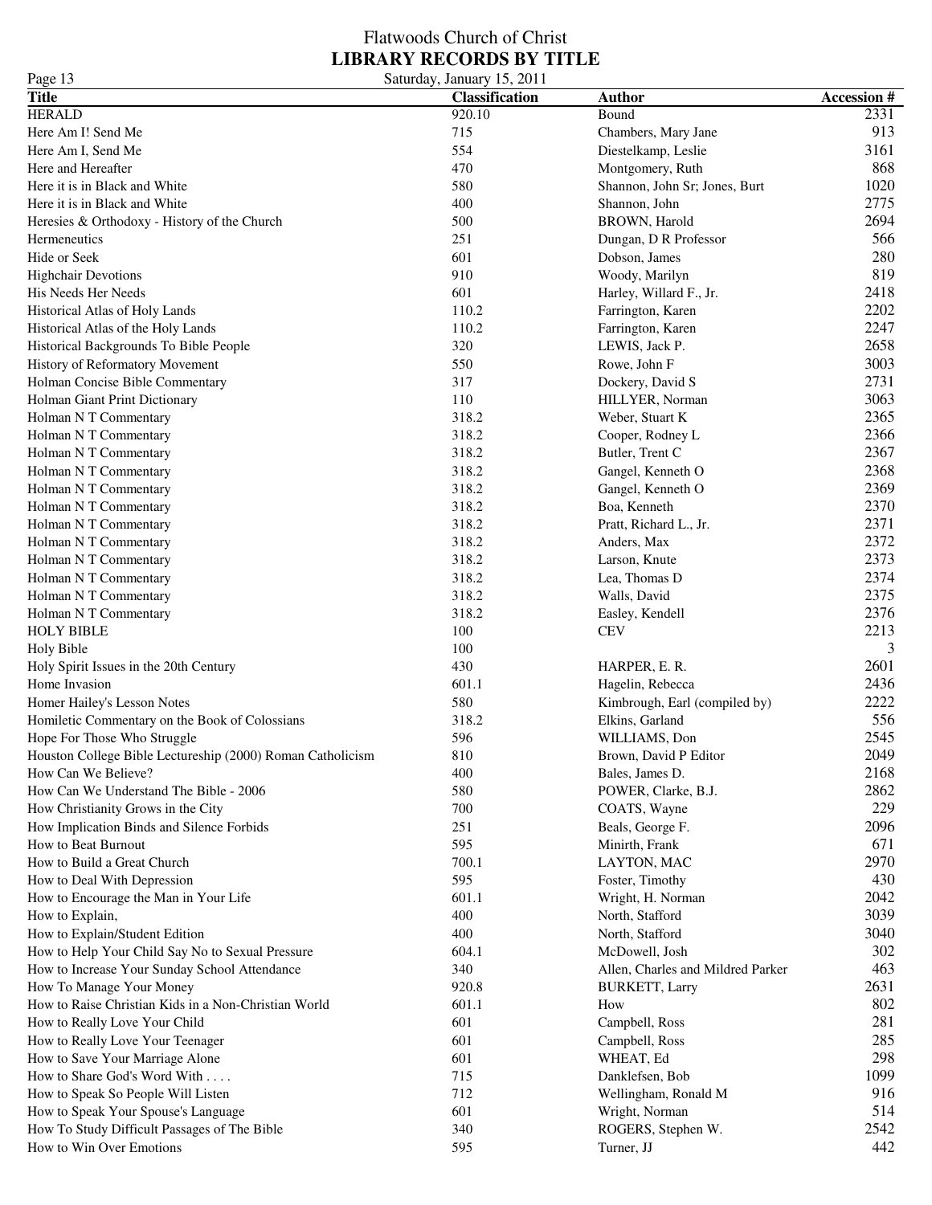# Flatwoods Church of Christ
## LIBRARY RECORDS BY TITLE

Saturday, January 15, 2011

| Title | Classification | Author | Accession # |
|---|---|---|---|
| HERALD | 920.10 | Bound | 2331 |
| Here Am I! Send Me | 715 | Chambers, Mary Jane | 913 |
| Here Am I, Send Me | 554 | Diestelkamp, Leslie | 3161 |
| Here and Hereafter | 470 | Montgomery, Ruth | 868 |
| Here it is in Black and White | 580 | Shannon, John Sr; Jones, Burt | 1020 |
| Here it is in Black and White | 400 | Shannon, John | 2775 |
| Heresies & Orthodoxy - History of the Church | 500 | BROWN, Harold | 2694 |
| Hermeneutics | 251 | Dungan, D R Professor | 566 |
| Hide or Seek | 601 | Dobson, James | 280 |
| Highchair Devotions | 910 | Woody, Marilyn | 819 |
| His Needs Her Needs | 601 | Harley, Willard F., Jr. | 2418 |
| Historical Atlas of Holy Lands | 110.2 | Farrington, Karen | 2202 |
| Historical Atlas of the Holy Lands | 110.2 | Farrington, Karen | 2247 |
| Historical Backgrounds To Bible People | 320 | LEWIS, Jack P. | 2658 |
| History of Reformatory Movement | 550 | Rowe, John F | 3003 |
| Holman Concise Bible Commentary | 317 | Dockery, David S | 2731 |
| Holman Giant Print Dictionary | 110 | HILLYER, Norman | 3063 |
| Holman N T Commentary | 318.2 | Weber, Stuart K | 2365 |
| Holman N T Commentary | 318.2 | Cooper, Rodney L | 2366 |
| Holman N T Commentary | 318.2 | Butler, Trent C | 2367 |
| Holman N T Commentary | 318.2 | Gangel, Kenneth O | 2368 |
| Holman N T Commentary | 318.2 | Gangel, Kenneth O | 2369 |
| Holman N T Commentary | 318.2 | Boa, Kenneth | 2370 |
| Holman N T Commentary | 318.2 | Pratt, Richard L., Jr. | 2371 |
| Holman N T Commentary | 318.2 | Anders, Max | 2372 |
| Holman N T Commentary | 318.2 | Larson, Knute | 2373 |
| Holman N T Commentary | 318.2 | Lea, Thomas D | 2374 |
| Holman N T Commentary | 318.2 | Walls, David | 2375 |
| Holman N T Commentary | 318.2 | Easley, Kendell | 2376 |
| HOLY BIBLE | 100 | CEV | 2213 |
| Holy Bible | 100 | | 3 |
| Holy Spirit Issues in the 20th Century | 430 | HARPER, E. R. | 2601 |
| Home Invasion | 601.1 | Hagelin, Rebecca | 2436 |
| Homer Hailey's Lesson Notes | 580 | Kimbrough, Earl (compiled by) | 2222 |
| Homiletic Commentary on the Book of Colossians | 318.2 | Elkins, Garland | 556 |
| Hope For Those Who Struggle | 596 | WILLIAMS, Don | 2545 |
| Houston College Bible Lectureship (2000) Roman Catholicism | 810 | Brown, David P Editor | 2049 |
| How Can We Believe? | 400 | Bales, James D. | 2168 |
| How Can We Understand The Bible - 2006 | 580 | POWER, Clarke, B.J. | 2862 |
| How Christianity Grows in the City | 700 | COATS, Wayne | 229 |
| How Implication Binds and Silence Forbids | 251 | Beals, George F. | 2096 |
| How to Beat Burnout | 595 | Minirth, Frank | 671 |
| How to Build a Great Church | 700.1 | LAYTON, MAC | 2970 |
| How to Deal With Depression | 595 | Foster, Timothy | 430 |
| How to Encourage the Man in Your Life | 601.1 | Wright, H. Norman | 2042 |
| How to Explain, | 400 | North, Stafford | 3039 |
| How to Explain/Student Edition | 400 | North, Stafford | 3040 |
| How to Help Your Child Say No to Sexual Pressure | 604.1 | McDowell, Josh | 302 |
| How to Increase Your Sunday School Attendance | 340 | Allen, Charles and Mildred Parker | 463 |
| How To Manage Your Money | 920.8 | BURKETT, Larry | 2631 |
| How to Raise Christian Kids in a Non-Christian World | 601.1 | How | 802 |
| How to Really Love Your Child | 601 | Campbell, Ross | 281 |
| How to Really Love Your Teenager | 601 | Campbell, Ross | 285 |
| How to Save Your Marriage Alone | 601 | WHEAT, Ed | 298 |
| How to Share God's Word With . . . . | 715 | Danklefsen, Bob | 1099 |
| How to Speak So People Will Listen | 712 | Wellingham, Ronald M | 916 |
| How to Speak Your Spouse's Language | 601 | Wright, Norman | 514 |
| How To Study Difficult Passages of The Bible | 340 | ROGERS, Stephen W. | 2542 |
| How to Win Over Emotions | 595 | Turner, JJ | 442 |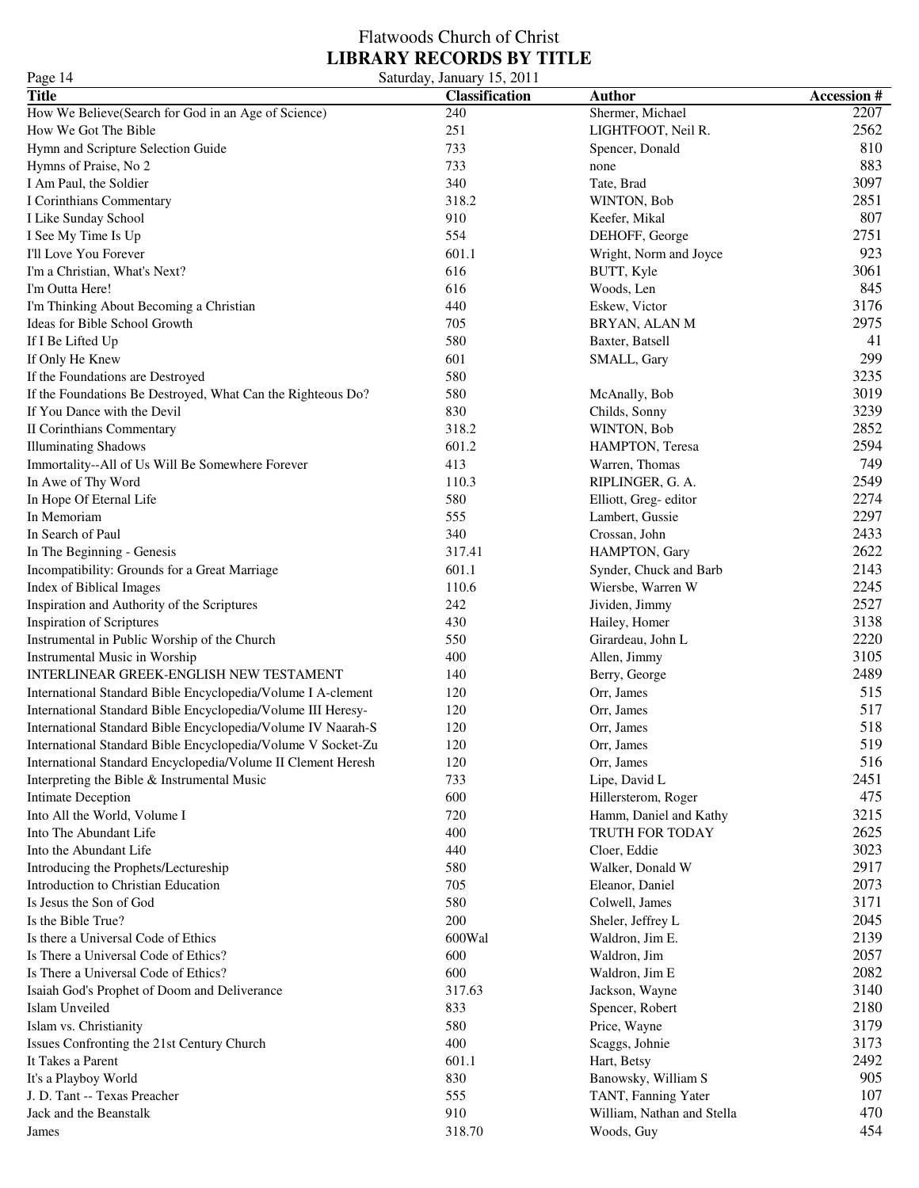Flatwoods Church of Christ

**LIBRARY RECORDS BY TITLE**

Saturday, January 15, 2011

| Title | Classification | Author | Accession # |
|---|---|---|---|
| How We Believe(Search for God in an Age of Science) | 240 | Shermer, Michael | 2207 |
| How We Got The Bible | 251 | LIGHTFOOT, Neil R. | 2562 |
| Hymn and Scripture Selection Guide | 733 | Spencer, Donald | 810 |
| Hymns of Praise, No 2 | 733 | none | 883 |
| I Am Paul, the Soldier | 340 | Tate, Brad | 3097 |
| I Corinthians Commentary | 318.2 | WINTON, Bob | 2851 |
| I Like Sunday School | 910 | Keefer, Mikal | 807 |
| I See My Time Is Up | 554 | DEHOFF, George | 2751 |
| I'll Love You Forever | 601.1 | Wright, Norm and Joyce | 923 |
| I'm a Christian, What's Next? | 616 | BUTT, Kyle | 3061 |
| I'm Outta Here! | 616 | Woods, Len | 845 |
| I'm Thinking About Becoming a Christian | 440 | Eskew, Victor | 3176 |
| Ideas for Bible School Growth | 705 | BRYAN, ALAN M | 2975 |
| If I Be Lifted Up | 580 | Baxter, Batsell | 41 |
| If Only He Knew | 601 | SMALL, Gary | 299 |
| If the Foundations are Destroyed | 580 | | 3235 |
| If the Foundations Be Destroyed, What Can the Righteous Do? | 580 | McAnally, Bob | 3019 |
| If You Dance with the Devil | 830 | Childs, Sonny | 3239 |
| II Corinthians Commentary | 318.2 | WINTON, Bob | 2852 |
| Illuminating Shadows | 601.2 | HAMPTON, Teresa | 2594 |
| Immortality--All of Us Will Be Somewhere Forever | 413 | Warren, Thomas | 749 |
| In Awe of Thy Word | 110.3 | RIPLINGER, G. A. | 2549 |
| In Hope Of Eternal Life | 580 | Elliott, Greg- editor | 2274 |
| In Memoriam | 555 | Lambert, Gussie | 2297 |
| In Search of Paul | 340 | Crossan, John | 2433 |
| In The Beginning - Genesis | 317.41 | HAMPTON, Gary | 2622 |
| Incompatibility: Grounds for a Great Marriage | 601.1 | Synder, Chuck and Barb | 2143 |
| Index of Biblical Images | 110.6 | Wiersbe, Warren W | 2245 |
| Inspiration and Authority of the Scriptures | 242 | Jividen, Jimmy | 2527 |
| Inspiration of Scriptures | 430 | Hailey, Homer | 3138 |
| Instrumental in Public Worship of the Church | 550 | Girardeau, John L | 2220 |
| Instrumental Music in Worship | 400 | Allen, Jimmy | 3105 |
| INTERLINEAR GREEK-ENGLISH NEW TESTAMENT | 140 | Berry, George | 2489 |
| International Standard Bible Encyclopedia/Volume I A-clement | 120 | Orr, James | 515 |
| International Standard Bible Encyclopedia/Volume III Heresy- | 120 | Orr, James | 517 |
| International Standard Bible Encyclopedia/Volume IV Naarah-S | 120 | Orr, James | 518 |
| International Standard Bible Encyclopedia/Volume V Socket-Zu | 120 | Orr, James | 519 |
| International Standard Encyclopedia/Volume II Clement Heresh | 120 | Orr, James | 516 |
| Interpreting the Bible & Instrumental Music | 733 | Lipe, David L | 2451 |
| Intimate Deception | 600 | Hillersterom, Roger | 475 |
| Into All the World, Volume I | 720 | Hamm, Daniel and Kathy | 3215 |
| Into The Abundant Life | 400 | TRUTH FOR TODAY | 2625 |
| Into the Abundant Life | 440 | Cloer, Eddie | 3023 |
| Introducing the Prophets/Lectureship | 580 | Walker, Donald W | 2917 |
| Introduction to Christian Education | 705 | Eleanor, Daniel | 2073 |
| Is Jesus the Son of God | 580 | Colwell, James | 3171 |
| Is the Bible True? | 200 | Sheler, Jeffrey L | 2045 |
| Is there a Universal Code of Ethics | 600Wal | Waldron, Jim E. | 2139 |
| Is There a Universal Code of Ethics? | 600 | Waldron, Jim | 2057 |
| Is There a Universal Code of Ethics? | 600 | Waldron, Jim E | 2082 |
| Isaiah God's Prophet of Doom and Deliverance | 317.63 | Jackson, Wayne | 3140 |
| Islam Unveiled | 833 | Spencer, Robert | 2180 |
| Islam vs. Christianity | 580 | Price, Wayne | 3179 |
| Issues Confronting the 21st Century Church | 400 | Scaggs, Johnie | 3173 |
| It Takes a Parent | 601.1 | Hart, Betsy | 2492 |
| It's a Playboy World | 830 | Banowsky, William S | 905 |
| J. D. Tant -- Texas Preacher | 555 | TANT, Fanning Yater | 107 |
| Jack and the Beanstalk | 910 | William, Nathan and Stella | 470 |
| James | 318.70 | Woods, Guy | 454 |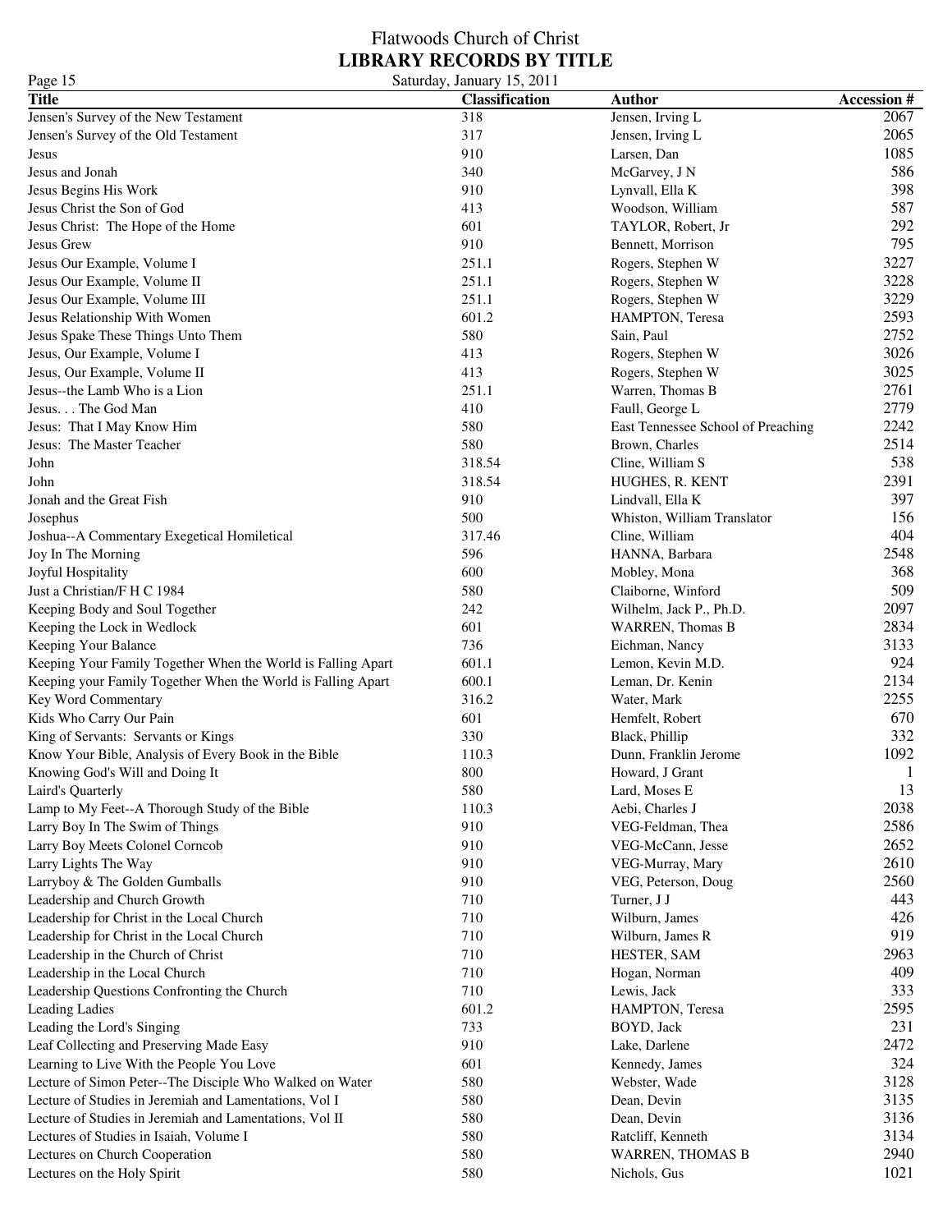# Flatwoods Church of Christ

## LIBRARY RECORDS BY TITLE

Saturday, January 15, 2011

| Title | Classification | Author | Accession # |
|---|---|---|---|
| Jensen's Survey of the New Testament | 318 | Jensen, Irving L | 2067 |
| Jensen's Survey of the Old Testament | 317 | Jensen, Irving L | 2065 |
| Jesus | 910 | Larsen, Dan | 1085 |
| Jesus and Jonah | 340 | McGarvey, J N | 586 |
| Jesus Begins His Work | 910 | Lynvall, Ella K | 398 |
| Jesus Christ the Son of God | 413 | Woodson, William | 587 |
| Jesus Christ: The Hope of the Home | 601 | TAYLOR, Robert, Jr | 292 |
| Jesus Grew | 910 | Bennett, Morrison | 795 |
| Jesus Our Example, Volume I | 251.1 | Rogers, Stephen W | 3227 |
| Jesus Our Example, Volume II | 251.1 | Rogers, Stephen W | 3228 |
| Jesus Our Example, Volume III | 251.1 | Rogers, Stephen W | 3229 |
| Jesus Relationship With Women | 601.2 | HAMPTON, Teresa | 2593 |
| Jesus Spake These Things Unto Them | 580 | Sain, Paul | 2752 |
| Jesus, Our Example, Volume I | 413 | Rogers, Stephen W | 3026 |
| Jesus, Our Example, Volume II | 413 | Rogers, Stephen W | 3025 |
| Jesus--the Lamb Who is a Lion | 251.1 | Warren, Thomas B | 2761 |
| Jesus. . . The God Man | 410 | Faull, George L | 2779 |
| Jesus: That I May Know Him | 580 | East Tennessee School of Preaching | 2242 |
| Jesus: The Master Teacher | 580 | Brown, Charles | 2514 |
| John | 318.54 | Cline, William S | 538 |
| John | 318.54 | HUGHES, R. KENT | 2391 |
| Jonah and the Great Fish | 910 | Lindvall, Ella K | 397 |
| Josephus | 500 | Whiston, William Translator | 156 |
| Joshua--A Commentary Exegetical Homiletical | 317.46 | Cline, William | 404 |
| Joy In The Morning | 596 | HANNA, Barbara | 2548 |
| Joyful Hospitality | 600 | Mobley, Mona | 368 |
| Just a Christian/F H C 1984 | 580 | Claiborne, Winford | 509 |
| Keeping Body and Soul Together | 242 | Wilhelm, Jack P., Ph.D. | 2097 |
| Keeping the Lock in Wedlock | 601 | WARREN, Thomas B | 2834 |
| Keeping Your Balance | 736 | Eichman, Nancy | 3133 |
| Keeping Your Family Together When the World is Falling Apart | 601.1 | Lemon, Kevin M.D. | 924 |
| Keeping your Family Together When the World is Falling Apart | 600.1 | Leman, Dr. Kenin | 2134 |
| Key Word Commentary | 316.2 | Water, Mark | 2255 |
| Kids Who Carry Our Pain | 601 | Hemfelt, Robert | 670 |
| King of Servants: Servants or Kings | 330 | Black, Phillip | 332 |
| Know Your Bible, Analysis of Every Book in the Bible | 110.3 | Dunn, Franklin Jerome | 1092 |
| Knowing God's Will and Doing It | 800 | Howard, J Grant | 1 |
| Laird's Quarterly | 580 | Lard, Moses E | 13 |
| Lamp to My Feet--A Thorough Study of the Bible | 110.3 | Aebi, Charles J | 2038 |
| Larry Boy In The Swim of Things | 910 | VEG-Feldman, Thea | 2586 |
| Larry Boy Meets Colonel Corncob | 910 | VEG-McCann, Jesse | 2652 |
| Larry Lights The Way | 910 | VEG-Murray, Mary | 2610 |
| Larryboy & The Golden Gumballs | 910 | VEG, Peterson, Doug | 2560 |
| Leadership and Church Growth | 710 | Turner, J J | 443 |
| Leadership for Christ in the Local Church | 710 | Wilburn, James | 426 |
| Leadership for Christ in the Local Church | 710 | Wilburn, James R | 919 |
| Leadership in the Church of Christ | 710 | HESTER, SAM | 2963 |
| Leadership in the Local Church | 710 | Hogan, Norman | 409 |
| Leadership Questions Confronting the Church | 710 | Lewis, Jack | 333 |
| Leading Ladies | 601.2 | HAMPTON, Teresa | 2595 |
| Leading the Lord's Singing | 733 | BOYD, Jack | 231 |
| Leaf Collecting and Preserving Made Easy | 910 | Lake, Darlene | 2472 |
| Learning to Live With the People You Love | 601 | Kennedy, James | 324 |
| Lecture of Simon Peter--The Disciple Who Walked on Water | 580 | Webster, Wade | 3128 |
| Lecture of Studies in Jeremiah and Lamentations, Vol I | 580 | Dean, Devin | 3135 |
| Lecture of Studies in Jeremiah and Lamentations, Vol II | 580 | Dean, Devin | 3136 |
| Lectures of Studies in Isaiah, Volume I | 580 | Ratcliff, Kenneth | 3134 |
| Lectures on Church Cooperation | 580 | WARREN, THOMAS B | 2940 |
| Lectures on the Holy Spirit | 580 | Nichols, Gus | 1021 |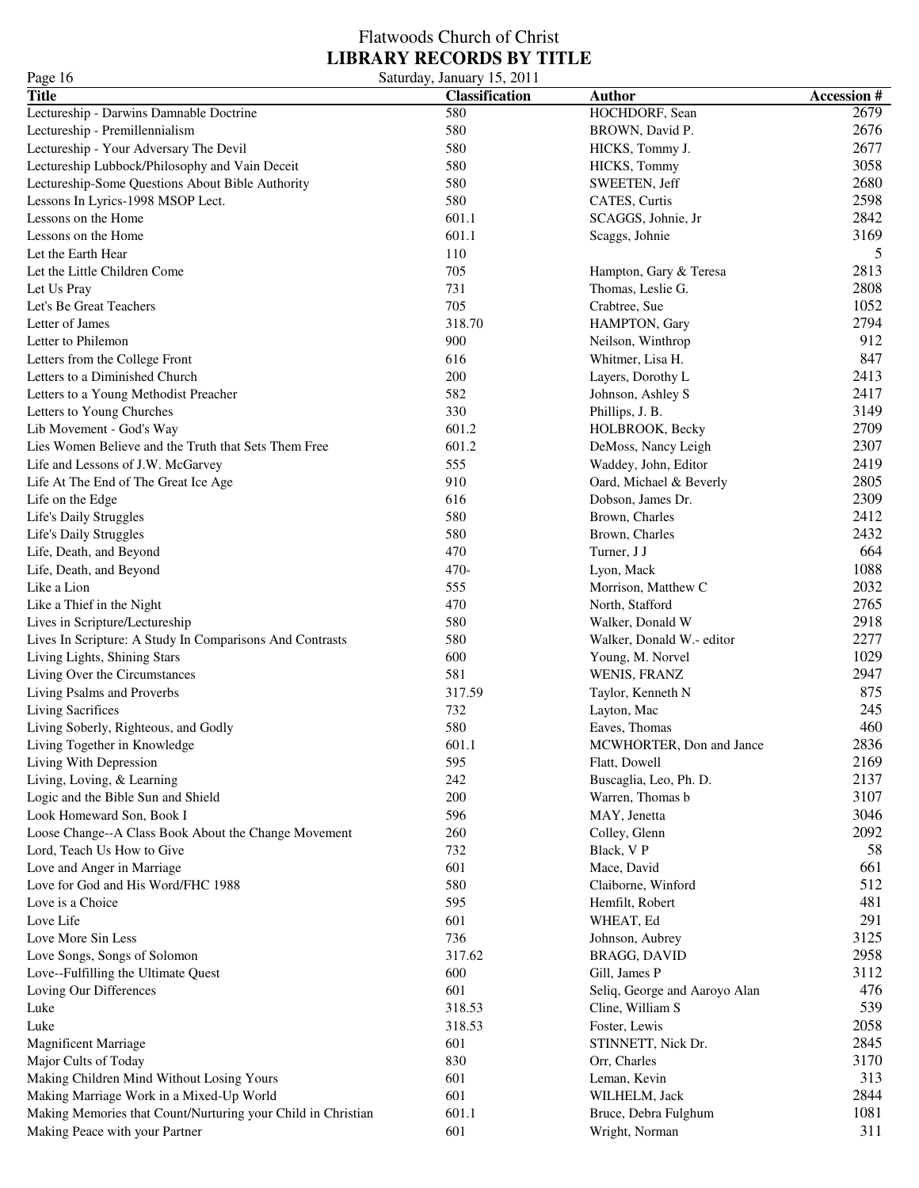# Flatwoods Church of Christ
## LIBRARY RECORDS BY TITLE

Saturday, January 15, 2011

| Title | Classification | Author | Accession # |
|---|---|---|---|
| Lectureship - Darwins Damnable Doctrine | 580 | HOCHDORF, Sean | 2679 |
| Lectureship - Premillennialism | 580 | BROWN, David P. | 2676 |
| Lectureship - Your Adversary The Devil | 580 | HICKS, Tommy J. | 2677 |
| Lectureship Lubbock/Philosophy and Vain Deceit | 580 | HICKS, Tommy | 3058 |
| Lectureship-Some Questions About Bible Authority | 580 | SWEETEN, Jeff | 2680 |
| Lessons In Lyrics-1998 MSOP Lect. | 580 | CATES, Curtis | 2598 |
| Lessons on the Home | 601.1 | SCAGGS, Johnie, Jr | 2842 |
| Lessons on the Home | 601.1 | Scaggs, Johnie | 3169 |
| Let the Earth Hear | 110 | | 5 |
| Let the Little Children Come | 705 | Hampton, Gary & Teresa | 2813 |
| Let Us Pray | 731 | Thomas, Leslie G. | 2808 |
| Let's Be Great Teachers | 705 | Crabtree, Sue | 1052 |
| Letter of James | 318.70 | HAMPTON, Gary | 2794 |
| Letter to Philemon | 900 | Neilson, Winthrop | 912 |
| Letters from the College Front | 616 | Whitmer, Lisa H. | 847 |
| Letters to a Diminished Church | 200 | Layers, Dorothy L | 2413 |
| Letters to a Young Methodist Preacher | 582 | Johnson, Ashley S | 2417 |
| Letters to Young Churches | 330 | Phillips, J. B. | 3149 |
| Lib Movement - God's Way | 601.2 | HOLBROOK, Becky | 2709 |
| Lies Women Believe and the Truth that Sets Them Free | 601.2 | DeMoss, Nancy Leigh | 2307 |
| Life and Lessons of J.W. McGarvey | 555 | Waddey, John, Editor | 2419 |
| Life At The End of The Great Ice Age | 910 | Oard, Michael & Beverly | 2805 |
| Life on the Edge | 616 | Dobson, James Dr. | 2309 |
| Life's Daily Struggles | 580 | Brown, Charles | 2412 |
| Life's Daily Struggles | 580 | Brown, Charles | 2432 |
| Life, Death, and Beyond | 470 | Turner, J J | 664 |
| Life, Death, and Beyond | 470- | Lyon, Mack | 1088 |
| Like a Lion | 555 | Morrison, Matthew C | 2032 |
| Like a Thief in the Night | 470 | North, Stafford | 2765 |
| Lives in Scripture/Lectureship | 580 | Walker, Donald W | 2918 |
| Lives In Scripture: A Study In Comparisons And Contrasts | 580 | Walker, Donald W.- editor | 2277 |
| Living Lights, Shining Stars | 600 | Young, M. Norvel | 1029 |
| Living Over the Circumstances | 581 | WENIS, FRANZ | 2947 |
| Living Psalms and Proverbs | 317.59 | Taylor, Kenneth N | 875 |
| Living Sacrifices | 732 | Layton, Mac | 245 |
| Living Soberly, Righteous, and Godly | 580 | Eaves, Thomas | 460 |
| Living Together in Knowledge | 601.1 | MCWHORTER, Don and Jance | 2836 |
| Living With Depression | 595 | Flatt, Dowell | 2169 |
| Living, Loving, & Learning | 242 | Buscaglia, Leo, Ph. D. | 2137 |
| Logic and the Bible Sun and Shield | 200 | Warren, Thomas b | 3107 |
| Look Homeward Son, Book I | 596 | MAY, Jenetta | 3046 |
| Loose Change--A Class Book About the Change Movement | 260 | Colley, Glenn | 2092 |
| Lord, Teach Us How to Give | 732 | Black, V P | 58 |
| Love and Anger in Marriage | 601 | Mace, David | 661 |
| Love for God and His Word/FHC 1988 | 580 | Claiborne, Winford | 512 |
| Love is a Choice | 595 | Hemfilt, Robert | 481 |
| Love Life | 601 | WHEAT, Ed | 291 |
| Love More Sin Less | 736 | Johnson, Aubrey | 3125 |
| Love Songs, Songs of Solomon | 317.62 | BRAGG, DAVID | 2958 |
| Love--Fulfilling the Ultimate Quest | 600 | Gill, James P | 3112 |
| Loving Our Differences | 601 | Seliq, George and Aaroyo Alan | 476 |
| Luke | 318.53 | Cline, William S | 539 |
| Luke | 318.53 | Foster, Lewis | 2058 |
| Magnificent Marriage | 601 | STINNETT, Nick Dr. | 2845 |
| Major Cults of Today | 830 | Orr, Charles | 3170 |
| Making Children Mind Without Losing Yours | 601 | Leman, Kevin | 313 |
| Making Marriage Work in a Mixed-Up World | 601 | WILHELM, Jack | 2844 |
| Making Memories that Count/Nurturing your Child in Christian | 601.1 | Bruce, Debra Fulghum | 1081 |
| Making Peace with your Partner | 601 | Wright, Norman | 311 |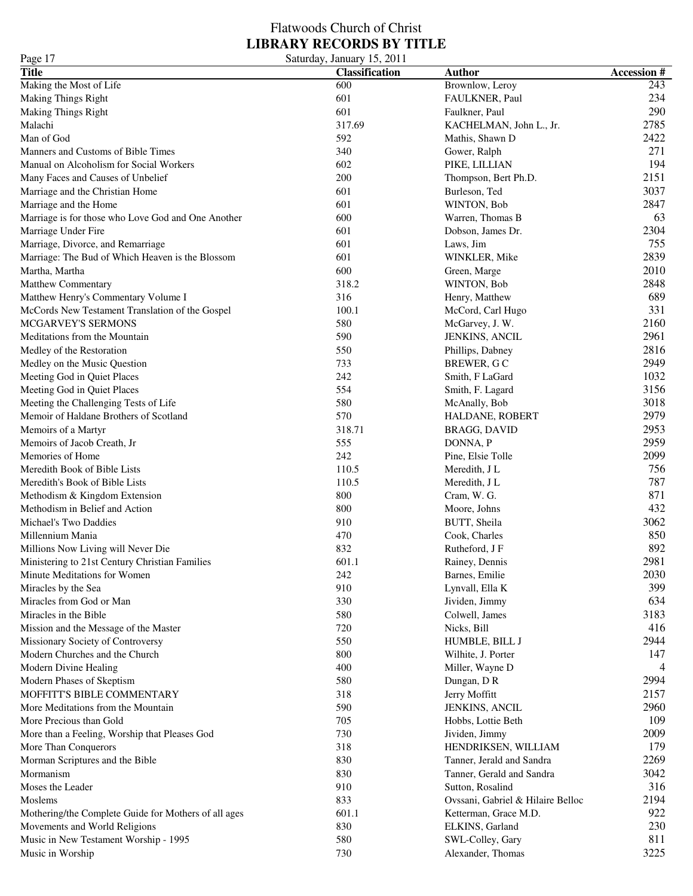# Flatwoods Church of Christ
## LIBRARY RECORDS BY TITLE

Saturday, January 15, 2011

| Title | Classification | Author | Accession # |
|---|---|---|---|
| Making the Most of Life | 600 | Brownlow, Leroy | 243 |
| Making Things Right | 601 | FAULKNER, Paul | 234 |
| Making Things Right | 601 | Faulkner, Paul | 290 |
| Malachi | 317.69 | KACHELMAN, John L., Jr. | 2785 |
| Man of God | 592 | Mathis, Shawn D | 2422 |
| Manners and Customs of Bible Times | 340 | Gower, Ralph | 271 |
| Manual on Alcoholism for Social Workers | 602 | PIKE, LILLIAN | 194 |
| Many Faces and Causes of Unbelief | 200 | Thompson, Bert Ph.D. | 2151 |
| Marriage and the Christian Home | 601 | Burleson, Ted | 3037 |
| Marriage and the Home | 601 | WINTON, Bob | 2847 |
| Marriage is for those who Love God and One Another | 600 | Warren, Thomas B | 63 |
| Marriage Under Fire | 601 | Dobson, James Dr. | 2304 |
| Marriage, Divorce, and Remarriage | 601 | Laws, Jim | 755 |
| Marriage: The Bud of Which Heaven is the Blossom | 601 | WINKLER, Mike | 2839 |
| Martha, Martha | 600 | Green, Marge | 2010 |
| Matthew Commentary | 318.2 | WINTON, Bob | 2848 |
| Matthew Henry's Commentary Volume I | 316 | Henry, Matthew | 689 |
| McCords New Testament Translation of the Gospel | 100.1 | McCord, Carl Hugo | 331 |
| MCGARVEY'S SERMONS | 580 | McGarvey, J. W. | 2160 |
| Meditations from the Mountain | 590 | JENKINS, ANCIL | 2961 |
| Medley of the Restoration | 550 | Phillips, Dabney | 2816 |
| Medley on the Music Question | 733 | BREWER, G C | 2949 |
| Meeting God in Quiet Places | 242 | Smith, F LaGard | 1032 |
| Meeting God in Quiet Places | 554 | Smith, F. Lagard | 3156 |
| Meeting the Challenging Tests of Life | 580 | McAnally, Bob | 3018 |
| Memoir of Haldane Brothers of Scotland | 570 | HALDANE, ROBERT | 2979 |
| Memoirs of a Martyr | 318.71 | BRAGG, DAVID | 2953 |
| Memoirs of Jacob Creath, Jr | 555 | DONNA, P | 2959 |
| Memories of Home | 242 | Pine, Elsie Tolle | 2099 |
| Meredith Book of Bible Lists | 110.5 | Meredith, J L | 756 |
| Meredith's Book of Bible Lists | 110.5 | Meredith, J L | 787 |
| Methodism & Kingdom Extension | 800 | Cram, W. G. | 871 |
| Methodism in Belief and Action | 800 | Moore, Johns | 432 |
| Michael's Two Daddies | 910 | BUTT, Sheila | 3062 |
| Millennium Mania | 470 | Cook, Charles | 850 |
| Millions Now Living will Never Die | 832 | Rutheford, J F | 892 |
| Ministering to 21st Century Christian Families | 601.1 | Rainey, Dennis | 2981 |
| Minute Meditations for Women | 242 | Barnes, Emilie | 2030 |
| Miracles by the Sea | 910 | Lynvall, Ella K | 399 |
| Miracles from God or Man | 330 | Jividen, Jimmy | 634 |
| Miracles in the Bible | 580 | Colwell, James | 3183 |
| Mission and the Message of the Master | 720 | Nicks, Bill | 416 |
| Missionary Society of Controversy | 550 | HUMBLE, BILL J | 2944 |
| Modern Churches and the Church | 800 | Wilhite, J. Porter | 147 |
| Modern Divine Healing | 400 | Miller, Wayne D | 4 |
| Modern Phases of Skeptism | 580 | Dungan, D R | 2994 |
| MOFFITT'S BIBLE COMMENTARY | 318 | Jerry Moffitt | 2157 |
| More Meditations from the Mountain | 590 | JENKINS, ANCIL | 2960 |
| More Precious than Gold | 705 | Hobbs, Lottie Beth | 109 |
| More than a Feeling, Worship that Pleases God | 730 | Jividen, Jimmy | 2009 |
| More Than Conquerors | 318 | HENDRIKSEN, WILLIAM | 179 |
| Morman Scriptures and the Bible | 830 | Tanner, Jerald and Sandra | 2269 |
| Mormanism | 830 | Tanner, Gerald and Sandra | 3042 |
| Moses the Leader | 910 | Sutton, Rosalind | 316 |
| Moslems | 833 | Ovssani, Gabriel & Hilaire Belloc | 2194 |
| Mothering/the Complete Guide for Mothers of all ages | 601.1 | Ketterman, Grace M.D. | 922 |
| Movements and World Religions | 830 | ELKINS, Garland | 230 |
| Music in New Testament Worship - 1995 | 580 | SWL-Colley, Gary | 811 |
| Music in Worship | 730 | Alexander, Thomas | 3225 |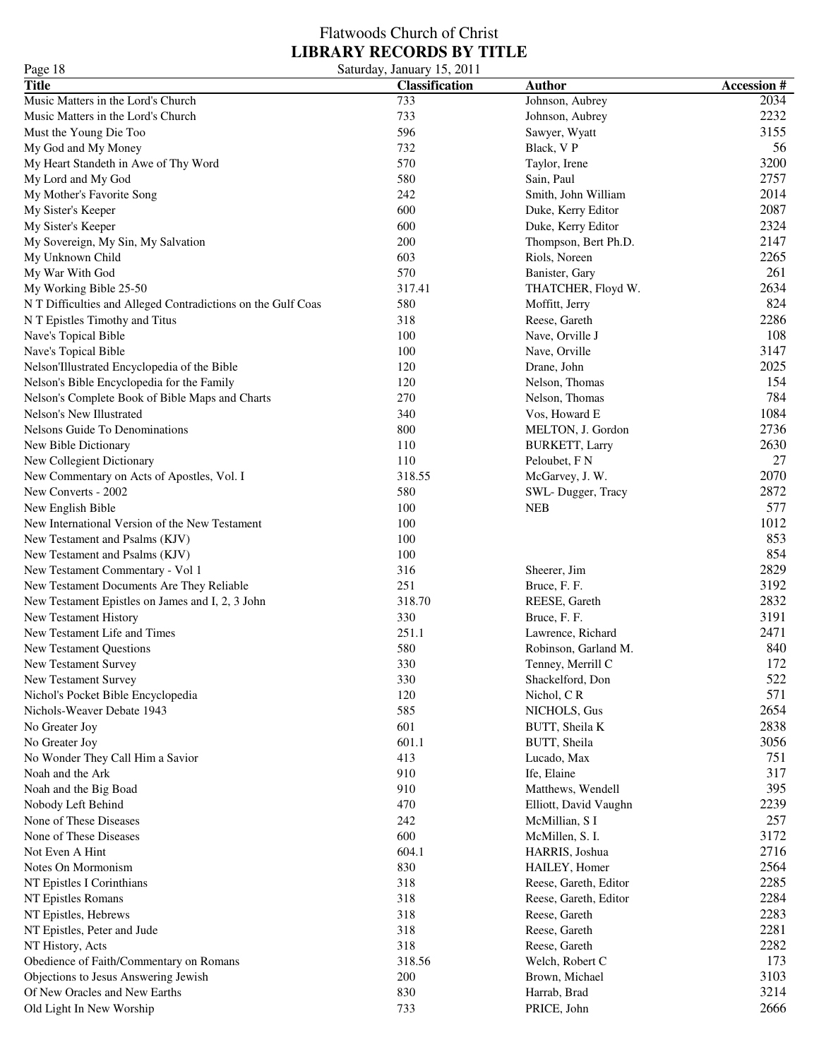# Flatwoods Church of Christ
## LIBRARY RECORDS BY TITLE

Saturday, January 15, 2011

| Title | Classification | Author | Accession # |
|---|---|---|---|
| Music Matters in the Lord's Church | 733 | Johnson, Aubrey | 2034 |
| Music Matters in the Lord's Church | 733 | Johnson, Aubrey | 2232 |
| Must the Young Die Too | 596 | Sawyer, Wyatt | 3155 |
| My God and My Money | 732 | Black, V P | 56 |
| My Heart Standeth in Awe of Thy Word | 570 | Taylor, Irene | 3200 |
| My Lord and My God | 580 | Sain, Paul | 2757 |
| My Mother's Favorite Song | 242 | Smith, John William | 2014 |
| My Sister's Keeper | 600 | Duke, Kerry Editor | 2087 |
| My Sister's Keeper | 600 | Duke, Kerry Editor | 2324 |
| My Sovereign, My Sin, My Salvation | 200 | Thompson, Bert Ph.D. | 2147 |
| My Unknown Child | 603 | Riols, Noreen | 2265 |
| My War With God | 570 | Banister, Gary | 261 |
| My Working Bible 25-50 | 317.41 | THATCHER, Floyd W. | 2634 |
| N T Difficulties and Alleged Contradictions on the Gulf Coas | 580 | Moffitt, Jerry | 824 |
| N T Epistles Timothy and Titus | 318 | Reese, Gareth | 2286 |
| Nave's Topical Bible | 100 | Nave, Orville J | 108 |
| Nave's Topical Bible | 100 | Nave, Orville | 3147 |
| Nelson'Illustrated Encyclopedia of the Bible | 120 | Drane, John | 2025 |
| Nelson's Bible Encyclopedia for the Family | 120 | Nelson, Thomas | 154 |
| Nelson's Complete Book of Bible Maps and Charts | 270 | Nelson, Thomas | 784 |
| Nelson's New Illustrated | 340 | Vos, Howard E | 1084 |
| Nelsons Guide To Denominations | 800 | MELTON, J. Gordon | 2736 |
| New Bible Dictionary | 110 | BURKETT, Larry | 2630 |
| New Collegient Dictionary | 110 | Peloubet, F N | 27 |
| New Commentary on Acts of Apostles, Vol. I | 318.55 | McGarvey, J. W. | 2070 |
| New Converts - 2002 | 580 | SWL- Dugger, Tracy | 2872 |
| New English Bible | 100 | NEB | 577 |
| New International Version of the New Testament | 100 | | 1012 |
| New Testament and Psalms (KJV) | 100 | | 853 |
| New Testament and Psalms (KJV) | 100 | | 854 |
| New Testament Commentary - Vol 1 | 316 | Sheerer, Jim | 2829 |
| New Testament Documents Are They Reliable | 251 | Bruce, F. F. | 3192 |
| New Testament Epistles on James and I, 2, 3 John | 318.70 | REESE, Gareth | 2832 |
| New Testament History | 330 | Bruce, F. F. | 3191 |
| New Testament Life and Times | 251.1 | Lawrence, Richard | 2471 |
| New Testament Questions | 580 | Robinson, Garland M. | 840 |
| New Testament Survey | 330 | Tenney, Merrill C | 172 |
| New Testament Survey | 330 | Shackelford, Don | 522 |
| Nichol's Pocket Bible Encyclopedia | 120 | Nichol, C R | 571 |
| Nichols-Weaver Debate 1943 | 585 | NICHOLS, Gus | 2654 |
| No Greater Joy | 601 | BUTT, Sheila K | 2838 |
| No Greater Joy | 601.1 | BUTT, Sheila | 3056 |
| No Wonder They Call Him a Savior | 413 | Lucado, Max | 751 |
| Noah and the Ark | 910 | Ife, Elaine | 317 |
| Noah and the Big Boad | 910 | Matthews, Wendell | 395 |
| Nobody Left Behind | 470 | Elliott, David Vaughn | 2239 |
| None of These Diseases | 242 | McMillian, S I | 257 |
| None of These Diseases | 600 | McMillen, S. I. | 3172 |
| Not Even A Hint | 604.1 | HARRIS, Joshua | 2716 |
| Notes On Mormonism | 830 | HAILEY, Homer | 2564 |
| NT Epistles I Corinthians | 318 | Reese, Gareth, Editor | 2285 |
| NT Epistles Romans | 318 | Reese, Gareth, Editor | 2284 |
| NT Epistles, Hebrews | 318 | Reese, Gareth | 2283 |
| NT Epistles, Peter and Jude | 318 | Reese, Gareth | 2281 |
| NT History, Acts | 318 | Reese, Gareth | 2282 |
| Obedience of Faith/Commentary on Romans | 318.56 | Welch, Robert C | 173 |
| Objections to Jesus Answering Jewish | 200 | Brown, Michael | 3103 |
| Of New Oracles and New Earths | 830 | Harrab, Brad | 3214 |
| Old Light In New Worship | 733 | PRICE, John | 2666 |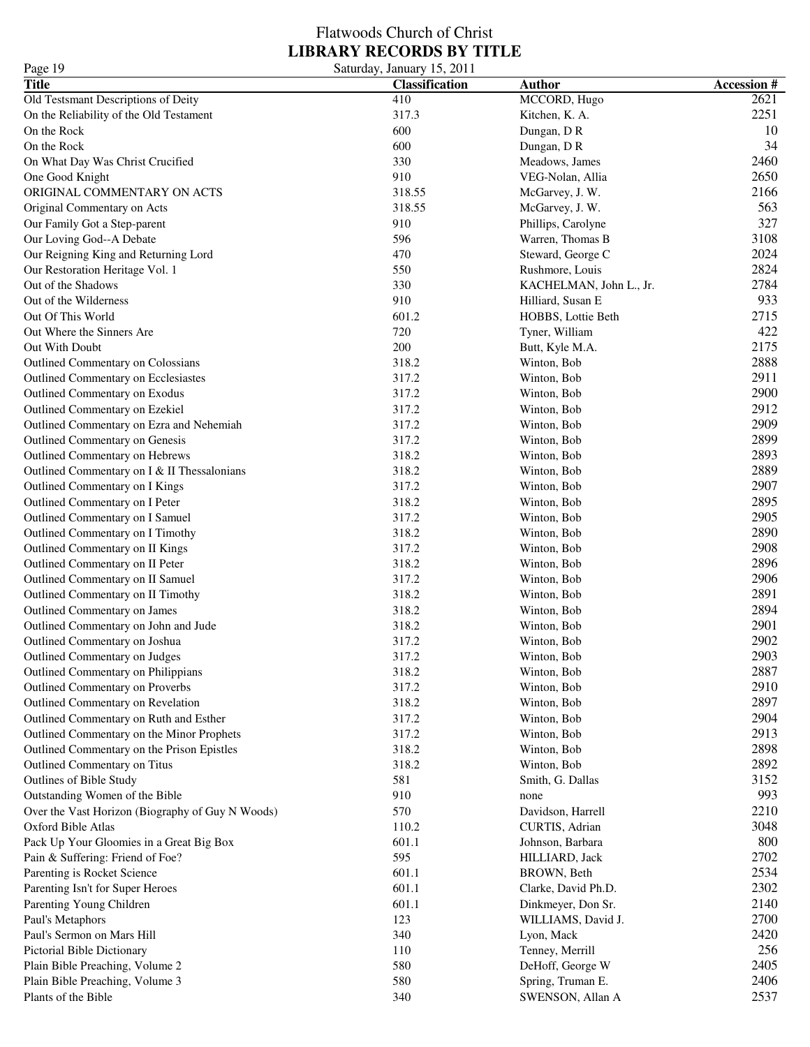# Flatwoods Church of Christ

## LIBRARY RECORDS BY TITLE

Saturday, January 15, 2011

| Title | Classification | Author | Accession # |
|---|---|---|---|
| Old Testsmant Descriptions of Deity | 410 | MCCORD, Hugo | 2621 |
| On the Reliability of the Old Testament | 317.3 | Kitchen, K. A. | 2251 |
| On the Rock | 600 | Dungan, D R | 10 |
| On the Rock | 600 | Dungan, D R | 34 |
| On What Day Was Christ Crucified | 330 | Meadows, James | 2460 |
| One Good Knight | 910 | VEG-Nolan, Allia | 2650 |
| ORIGINAL COMMENTARY ON ACTS | 318.55 | McGarvey, J. W. | 2166 |
| Original Commentary on Acts | 318.55 | McGarvey, J. W. | 563 |
| Our Family Got a Step-parent | 910 | Phillips, Carolyne | 327 |
| Our Loving God--A Debate | 596 | Warren, Thomas B | 3108 |
| Our Reigning King and Returning Lord | 470 | Steward, George C | 2024 |
| Our Restoration Heritage Vol. 1 | 550 | Rushmore, Louis | 2824 |
| Out of the Shadows | 330 | KACHELMAN, John L., Jr. | 2784 |
| Out of the Wilderness | 910 | Hilliard, Susan E | 933 |
| Out Of This World | 601.2 | HOBBS, Lottie Beth | 2715 |
| Out Where the Sinners Are | 720 | Tyner, William | 422 |
| Out With Doubt | 200 | Butt, Kyle M.A. | 2175 |
| Outlined Commentary on Colossians | 318.2 | Winton, Bob | 2888 |
| Outlined Commentary on Ecclesiastes | 317.2 | Winton, Bob | 2911 |
| Outlined Commentary on Exodus | 317.2 | Winton, Bob | 2900 |
| Outlined Commentary on Ezekiel | 317.2 | Winton, Bob | 2912 |
| Outlined Commentary on Ezra and Nehemiah | 317.2 | Winton, Bob | 2909 |
| Outlined Commentary on Genesis | 317.2 | Winton, Bob | 2899 |
| Outlined Commentary on Hebrews | 318.2 | Winton, Bob | 2893 |
| Outlined Commentary on I & II Thessalonians | 318.2 | Winton, Bob | 2889 |
| Outlined Commentary on I Kings | 317.2 | Winton, Bob | 2907 |
| Outlined Commentary on I Peter | 318.2 | Winton, Bob | 2895 |
| Outlined Commentary on I Samuel | 317.2 | Winton, Bob | 2905 |
| Outlined Commentary on I Timothy | 318.2 | Winton, Bob | 2890 |
| Outlined Commentary on II Kings | 317.2 | Winton, Bob | 2908 |
| Outlined Commentary on II Peter | 318.2 | Winton, Bob | 2896 |
| Outlined Commentary on II Samuel | 317.2 | Winton, Bob | 2906 |
| Outlined Commentary on II Timothy | 318.2 | Winton, Bob | 2891 |
| Outlined Commentary on James | 318.2 | Winton, Bob | 2894 |
| Outlined Commentary on John and Jude | 318.2 | Winton, Bob | 2901 |
| Outlined Commentary on Joshua | 317.2 | Winton, Bob | 2902 |
| Outlined Commentary on Judges | 317.2 | Winton, Bob | 2903 |
| Outlined Commentary on Philippians | 318.2 | Winton, Bob | 2887 |
| Outlined Commentary on Proverbs | 317.2 | Winton, Bob | 2910 |
| Outlined Commentary on Revelation | 318.2 | Winton, Bob | 2897 |
| Outlined Commentary on Ruth and Esther | 317.2 | Winton, Bob | 2904 |
| Outlined Commentary on the Minor Prophets | 317.2 | Winton, Bob | 2913 |
| Outlined Commentary on the Prison Epistles | 318.2 | Winton, Bob | 2898 |
| Outlined Commentary on Titus | 318.2 | Winton, Bob | 2892 |
| Outlines of Bible Study | 581 | Smith, G. Dallas | 3152 |
| Outstanding Women of the Bible | 910 | none | 993 |
| Over the Vast Horizon (Biography of Guy N Woods) | 570 | Davidson, Harrell | 2210 |
| Oxford Bible Atlas | 110.2 | CURTIS, Adrian | 3048 |
| Pack Up Your Gloomies in a Great Big Box | 601.1 | Johnson, Barbara | 800 |
| Pain & Suffering: Friend of Foe? | 595 | HILLIARD, Jack | 2702 |
| Parenting is Rocket Science | 601.1 | BROWN, Beth | 2534 |
| Parenting Isn't for Super Heroes | 601.1 | Clarke, David Ph.D. | 2302 |
| Parenting Young Children | 601.1 | Dinkmeyer, Don Sr. | 2140 |
| Paul's Metaphors | 123 | WILLIAMS, David J. | 2700 |
| Paul's Sermon on Mars Hill | 340 | Lyon, Mack | 2420 |
| Pictorial Bible Dictionary | 110 | Tenney, Merrill | 256 |
| Plain Bible Preaching, Volume 2 | 580 | DeHoff, George W | 2405 |
| Plain Bible Preaching, Volume 3 | 580 | Spring, Truman E. | 2406 |
| Plants of the Bible | 340 | SWENSON, Allan A | 2537 |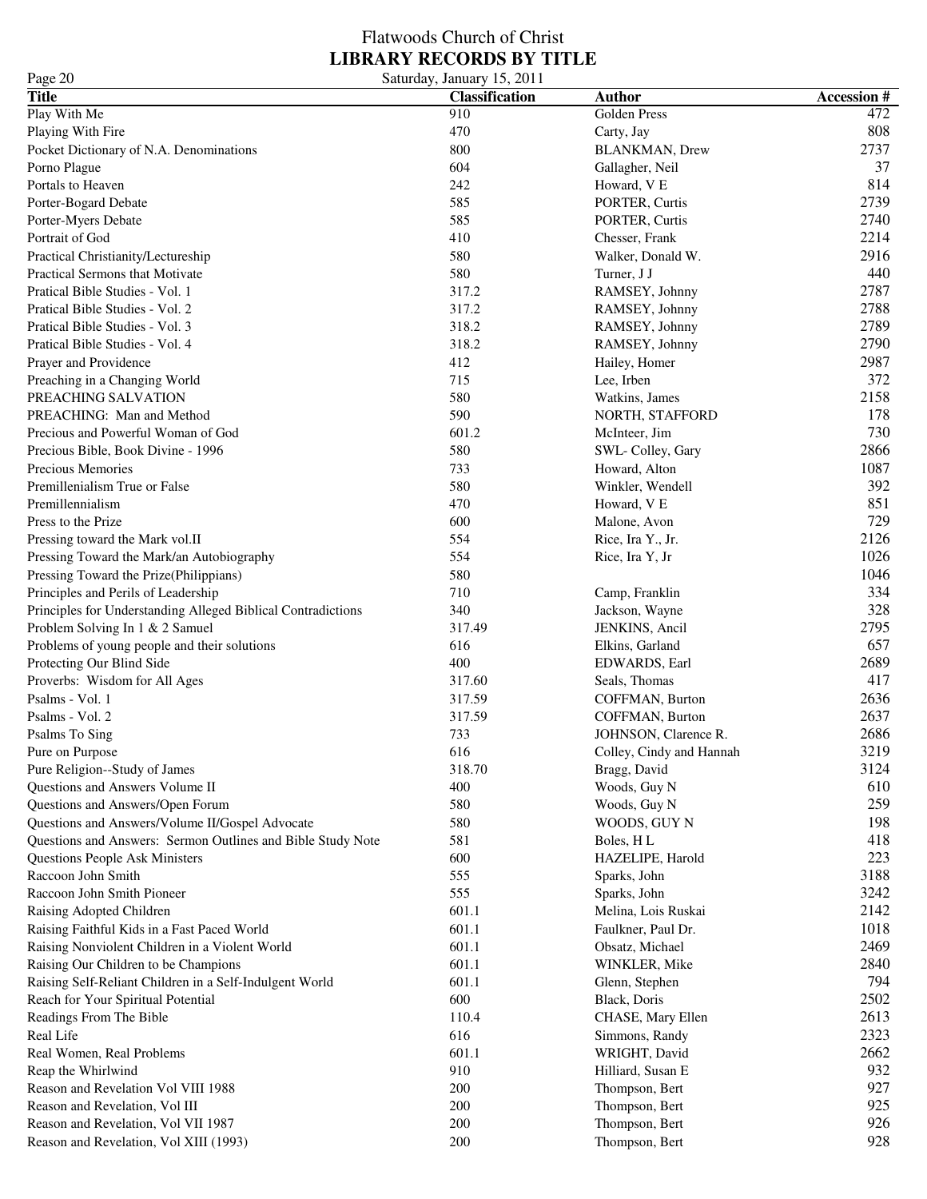# Flatwoods Church of Christ

## LIBRARY RECORDS BY TITLE

Saturday, January 15, 2011

| Title | Classification | Author | Accession # |
|---|---|---|---|
| Play With Me | 910 | Golden Press | 472 |
| Playing With Fire | 470 | Carty, Jay | 808 |
| Pocket Dictionary of N.A. Denominations | 800 | BLANKMAN, Drew | 2737 |
| Porno Plague | 604 | Gallagher, Neil | 37 |
| Portals to Heaven | 242 | Howard, V E | 814 |
| Porter-Bogard Debate | 585 | PORTER, Curtis | 2739 |
| Porter-Myers Debate | 585 | PORTER, Curtis | 2740 |
| Portrait of God | 410 | Chesser, Frank | 2214 |
| Practical Christianity/Lectureship | 580 | Walker, Donald W. | 2916 |
| Practical Sermons that Motivate | 580 | Turner, J J | 440 |
| Pratical Bible Studies - Vol. 1 | 317.2 | RAMSEY, Johnny | 2787 |
| Pratical Bible Studies - Vol. 2 | 317.2 | RAMSEY, Johnny | 2788 |
| Pratical Bible Studies - Vol. 3 | 318.2 | RAMSEY, Johnny | 2789 |
| Pratical Bible Studies - Vol. 4 | 318.2 | RAMSEY, Johnny | 2790 |
| Prayer and Providence | 412 | Hailey, Homer | 2987 |
| Preaching in a Changing World | 715 | Lee, Irben | 372 |
| PREACHING SALVATION | 580 | Watkins, James | 2158 |
| PREACHING: Man and Method | 590 | NORTH, STAFFORD | 178 |
| Precious and Powerful Woman of God | 601.2 | McInteer, Jim | 730 |
| Precious Bible, Book Divine - 1996 | 580 | SWL- Colley, Gary | 2866 |
| Precious Memories | 733 | Howard, Alton | 1087 |
| Premillenialism True or False | 580 | Winkler, Wendell | 392 |
| Premillennialism | 470 | Howard, V E | 851 |
| Press to the Prize | 600 | Malone, Avon | 729 |
| Pressing toward the Mark vol.II | 554 | Rice, Ira Y., Jr. | 2126 |
| Pressing Toward the Mark/an Autobiography | 554 | Rice, Ira Y, Jr | 1026 |
| Pressing Toward the Prize(Philippians) | 580 | | 1046 |
| Principles and Perils of Leadership | 710 | Camp, Franklin | 334 |
| Principles for Understanding Alleged Biblical Contradictions | 340 | Jackson, Wayne | 328 |
| Problem Solving In 1 & 2 Samuel | 317.49 | JENKINS, Ancil | 2795 |
| Problems of young people and their solutions | 616 | Elkins, Garland | 657 |
| Protecting Our Blind Side | 400 | EDWARDS, Earl | 2689 |
| Proverbs: Wisdom for All Ages | 317.60 | Seals, Thomas | 417 |
| Psalms - Vol. 1 | 317.59 | COFFMAN, Burton | 2636 |
| Psalms - Vol. 2 | 317.59 | COFFMAN, Burton | 2637 |
| Psalms To Sing | 733 | JOHNSON, Clarence R. | 2686 |
| Pure on Purpose | 616 | Colley, Cindy and Hannah | 3219 |
| Pure Religion--Study of James | 318.70 | Bragg, David | 3124 |
| Questions and Answers Volume II | 400 | Woods, Guy N | 610 |
| Questions and Answers/Open Forum | 580 | Woods, Guy N | 259 |
| Questions and Answers/Volume II/Gospel Advocate | 580 | WOODS, GUY N | 198 |
| Questions and Answers: Sermon Outlines and Bible Study Note | 581 | Boles, H L | 418 |
| Questions People Ask Ministers | 600 | HAZELIPE, Harold | 223 |
| Raccoon John Smith | 555 | Sparks, John | 3188 |
| Raccoon John Smith Pioneer | 555 | Sparks, John | 3242 |
| Raising Adopted Children | 601.1 | Melina, Lois Ruskai | 2142 |
| Raising Faithful Kids in a Fast Paced World | 601.1 | Faulkner, Paul Dr. | 1018 |
| Raising Nonviolent Children in a Violent World | 601.1 | Obsatz, Michael | 2469 |
| Raising Our Children to be Champions | 601.1 | WINKLER, Mike | 2840 |
| Raising Self-Reliant Children in a Self-Indulgent World | 601.1 | Glenn, Stephen | 794 |
| Reach for Your Spiritual Potential | 600 | Black, Doris | 2502 |
| Readings From The Bible | 110.4 | CHASE, Mary Ellen | 2613 |
| Real Life | 616 | Simmons, Randy | 2323 |
| Real Women, Real Problems | 601.1 | WRIGHT, David | 2662 |
| Reap the Whirlwind | 910 | Hilliard, Susan E | 932 |
| Reason and Revelation Vol VIII 1988 | 200 | Thompson, Bert | 927 |
| Reason and Revelation, Vol III | 200 | Thompson, Bert | 925 |
| Reason and Revelation, Vol VII 1987 | 200 | Thompson, Bert | 926 |
| Reason and Revelation, Vol XIII (1993) | 200 | Thompson, Bert | 928 |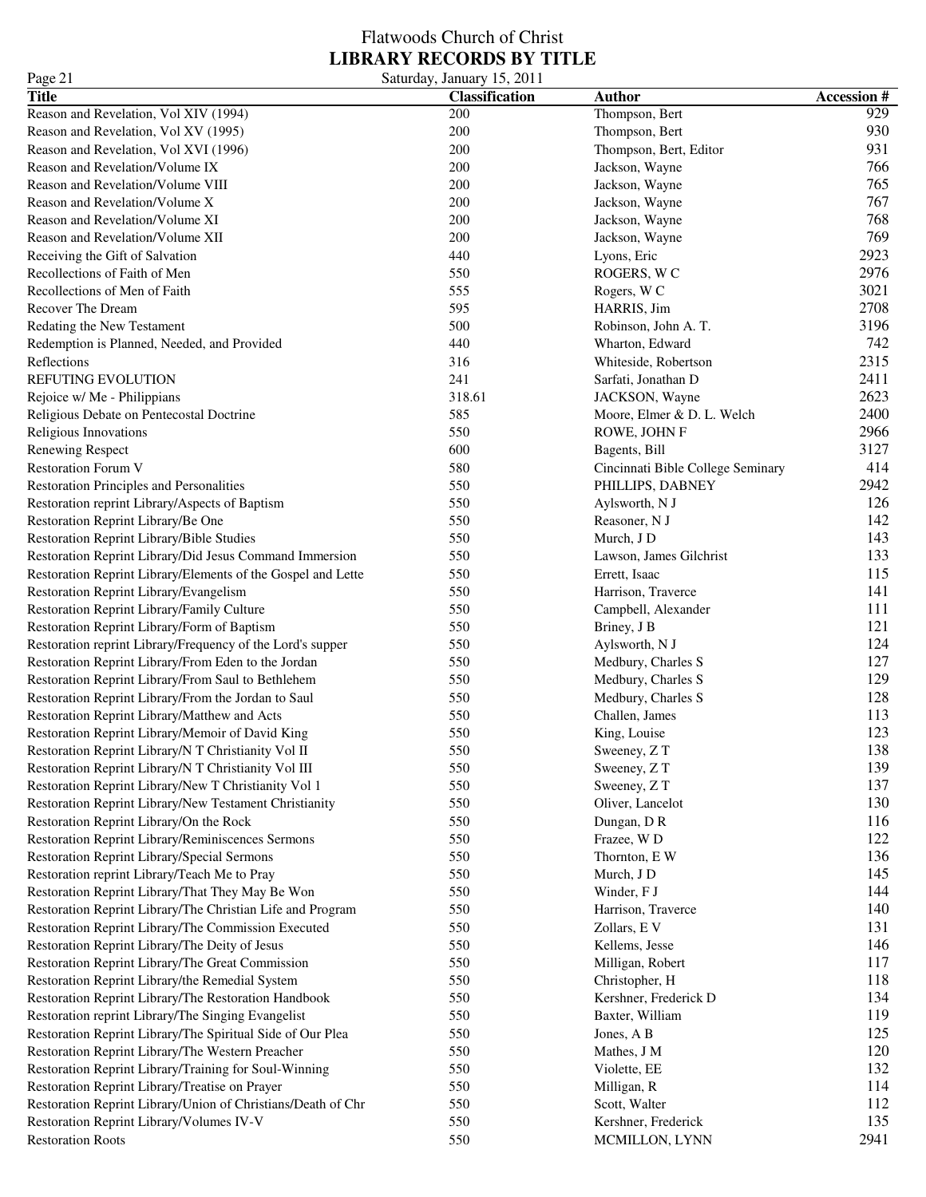# Flatwoods Church of Christ
## LIBRARY RECORDS BY TITLE

Saturday, January 15, 2011

| Title | Classification | Author | Accession # |
|---|---|---|---|
| Reason and Revelation, Vol XIV (1994) | 200 | Thompson, Bert | 929 |
| Reason and Revelation, Vol XV (1995) | 200 | Thompson, Bert | 930 |
| Reason and Revelation, Vol XVI (1996) | 200 | Thompson, Bert, Editor | 931 |
| Reason and Revelation/Volume IX | 200 | Jackson, Wayne | 766 |
| Reason and Revelation/Volume VIII | 200 | Jackson, Wayne | 765 |
| Reason and Revelation/Volume X | 200 | Jackson, Wayne | 767 |
| Reason and Revelation/Volume XI | 200 | Jackson, Wayne | 768 |
| Reason and Revelation/Volume XII | 200 | Jackson, Wayne | 769 |
| Receiving the Gift of Salvation | 440 | Lyons, Eric | 2923 |
| Recollections of Faith of Men | 550 | ROGERS, W C | 2976 |
| Recollections of Men of Faith | 555 | Rogers, W C | 3021 |
| Recover The Dream | 595 | HARRIS, Jim | 2708 |
| Redating the New Testament | 500 | Robinson, John A. T. | 3196 |
| Redemption is Planned, Needed, and Provided | 440 | Wharton, Edward | 742 |
| Reflections | 316 | Whiteside, Robertson | 2315 |
| REFUTING EVOLUTION | 241 | Sarfati, Jonathan D | 2411 |
| Rejoice w/ Me - Philippians | 318.61 | JACKSON, Wayne | 2623 |
| Religious Debate on Pentecostal Doctrine | 585 | Moore, Elmer & D. L. Welch | 2400 |
| Religious Innovations | 550 | ROWE, JOHN F | 2966 |
| Renewing Respect | 600 | Bagents, Bill | 3127 |
| Restoration Forum V | 580 | Cincinnati Bible College Seminary | 414 |
| Restoration Principles and Personalities | 550 | PHILLIPS, DABNEY | 2942 |
| Restoration reprint Library/Aspects of Baptism | 550 | Aylsworth, N J | 126 |
| Restoration Reprint Library/Be One | 550 | Reasoner, N J | 142 |
| Restoration Reprint Library/Bible Studies | 550 | Murch, J D | 143 |
| Restoration Reprint Library/Did Jesus Command Immersion | 550 | Lawson, James Gilchrist | 133 |
| Restoration Reprint Library/Elements of the Gospel and Lette | 550 | Errett, Isaac | 115 |
| Restoration Reprint Library/Evangelism | 550 | Harrison, Traverce | 141 |
| Restoration Reprint Library/Family Culture | 550 | Campbell, Alexander | 111 |
| Restoration Reprint Library/Form of Baptism | 550 | Briney, J B | 121 |
| Restoration reprint Library/Frequency of the Lord's supper | 550 | Aylsworth, N J | 124 |
| Restoration Reprint Library/From Eden to the Jordan | 550 | Medbury, Charles S | 127 |
| Restoration Reprint Library/From Saul to Bethlehem | 550 | Medbury, Charles S | 129 |
| Restoration Reprint Library/From the Jordan to Saul | 550 | Medbury, Charles S | 128 |
| Restoration Reprint Library/Matthew and Acts | 550 | Challen, James | 113 |
| Restoration Reprint Library/Memoir of David King | 550 | King, Louise | 123 |
| Restoration Reprint Library/N T Christianity Vol II | 550 | Sweeney, Z T | 138 |
| Restoration Reprint Library/N T Christianity Vol III | 550 | Sweeney, Z T | 139 |
| Restoration Reprint Library/New T Christianity Vol 1 | 550 | Sweeney, Z T | 137 |
| Restoration Reprint Library/New Testament Christianity | 550 | Oliver, Lancelot | 130 |
| Restoration Reprint Library/On the Rock | 550 | Dungan, D R | 116 |
| Restoration Reprint Library/Reminiscences Sermons | 550 | Frazee, W D | 122 |
| Restoration Reprint Library/Special Sermons | 550 | Thornton, E W | 136 |
| Restoration reprint Library/Teach Me to Pray | 550 | Murch, J D | 145 |
| Restoration Reprint Library/That They May Be Won | 550 | Winder, F J | 144 |
| Restoration Reprint Library/The Christian Life and Program | 550 | Harrison, Traverce | 140 |
| Restoration Reprint Library/The Commission Executed | 550 | Zollars, E V | 131 |
| Restoration Reprint Library/The Deity of Jesus | 550 | Kellems, Jesse | 146 |
| Restoration Reprint Library/The Great Commission | 550 | Milligan, Robert | 117 |
| Restoration Reprint Library/the Remedial System | 550 | Christopher, H | 118 |
| Restoration Reprint Library/The Restoration Handbook | 550 | Kershner, Frederick D | 134 |
| Restoration reprint Library/The Singing Evangelist | 550 | Baxter, William | 119 |
| Restoration Reprint Library/The Spiritual Side of Our Plea | 550 | Jones, A B | 125 |
| Restoration Reprint Library/The Western Preacher | 550 | Mathes, J M | 120 |
| Restoration Reprint Library/Training for Soul-Winning | 550 | Violette, EE | 132 |
| Restoration Reprint Library/Treatise on Prayer | 550 | Milligan, R | 114 |
| Restoration Reprint Library/Union of Christians/Death of Chr | 550 | Scott, Walter | 112 |
| Restoration Reprint Library/Volumes IV-V | 550 | Kershner, Frederick | 135 |
| Restoration Roots | 550 | MCMILLON, LYNN | 2941 |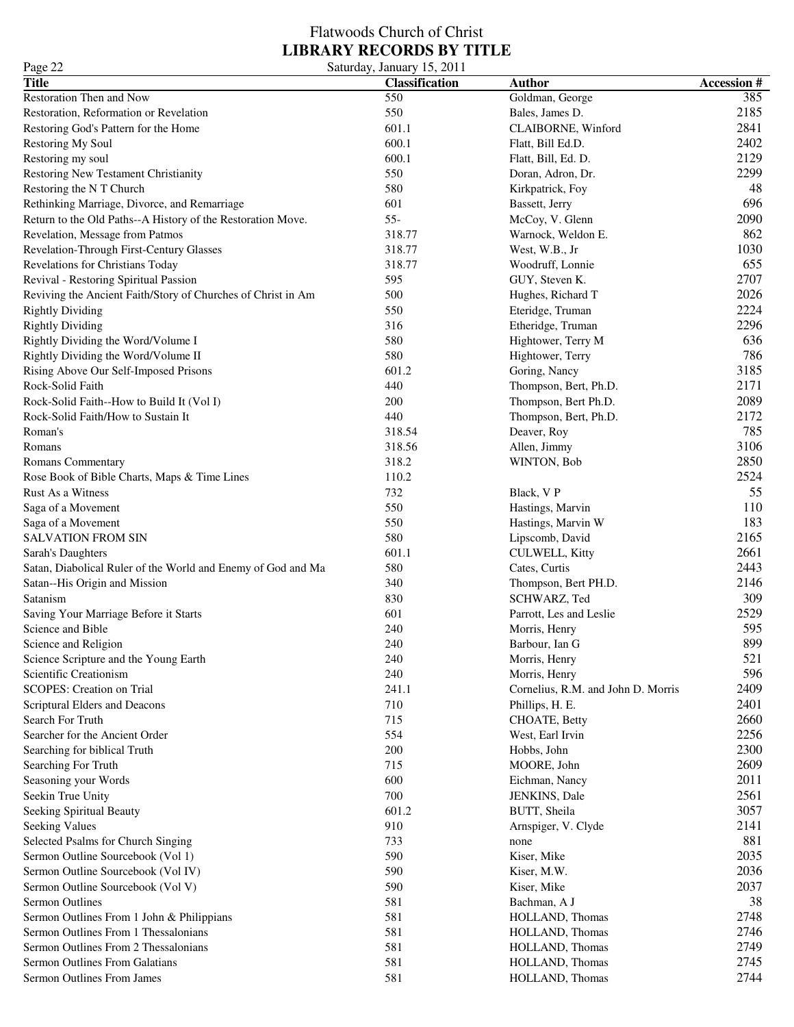# Flatwoods Church of Christ
## LIBRARY RECORDS BY TITLE

Saturday, January 15, 2011

| Title | Classification | Author | Accession # |
|---|---|---|---|
| Restoration Then and Now | 550 | Goldman, George | 385 |
| Restoration, Reformation or Revelation | 550 | Bales, James D. | 2185 |
| Restoring God's Pattern for the Home | 601.1 | CLAIBORNE, Winford | 2841 |
| Restoring My Soul | 600.1 | Flatt, Bill Ed.D. | 2402 |
| Restoring my soul | 600.1 | Flatt, Bill, Ed. D. | 2129 |
| Restoring New Testament Christianity | 550 | Doran, Adron, Dr. | 2299 |
| Restoring the N T Church | 580 | Kirkpatrick, Foy | 48 |
| Rethinking Marriage, Divorce, and Remarriage | 601 | Bassett, Jerry | 696 |
| Return to the Old Paths--A History of the Restoration Move. | 55- | McCoy, V. Glenn | 2090 |
| Revelation, Message from Patmos | 318.77 | Warnock, Weldon E. | 862 |
| Revelation-Through First-Century Glasses | 318.77 | West, W.B., Jr | 1030 |
| Revelations for Christians Today | 318.77 | Woodruff, Lonnie | 655 |
| Revival - Restoring Spiritual Passion | 595 | GUY, Steven K. | 2707 |
| Reviving the Ancient Faith/Story of Churches of Christ in Am | 500 | Hughes, Richard T | 2026 |
| Rightly Dividing | 550 | Eteridge, Truman | 2224 |
| Rightly Dividing | 316 | Etheridge, Truman | 2296 |
| Rightly Dividing the Word/Volume I | 580 | Hightower, Terry M | 636 |
| Rightly Dividing the Word/Volume II | 580 | Hightower, Terry | 786 |
| Rising Above Our Self-Imposed Prisons | 601.2 | Goring, Nancy | 3185 |
| Rock-Solid Faith | 440 | Thompson, Bert, Ph.D. | 2171 |
| Rock-Solid Faith--How to Build It (Vol I) | 200 | Thompson, Bert Ph.D. | 2089 |
| Rock-Solid Faith/How to Sustain It | 440 | Thompson, Bert, Ph.D. | 2172 |
| Roman's | 318.54 | Deaver, Roy | 785 |
| Romans | 318.56 | Allen, Jimmy | 3106 |
| Romans Commentary | 318.2 | WINTON, Bob | 2850 |
| Rose Book of Bible Charts, Maps & Time Lines | 110.2 | | 2524 |
| Rust As a Witness | 732 | Black, V P | 55 |
| Saga of a Movement | 550 | Hastings, Marvin | 110 |
| Saga of a Movement | 550 | Hastings, Marvin W | 183 |
| SALVATION FROM SIN | 580 | Lipscomb, David | 2165 |
| Sarah's Daughters | 601.1 | CULWELL, Kitty | 2661 |
| Satan, Diabolical Ruler of the World and Enemy of God and Ma | 580 | Cates, Curtis | 2443 |
| Satan--His Origin and Mission | 340 | Thompson, Bert PH.D. | 2146 |
| Satanism | 830 | SCHWARZ, Ted | 309 |
| Saving Your Marriage Before it Starts | 601 | Parrott, Les and Leslie | 2529 |
| Science and Bible | 240 | Morris, Henry | 595 |
| Science and Religion | 240 | Barbour, Ian G | 899 |
| Science Scripture and the Young Earth | 240 | Morris, Henry | 521 |
| Scientific Creationism | 240 | Morris, Henry | 596 |
| SCOPES: Creation on Trial | 241.1 | Cornelius, R.M. and John D. Morris | 2409 |
| Scriptural Elders and Deacons | 710 | Phillips, H. E. | 2401 |
| Search For Truth | 715 | CHOATE, Betty | 2660 |
| Searcher for the Ancient Order | 554 | West, Earl Irvin | 2256 |
| Searching for biblical Truth | 200 | Hobbs, John | 2300 |
| Searching For Truth | 715 | MOORE, John | 2609 |
| Seasoning your Words | 600 | Eichman, Nancy | 2011 |
| Seekin True Unity | 700 | JENKINS, Dale | 2561 |
| Seeking Spiritual Beauty | 601.2 | BUTT, Sheila | 3057 |
| Seeking Values | 910 | Arnspiger, V. Clyde | 2141 |
| Selected Psalms for Church Singing | 733 | none | 881 |
| Sermon Outline Sourcebook (Vol 1) | 590 | Kiser, Mike | 2035 |
| Sermon Outline Sourcebook (Vol IV) | 590 | Kiser, M.W. | 2036 |
| Sermon Outline Sourcebook (Vol V) | 590 | Kiser, Mike | 2037 |
| Sermon Outlines | 581 | Bachman, A J | 38 |
| Sermon Outlines From 1 John & Philippians | 581 | HOLLAND, Thomas | 2748 |
| Sermon Outlines From 1 Thessalonians | 581 | HOLLAND, Thomas | 2746 |
| Sermon Outlines From 2 Thessalonians | 581 | HOLLAND, Thomas | 2749 |
| Sermon Outlines From Galatians | 581 | HOLLAND, Thomas | 2745 |
| Sermon Outlines From James | 581 | HOLLAND, Thomas | 2744 |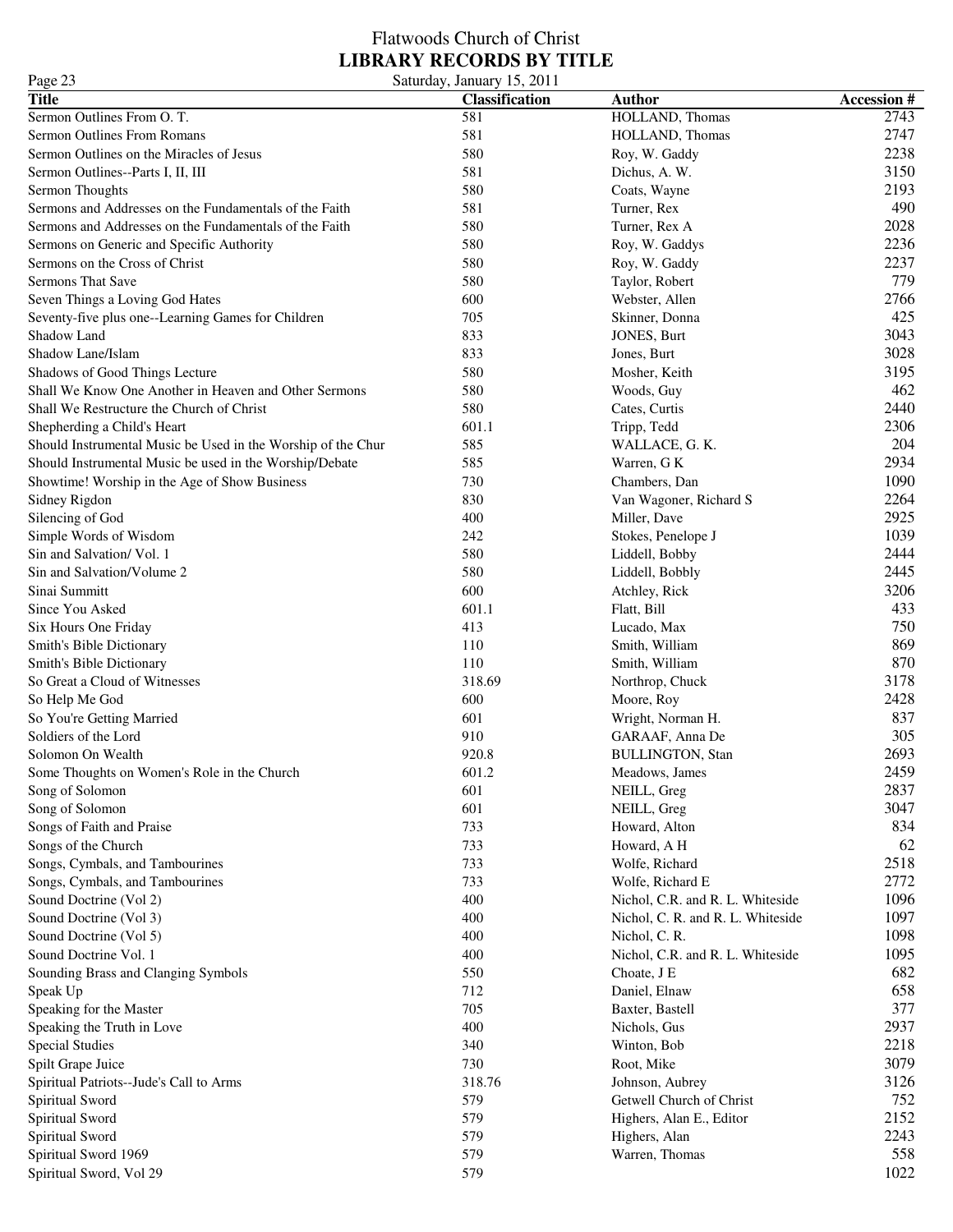# Flatwoods Church of Christ
## LIBRARY RECORDS BY TITLE

Saturday, January 15, 2011

| Title | Classification | Author | Accession # |
|---|---|---|---|
| Sermon Outlines From O. T. | 581 | HOLLAND, Thomas | 2743 |
| Sermon Outlines From Romans | 581 | HOLLAND, Thomas | 2747 |
| Sermon Outlines on the Miracles of Jesus | 580 | Roy, W. Gaddy | 2238 |
| Sermon Outlines--Parts I, II, III | 581 | Dichus, A. W. | 3150 |
| Sermon Thoughts | 580 | Coats, Wayne | 2193 |
| Sermons and Addresses on the Fundamentals of the Faith | 581 | Turner, Rex | 490 |
| Sermons and Addresses on the Fundamentals of the Faith | 580 | Turner, Rex A | 2028 |
| Sermons on Generic and Specific Authority | 580 | Roy, W. Gaddys | 2236 |
| Sermons on the Cross of Christ | 580 | Roy, W. Gaddy | 2237 |
| Sermons That Save | 580 | Taylor, Robert | 779 |
| Seven Things a Loving God Hates | 600 | Webster, Allen | 2766 |
| Seventy-five plus one--Learning Games for Children | 705 | Skinner, Donna | 425 |
| Shadow Land | 833 | JONES, Burt | 3043 |
| Shadow Lane/Islam | 833 | Jones, Burt | 3028 |
| Shadows of Good Things Lecture | 580 | Mosher, Keith | 3195 |
| Shall We Know One Another in Heaven and Other Sermons | 580 | Woods, Guy | 462 |
| Shall We Restructure the Church of Christ | 580 | Cates, Curtis | 2440 |
| Shepherding a Child's Heart | 601.1 | Tripp, Tedd | 2306 |
| Should Instrumental Music be Used in the Worship of the Chur | 585 | WALLACE, G. K. | 204 |
| Should Instrumental Music be used in the Worship/Debate | 585 | Warren, G K | 2934 |
| Showtime! Worship in the Age of Show Business | 730 | Chambers, Dan | 1090 |
| Sidney Rigdon | 830 | Van Wagoner, Richard S | 2264 |
| Silencing of God | 400 | Miller, Dave | 2925 |
| Simple Words of Wisdom | 242 | Stokes, Penelope J | 1039 |
| Sin and Salvation/ Vol. 1 | 580 | Liddell, Bobby | 2444 |
| Sin and Salvation/Volume 2 | 580 | Liddell, Bobbly | 2445 |
| Sinai Summitt | 600 | Atchley, Rick | 3206 |
| Since You Asked | 601.1 | Flatt, Bill | 433 |
| Six Hours One Friday | 413 | Lucado, Max | 750 |
| Smith's Bible Dictionary | 110 | Smith, William | 869 |
| Smith's Bible Dictionary | 110 | Smith, William | 870 |
| So Great a Cloud of Witnesses | 318.69 | Northrop, Chuck | 3178 |
| So Help Me God | 600 | Moore, Roy | 2428 |
| So You're Getting Married | 601 | Wright, Norman H. | 837 |
| Soldiers of the Lord | 910 | GARAAF, Anna De | 305 |
| Solomon On Wealth | 920.8 | BULLINGTON, Stan | 2693 |
| Some Thoughts on Women's Role in the Church | 601.2 | Meadows, James | 2459 |
| Song of Solomon | 601 | NEILL, Greg | 2837 |
| Song of Solomon | 601 | NEILL, Greg | 3047 |
| Songs of Faith and Praise | 733 | Howard, Alton | 834 |
| Songs of the Church | 733 | Howard, A H | 62 |
| Songs, Cymbals, and Tambourines | 733 | Wolfe, Richard | 2518 |
| Songs, Cymbals, and Tambourines | 733 | Wolfe, Richard E | 2772 |
| Sound Doctrine (Vol 2) | 400 | Nichol, C.R. and R. L. Whiteside | 1096 |
| Sound Doctrine (Vol 3) | 400 | Nichol, C. R. and R. L. Whiteside | 1097 |
| Sound Doctrine (Vol 5) | 400 | Nichol, C. R. | 1098 |
| Sound Doctrine Vol. 1 | 400 | Nichol, C.R. and R. L. Whiteside | 1095 |
| Sounding Brass and Clanging Symbols | 550 | Choate, J E | 682 |
| Speak Up | 712 | Daniel, Elnaw | 658 |
| Speaking for the Master | 705 | Baxter, Bastell | 377 |
| Speaking the Truth in Love | 400 | Nichols, Gus | 2937 |
| Special Studies | 340 | Winton, Bob | 2218 |
| Spilt Grape Juice | 730 | Root, Mike | 3079 |
| Spiritual Patriots--Jude's Call to Arms | 318.76 | Johnson, Aubrey | 3126 |
| Spiritual Sword | 579 | Getwell Church of Christ | 752 |
| Spiritual Sword | 579 | Highers, Alan E., Editor | 2152 |
| Spiritual Sword | 579 | Highers, Alan | 2243 |
| Spiritual Sword 1969 | 579 | Warren, Thomas | 558 |
| Spiritual Sword, Vol 29 | 579 | | 1022 |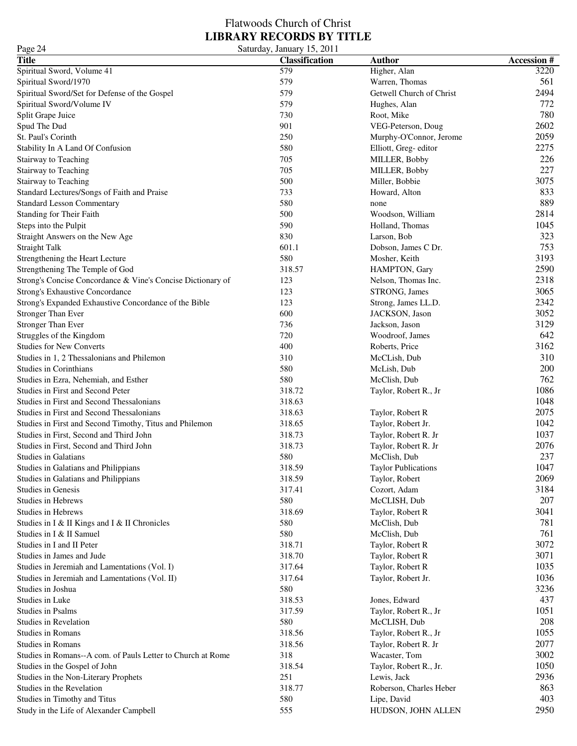# Flatwoods Church of Christ
## LIBRARY RECORDS BY TITLE

Saturday, January 15, 2011

| Title | Classification | Author | Accession # |
|---|---|---|---|
| Spiritual Sword, Volume 41 | 579 | Higher, Alan | 3220 |
| Spiritual Sword/1970 | 579 | Warren, Thomas | 561 |
| Spiritual Sword/Set for Defense of the Gospel | 579 | Getwell Church of Christ | 2494 |
| Spiritual Sword/Volume IV | 579 | Hughes, Alan | 772 |
| Split Grape Juice | 730 | Root, Mike | 780 |
| Spud The Dud | 901 | VEG-Peterson, Doug | 2602 |
| St. Paul's Corinth | 250 | Murphy-O'Connor, Jerome | 2059 |
| Stability In A Land Of Confusion | 580 | Elliott, Greg- editor | 2275 |
| Stairway to Teaching | 705 | MILLER, Bobby | 226 |
| Stairway to Teaching | 705 | MILLER, Bobby | 227 |
| Stairway to Teaching | 500 | Miller, Bobbie | 3075 |
| Standard Lectures/Songs of Faith and Praise | 733 | Howard, Alton | 833 |
| Standard Lesson Commentary | 580 | none | 889 |
| Standing for Their Faith | 500 | Woodson, William | 2814 |
| Steps into the Pulpit | 590 | Holland, Thomas | 1045 |
| Straight Answers on the New Age | 830 | Larson, Bob | 323 |
| Straight Talk | 601.1 | Dobson, James C Dr. | 753 |
| Strengthening the Heart Lecture | 580 | Mosher, Keith | 3193 |
| Strengthening The Temple of God | 318.57 | HAMPTON, Gary | 2590 |
| Strong's Concise Concordance & Vine's Concise Dictionary of | 123 | Nelson, Thomas Inc. | 2318 |
| Strong's Exhaustive Concordance | 123 | STRONG, James | 3065 |
| Strong's Expanded Exhaustive Concordance of the Bible | 123 | Strong, James LL.D. | 2342 |
| Stronger Than Ever | 600 | JACKSON, Jason | 3052 |
| Stronger Than Ever | 736 | Jackson, Jason | 3129 |
| Struggles of the Kingdom | 720 | Woodroof, James | 642 |
| Studies for New Converts | 400 | Roberts, Price | 3162 |
| Studies in 1, 2 Thessalonians and Philemon | 310 | McCLish, Dub | 310 |
| Studies in Corinthians | 580 | McLish, Dub | 200 |
| Studies in Ezra, Nehemiah, and Esther | 580 | McClish, Dub | 762 |
| Studies in First and Second Peter | 318.72 | Taylor, Robert R., Jr | 1086 |
| Studies in First and Second Thessalonians | 318.63 | | 1048 |
| Studies in First and Second Thessalonians | 318.63 | Taylor, Robert R | 2075 |
| Studies in First and Second Timothy, Titus and Philemon | 318.65 | Taylor, Robert Jr. | 1042 |
| Studies in First, Second and Third John | 318.73 | Taylor, Robert R. Jr | 1037 |
| Studies in First, Second and Third John | 318.73 | Taylor, Robert R. Jr | 2076 |
| Studies in Galatians | 580 | McClish, Dub | 237 |
| Studies in Galatians and Philippians | 318.59 | Taylor Publications | 1047 |
| Studies in Galatians and Philippians | 318.59 | Taylor, Robert | 2069 |
| Studies in Genesis | 317.41 | Cozort, Adam | 3184 |
| Studies in Hebrews | 580 | McCLISH, Dub | 207 |
| Studies in Hebrews | 318.69 | Taylor, Robert R | 3041 |
| Studies in I & II Kings and I & II Chronicles | 580 | McClish, Dub | 781 |
| Studies in I & II Samuel | 580 | McClish, Dub | 761 |
| Studies in I and II Peter | 318.71 | Taylor, Robert R | 3072 |
| Studies in James and Jude | 318.70 | Taylor, Robert R | 3071 |
| Studies in Jeremiah and Lamentations (Vol. I) | 317.64 | Taylor, Robert R | 1035 |
| Studies in Jeremiah and Lamentations (Vol. II) | 317.64 | Taylor, Robert Jr. | 1036 |
| Studies in Joshua | 580 | | 3236 |
| Studies in Luke | 318.53 | Jones, Edward | 437 |
| Studies in Psalms | 317.59 | Taylor, Robert R., Jr | 1051 |
| Studies in Revelation | 580 | McCLISH, Dub | 208 |
| Studies in Romans | 318.56 | Taylor, Robert R., Jr | 1055 |
| Studies in Romans | 318.56 | Taylor, Robert R. Jr | 2077 |
| Studies in Romans--A com. of Pauls Letter to Church at Rome | 318 | Wacaster, Tom | 3002 |
| Studies in the Gospel of John | 318.54 | Taylor, Robert R., Jr. | 1050 |
| Studies in the Non-Literary Prophets | 251 | Lewis, Jack | 2936 |
| Studies in the Revelation | 318.77 | Roberson, Charles Heber | 863 |
| Studies in Timothy and Titus | 580 | Lipe, David | 403 |
| Study in the Life of Alexander Campbell | 555 | HUDSON, JOHN ALLEN | 2950 |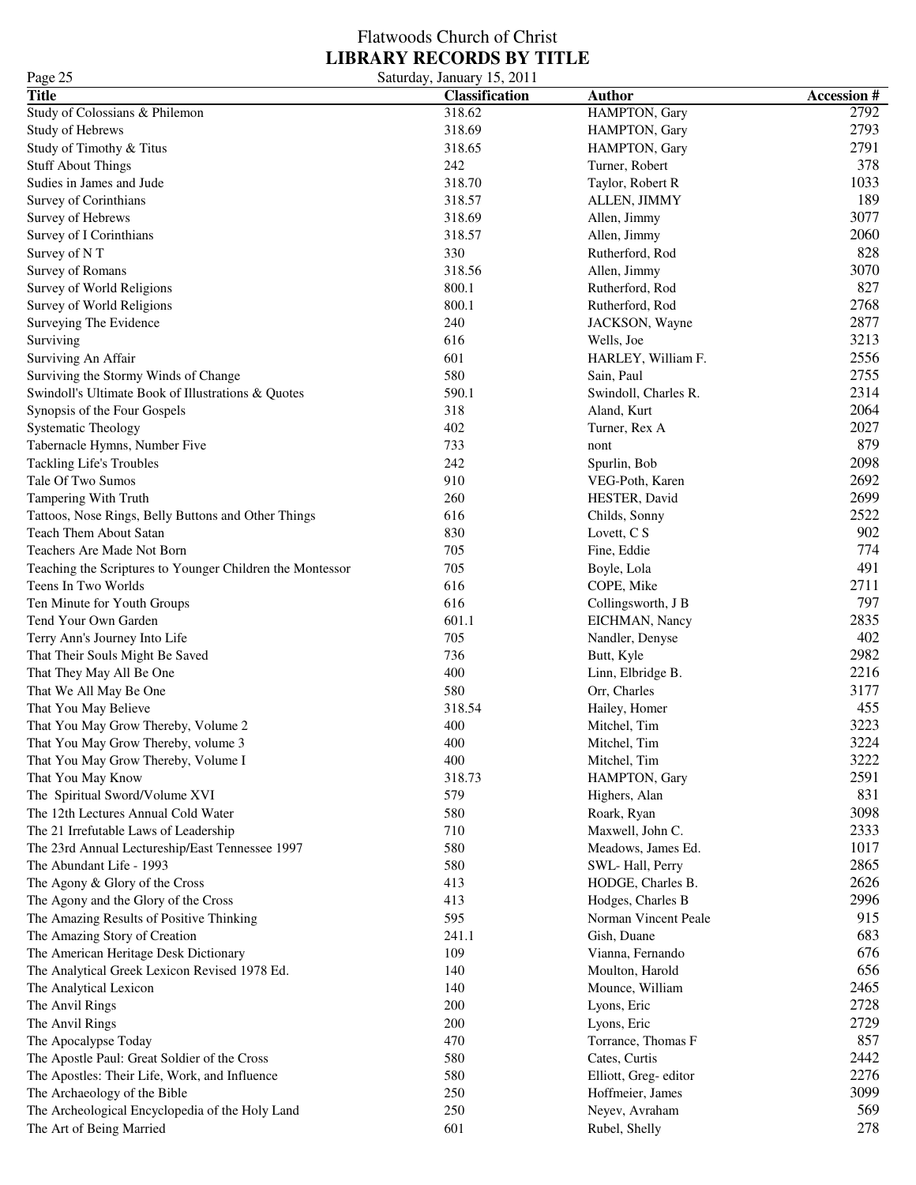Flatwoods Church of Christ

**LIBRARY RECORDS BY TITLE**

Saturday, January 15, 2011

| Title | Classification | Author | Accession # |
|---|---|---|---|
| Study of Colossians & Philemon | 318.62 | HAMPTON, Gary | 2792 |
| Study of Hebrews | 318.69 | HAMPTON, Gary | 2793 |
| Study of Timothy & Titus | 318.65 | HAMPTON, Gary | 2791 |
| Stuff About Things | 242 | Turner, Robert | 378 |
| Sudies in James and Jude | 318.70 | Taylor, Robert R | 1033 |
| Survey of Corinthians | 318.57 | ALLEN, JIMMY | 189 |
| Survey of Hebrews | 318.69 | Allen, Jimmy | 3077 |
| Survey of I Corinthians | 318.57 | Allen, Jimmy | 2060 |
| Survey of N T | 330 | Rutherford, Rod | 828 |
| Survey of Romans | 318.56 | Allen, Jimmy | 3070 |
| Survey of World Religions | 800.1 | Rutherford, Rod | 827 |
| Survey of World Religions | 800.1 | Rutherford, Rod | 2768 |
| Surveying The Evidence | 240 | JACKSON, Wayne | 2877 |
| Surviving | 616 | Wells, Joe | 3213 |
| Surviving An Affair | 601 | HARLEY, William F. | 2556 |
| Surviving the Stormy Winds of Change | 580 | Sain, Paul | 2755 |
| Swindoll's Ultimate Book of Illustrations & Quotes | 590.1 | Swindoll, Charles R. | 2314 |
| Synopsis of the Four Gospels | 318 | Aland, Kurt | 2064 |
| Systematic Theology | 402 | Turner, Rex A | 2027 |
| Tabernacle Hymns, Number Five | 733 | nont | 879 |
| Tackling Life's Troubles | 242 | Spurlin, Bob | 2098 |
| Tale Of Two Sumos | 910 | VEG-Poth, Karen | 2692 |
| Tampering With Truth | 260 | HESTER, David | 2699 |
| Tattoos, Nose Rings, Belly Buttons and Other Things | 616 | Childs, Sonny | 2522 |
| Teach Them About Satan | 830 | Lovett, C S | 902 |
| Teachers Are Made Not Born | 705 | Fine, Eddie | 774 |
| Teaching the Scriptures to Younger Children the Montessor | 705 | Boyle, Lola | 491 |
| Teens In Two Worlds | 616 | COPE, Mike | 2711 |
| Ten Minute for Youth Groups | 616 | Collingsworth, J B | 797 |
| Tend Your Own Garden | 601.1 | EICHMAN, Nancy | 2835 |
| Terry Ann's Journey Into Life | 705 | Nandler, Denyse | 402 |
| That Their Souls Might Be Saved | 736 | Butt, Kyle | 2982 |
| That They May All Be One | 400 | Linn, Elbridge B. | 2216 |
| That We All May Be One | 580 | Orr, Charles | 3177 |
| That You May Believe | 318.54 | Hailey, Homer | 455 |
| That You May Grow Thereby, Volume 2 | 400 | Mitchel, Tim | 3223 |
| That You May Grow Thereby, volume 3 | 400 | Mitchel, Tim | 3224 |
| That You May Grow Thereby, Volume I | 400 | Mitchel, Tim | 3222 |
| That You May Know | 318.73 | HAMPTON, Gary | 2591 |
| The Spiritual Sword/Volume XVI | 579 | Highers, Alan | 831 |
| The 12th Lectures Annual Cold Water | 580 | Roark, Ryan | 3098 |
| The 21 Irrefutable Laws of Leadership | 710 | Maxwell, John C. | 2333 |
| The 23rd Annual Lectureship/East Tennessee 1997 | 580 | Meadows, James Ed. | 1017 |
| The Abundant Life - 1993 | 580 | SWL- Hall, Perry | 2865 |
| The Agony & Glory of the Cross | 413 | HODGE, Charles B. | 2626 |
| The Agony and the Glory of the Cross | 413 | Hodges, Charles B | 2996 |
| The Amazing Results of Positive Thinking | 595 | Norman Vincent Peale | 915 |
| The Amazing Story of Creation | 241.1 | Gish, Duane | 683 |
| The American Heritage Desk Dictionary | 109 | Vianna, Fernando | 676 |
| The Analytical Greek Lexicon Revised 1978 Ed. | 140 | Moulton, Harold | 656 |
| The Analytical Lexicon | 140 | Mounce, William | 2465 |
| The Anvil Rings | 200 | Lyons, Eric | 2728 |
| The Anvil Rings | 200 | Lyons, Eric | 2729 |
| The Apocalypse Today | 470 | Torrance, Thomas F | 857 |
| The Apostle Paul: Great Soldier of the Cross | 580 | Cates, Curtis | 2442 |
| The Apostles: Their Life, Work, and Influence | 580 | Elliott, Greg- editor | 2276 |
| The Archaeology of the Bible | 250 | Hoffmeier, James | 3099 |
| The Archeological Encyclopedia of the Holy Land | 250 | Neyev, Avraham | 569 |
| The Art of Being Married | 601 | Rubel, Shelly | 278 |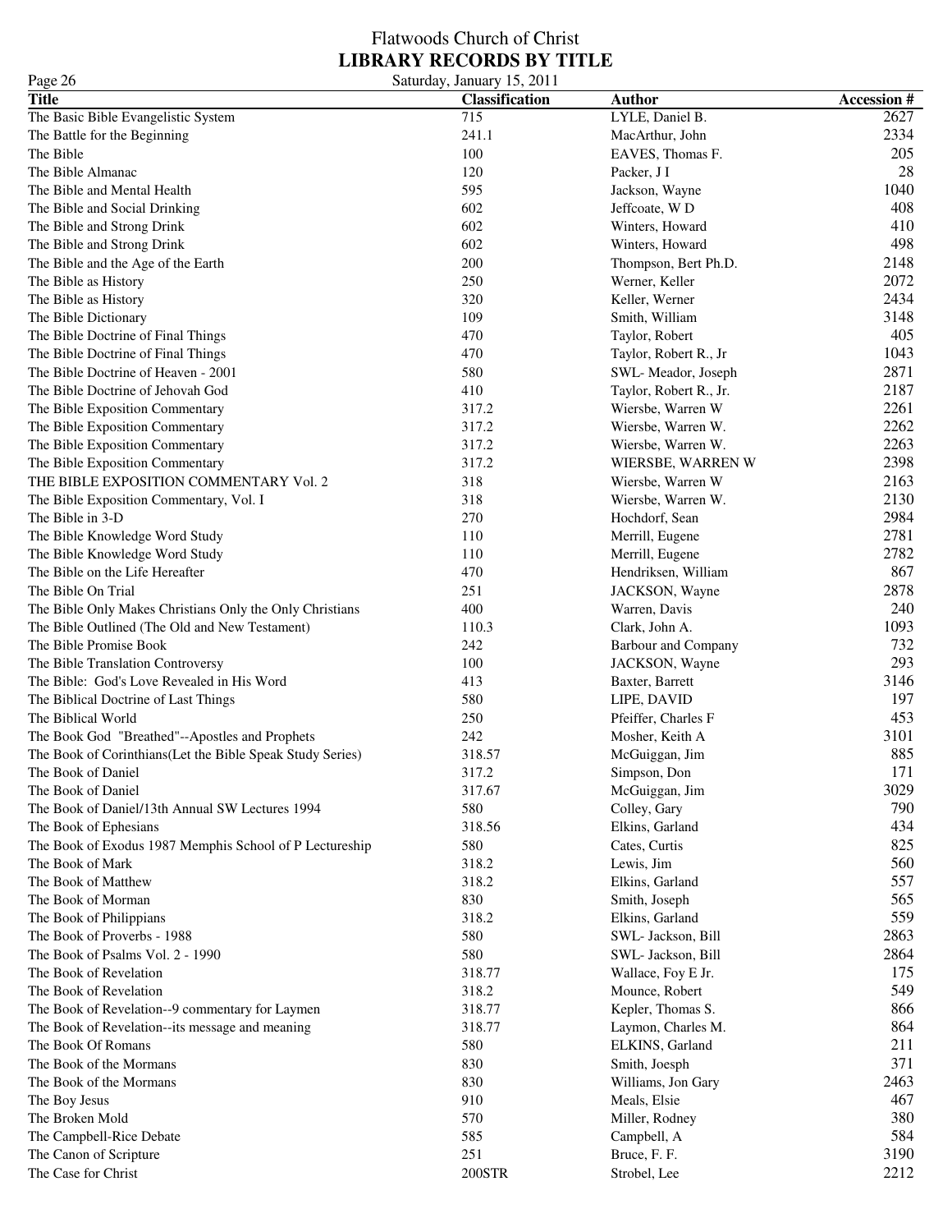| Title | Classification | Author | Accession # |
|---|---|---|---|
| The Basic Bible Evangelistic System | 715 | LYLE, Daniel B. | 2627 |
| The Battle for the Beginning | 241.1 | MacArthur, John | 2334 |
| The Bible | 100 | EAVES, Thomas F. | 205 |
| The Bible Almanac | 120 | Packer, J I | 28 |
| The Bible and Mental Health | 595 | Jackson, Wayne | 1040 |
| The Bible and Social Drinking | 602 | Jeffcoate, W D | 408 |
| The Bible and Strong Drink | 602 | Winters, Howard | 410 |
| The Bible and Strong Drink | 602 | Winters, Howard | 498 |
| The Bible and the Age of the Earth | 200 | Thompson, Bert Ph.D. | 2148 |
| The Bible as History | 250 | Werner, Keller | 2072 |
| The Bible as History | 320 | Keller, Werner | 2434 |
| The Bible Dictionary | 109 | Smith, William | 3148 |
| The Bible Doctrine of Final Things | 470 | Taylor, Robert | 405 |
| The Bible Doctrine of Final Things | 470 | Taylor, Robert R., Jr | 1043 |
| The Bible Doctrine of Heaven - 2001 | 580 | SWL- Meador, Joseph | 2871 |
| The Bible Doctrine of Jehovah God | 410 | Taylor, Robert R., Jr. | 2187 |
| The Bible Exposition Commentary | 317.2 | Wiersbe, Warren W | 2261 |
| The Bible Exposition Commentary | 317.2 | Wiersbe, Warren W. | 2262 |
| The Bible Exposition Commentary | 317.2 | Wiersbe, Warren W. | 2263 |
| The Bible Exposition Commentary | 317.2 | WIERSBE, WARREN W | 2398 |
| THE BIBLE EXPOSITION COMMENTARY Vol. 2 | 318 | Wiersbe, Warren W | 2163 |
| The Bible Exposition Commentary, Vol. I | 318 | Wiersbe, Warren W. | 2130 |
| The Bible in 3-D | 270 | Hochdorf, Sean | 2984 |
| The Bible Knowledge Word Study | 110 | Merrill, Eugene | 2781 |
| The Bible Knowledge Word Study | 110 | Merrill, Eugene | 2782 |
| The Bible on the Life Hereafter | 470 | Hendriksen, William | 867 |
| The Bible On Trial | 251 | JACKSON, Wayne | 2878 |
| The Bible Only Makes Christians Only the Only Christians | 400 | Warren, Davis | 240 |
| The Bible Outlined (The Old and New Testament) | 110.3 | Clark, John A. | 1093 |
| The Bible Promise Book | 242 | Barbour and Company | 732 |
| The Bible Translation Controversy | 100 | JACKSON, Wayne | 293 |
| The Bible: God's Love Revealed in His Word | 413 | Baxter, Barrett | 3146 |
| The Biblical Doctrine of Last Things | 580 | LIPE, DAVID | 197 |
| The Biblical World | 250 | Pfeiffer, Charles F | 453 |
| The Book God "Breathed"--Apostles and Prophets | 242 | Mosher, Keith A | 3101 |
| The Book of Corinthians(Let the Bible Speak Study Series) | 318.57 | McGuiggan, Jim | 885 |
| The Book of Daniel | 317.2 | Simpson, Don | 171 |
| The Book of Daniel | 317.67 | McGuiggan, Jim | 3029 |
| The Book of Daniel/13th Annual SW Lectures 1994 | 580 | Colley, Gary | 790 |
| The Book of Ephesians | 318.56 | Elkins, Garland | 434 |
| The Book of Exodus 1987 Memphis School of P Lectureship | 580 | Cates, Curtis | 825 |
| The Book of Mark | 318.2 | Lewis, Jim | 560 |
| The Book of Matthew | 318.2 | Elkins, Garland | 557 |
| The Book of Morman | 830 | Smith, Joseph | 565 |
| The Book of Philippians | 318.2 | Elkins, Garland | 559 |
| The Book of Proverbs - 1988 | 580 | SWL- Jackson, Bill | 2863 |
| The Book of Psalms Vol. 2 - 1990 | 580 | SWL- Jackson, Bill | 2864 |
| The Book of Revelation | 318.77 | Wallace, Foy E Jr. | 175 |
| The Book of Revelation | 318.2 | Mounce, Robert | 549 |
| The Book of Revelation--9 commentary for Laymen | 318.77 | Kepler, Thomas S. | 866 |
| The Book of Revelation--its message and meaning | 318.77 | Laymon, Charles M. | 864 |
| The Book Of Romans | 580 | ELKINS, Garland | 211 |
| The Book of the Mormans | 830 | Smith, Joesph | 371 |
| The Book of the Mormans | 830 | Williams, Jon Gary | 2463 |
| The Boy Jesus | 910 | Meals, Elsie | 467 |
| The Broken Mold | 570 | Miller, Rodney | 380 |
| The Campbell-Rice Debate | 585 | Campbell, A | 584 |
| The Canon of Scripture | 251 | Bruce, F. F. | 3190 |
| The Case for Christ | 200STR | Strobel, Lee | 2212 |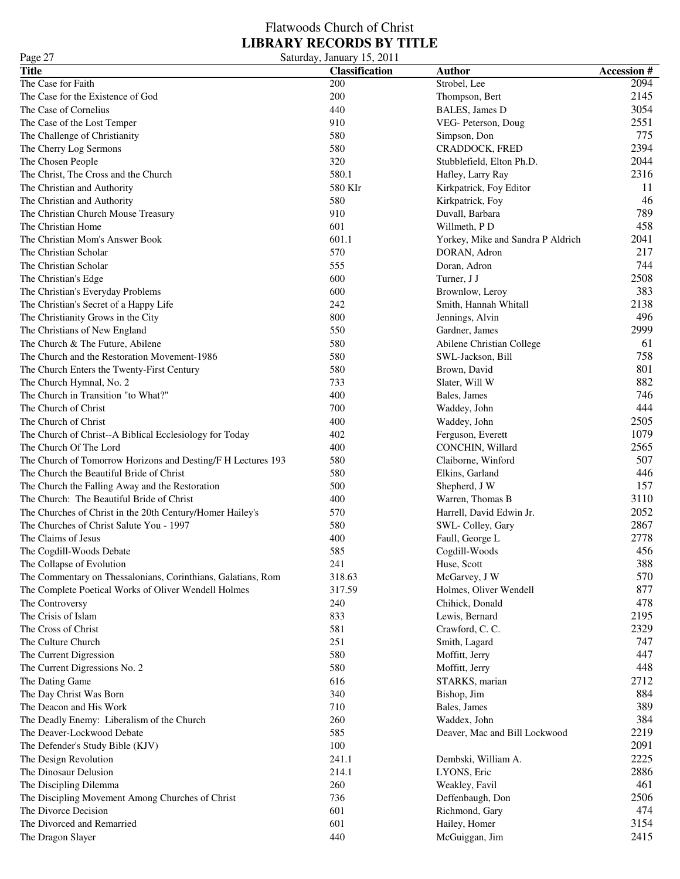# Flatwoods Church of Christ
## LIBRARY RECORDS BY TITLE

Saturday, January 15, 2011

| Title | Classification | Author | Accession # |
|---|---|---|---|
| The Case for Faith | 200 | Strobel, Lee | 2094 |
| The Case for the Existence of God | 200 | Thompson, Bert | 2145 |
| The Case of Cornelius | 440 | BALES, James D | 3054 |
| The Case of the Lost Temper | 910 | VEG- Peterson, Doug | 2551 |
| The Challenge of Christianity | 580 | Simpson, Don | 775 |
| The Cherry Log Sermons | 580 | CRADDOCK, FRED | 2394 |
| The Chosen People | 320 | Stubblefield, Elton Ph.D. | 2044 |
| The Christ, The Cross and the Church | 580.1 | Hafley, Larry Ray | 2316 |
| The Christian and Authority | 580 KIr | Kirkpatrick, Foy Editor | 11 |
| The Christian and Authority | 580 | Kirkpatrick, Foy | 46 |
| The Christian Church Mouse Treasury | 910 | Duvall, Barbara | 789 |
| The Christian Home | 601 | Willmeth, P D | 458 |
| The Christian Mom's Answer Book | 601.1 | Yorkey, Mike and Sandra P Aldrich | 2041 |
| The Christian Scholar | 570 | DORAN, Adron | 217 |
| The Christian Scholar | 555 | Doran, Adron | 744 |
| The Christian's Edge | 600 | Turner, J J | 2508 |
| The Christian's Everyday Problems | 600 | Brownlow, Leroy | 383 |
| The Christian's Secret of a Happy Life | 242 | Smith, Hannah Whitall | 2138 |
| The Christianity Grows in the City | 800 | Jennings, Alvin | 496 |
| The Christians of New England | 550 | Gardner, James | 2999 |
| The Church & The Future, Abilene | 580 | Abilene Christian College | 61 |
| The Church and the Restoration Movement-1986 | 580 | SWL-Jackson, Bill | 758 |
| The Church Enters the Twenty-First Century | 580 | Brown, David | 801 |
| The Church Hymnal, No. 2 | 733 | Slater, Will W | 882 |
| The Church in Transition "to What?" | 400 | Bales, James | 746 |
| The Church of Christ | 700 | Waddey, John | 444 |
| The Church of Christ | 400 | Waddey, John | 2505 |
| The Church of Christ--A Biblical Ecclesiology for Today | 402 | Ferguson, Everett | 1079 |
| The Church Of The Lord | 400 | CONCHIN, Willard | 2565 |
| The Church of Tomorrow Horizons and Desting/F H Lectures 193 | 580 | Claiborne, Winford | 507 |
| The Church the Beautiful Bride of Christ | 580 | Elkins, Garland | 446 |
| The Church the Falling Away and the Restoration | 500 | Shepherd, J W | 157 |
| The Church:  The Beautiful Bride of Christ | 400 | Warren, Thomas B | 3110 |
| The Churches of Christ in the 20th Century/Homer Hailey's | 570 | Harrell, David Edwin Jr. | 2052 |
| The Churches of Christ Salute You - 1997 | 580 | SWL- Colley, Gary | 2867 |
| The Claims of Jesus | 400 | Faull, George L | 2778 |
| The Cogdill-Woods Debate | 585 | Cogdill-Woods | 456 |
| The Collapse of Evolution | 241 | Huse, Scott | 388 |
| The Commentary on Thessalonians, Corinthians, Galatians, Rom | 318.63 | McGarvey, J W | 570 |
| The Complete Poetical Works of Oliver Wendell Holmes | 317.59 | Holmes, Oliver Wendell | 877 |
| The Controversy | 240 | Chihick, Donald | 478 |
| The Crisis of Islam | 833 | Lewis, Bernard | 2195 |
| The Cross of Christ | 581 | Crawford, C. C. | 2329 |
| The Culture Church | 251 | Smith, Lagard | 747 |
| The Current Digression | 580 | Moffitt, Jerry | 447 |
| The Current Digressions No. 2 | 580 | Moffitt, Jerry | 448 |
| The Dating Game | 616 | STARKS, marian | 2712 |
| The Day Christ Was Born | 340 | Bishop, Jim | 884 |
| The Deacon and His Work | 710 | Bales, James | 389 |
| The Deadly Enemy:  Liberalism of the Church | 260 | Waddex, John | 384 |
| The Deaver-Lockwood Debate | 585 | Deaver, Mac and Bill Lockwood | 2219 |
| The Defender's Study Bible (KJV) | 100 | | 2091 |
| The Design Revolution | 241.1 | Dembski, William A. | 2225 |
| The Dinosaur Delusion | 214.1 | LYONS, Eric | 2886 |
| The Discipling Dilemma | 260 | Weakley, Favil | 461 |
| The Discipling Movement Among Churches of Christ | 736 | Deffenbaugh, Don | 2506 |
| The Divorce Decision | 601 | Richmond, Gary | 474 |
| The Divorced and Remarried | 601 | Hailey, Homer | 3154 |
| The Dragon Slayer | 440 | McGuiggan, Jim | 2415 |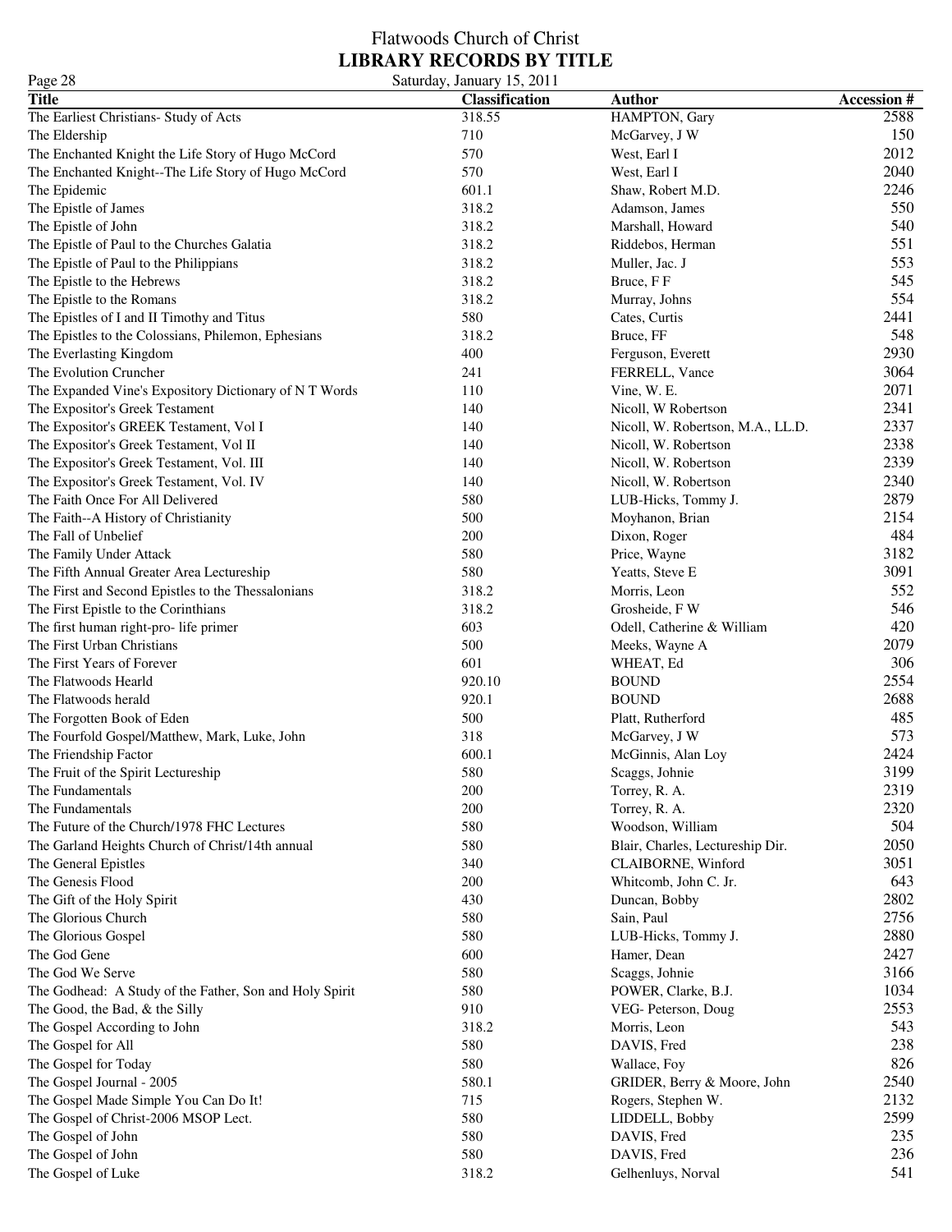# Flatwoods Church of Christ

## LIBRARY RECORDS BY TITLE

Saturday, January 15, 2011

| Title | Classification | Author | Accession # |
|---|---|---|---|
| The Earliest Christians- Study of Acts | 318.55 | HAMPTON, Gary | 2588 |
| The Eldership | 710 | McGarvey, J W | 150 |
| The Enchanted Knight the Life Story of Hugo McCord | 570 | West, Earl I | 2012 |
| The Enchanted Knight--The Life Story of Hugo McCord | 570 | West, Earl I | 2040 |
| The Epidemic | 601.1 | Shaw, Robert M.D. | 2246 |
| The Epistle of James | 318.2 | Adamson, James | 550 |
| The Epistle of John | 318.2 | Marshall, Howard | 540 |
| The Epistle of Paul to the Churches Galatia | 318.2 | Riddebos, Herman | 551 |
| The Epistle of Paul to the Philippians | 318.2 | Muller, Jac. J | 553 |
| The Epistle to the Hebrews | 318.2 | Bruce, F F | 545 |
| The Epistle to the Romans | 318.2 | Murray, Johns | 554 |
| The Epistles of I and II Timothy and Titus | 580 | Cates, Curtis | 2441 |
| The Epistles to the Colossians, Philemon, Ephesians | 318.2 | Bruce, FF | 548 |
| The Everlasting Kingdom | 400 | Ferguson, Everett | 2930 |
| The Evolution Cruncher | 241 | FERRELL, Vance | 3064 |
| The Expanded Vine's Expository Dictionary of N T Words | 110 | Vine, W. E. | 2071 |
| The Expositor's Greek Testament | 140 | Nicoll, W Robertson | 2341 |
| The Expositor's GREEK Testament, Vol I | 140 | Nicoll, W. Robertson, M.A., LL.D. | 2337 |
| The Expositor's Greek Testament, Vol II | 140 | Nicoll, W. Robertson | 2338 |
| The Expositor's Greek Testament, Vol. III | 140 | Nicoll, W. Robertson | 2339 |
| The Expositor's Greek Testament, Vol. IV | 140 | Nicoll, W. Robertson | 2340 |
| The Faith Once For All Delivered | 580 | LUB-Hicks, Tommy J. | 2879 |
| The Faith--A History of Christianity | 500 | Moyhanon, Brian | 2154 |
| The Fall of Unbelief | 200 | Dixon, Roger | 484 |
| The Family Under Attack | 580 | Price, Wayne | 3182 |
| The Fifth Annual Greater Area Lectureship | 580 | Yeatts, Steve E | 3091 |
| The First and Second Epistles to the Thessalonians | 318.2 | Morris, Leon | 552 |
| The First Epistle to the Corinthians | 318.2 | Grosheide, F W | 546 |
| The first human right-pro- life primer | 603 | Odell, Catherine & William | 420 |
| The First Urban Christians | 500 | Meeks, Wayne A | 2079 |
| The First Years of Forever | 601 | WHEAT, Ed | 306 |
| The Flatwoods Hearld | 920.10 | BOUND | 2554 |
| The Flatwoods herald | 920.1 | BOUND | 2688 |
| The Forgotten Book of Eden | 500 | Platt, Rutherford | 485 |
| The Fourfold Gospel/Matthew, Mark, Luke, John | 318 | McGarvey, J W | 573 |
| The Friendship Factor | 600.1 | McGinnis, Alan Loy | 2424 |
| The Fruit of the Spirit Lectureship | 580 | Scaggs, Johnie | 3199 |
| The Fundamentals | 200 | Torrey, R. A. | 2319 |
| The Fundamentals | 200 | Torrey, R. A. | 2320 |
| The Future of the Church/1978 FHC Lectures | 580 | Woodson, William | 504 |
| The Garland Heights Church of Christ/14th annual | 580 | Blair, Charles, Lectureship Dir. | 2050 |
| The General Epistles | 340 | CLAIBORNE, Winford | 3051 |
| The Genesis Flood | 200 | Whitcomb, John C. Jr. | 643 |
| The Gift of the Holy Spirit | 430 | Duncan, Bobby | 2802 |
| The Glorious Church | 580 | Sain, Paul | 2756 |
| The Glorious Gospel | 580 | LUB-Hicks, Tommy J. | 2880 |
| The God Gene | 600 | Hamer, Dean | 2427 |
| The God We Serve | 580 | Scaggs, Johnie | 3166 |
| The Godhead: A Study of the Father, Son and Holy Spirit | 580 | POWER, Clarke, B.J. | 1034 |
| The Good, the Bad, & the Silly | 910 | VEG- Peterson, Doug | 2553 |
| The Gospel According to John | 318.2 | Morris, Leon | 543 |
| The Gospel for All | 580 | DAVIS, Fred | 238 |
| The Gospel for Today | 580 | Wallace, Foy | 826 |
| The Gospel Journal - 2005 | 580.1 | GRIDER, Berry & Moore, John | 2540 |
| The Gospel Made Simple You Can Do It! | 715 | Rogers, Stephen W. | 2132 |
| The Gospel of Christ-2006 MSOP Lect. | 580 | LIDDELL, Bobby | 2599 |
| The Gospel of John | 580 | DAVIS, Fred | 235 |
| The Gospel of John | 580 | DAVIS, Fred | 236 |
| The Gospel of Luke | 318.2 | Gelhenluys, Norval | 541 |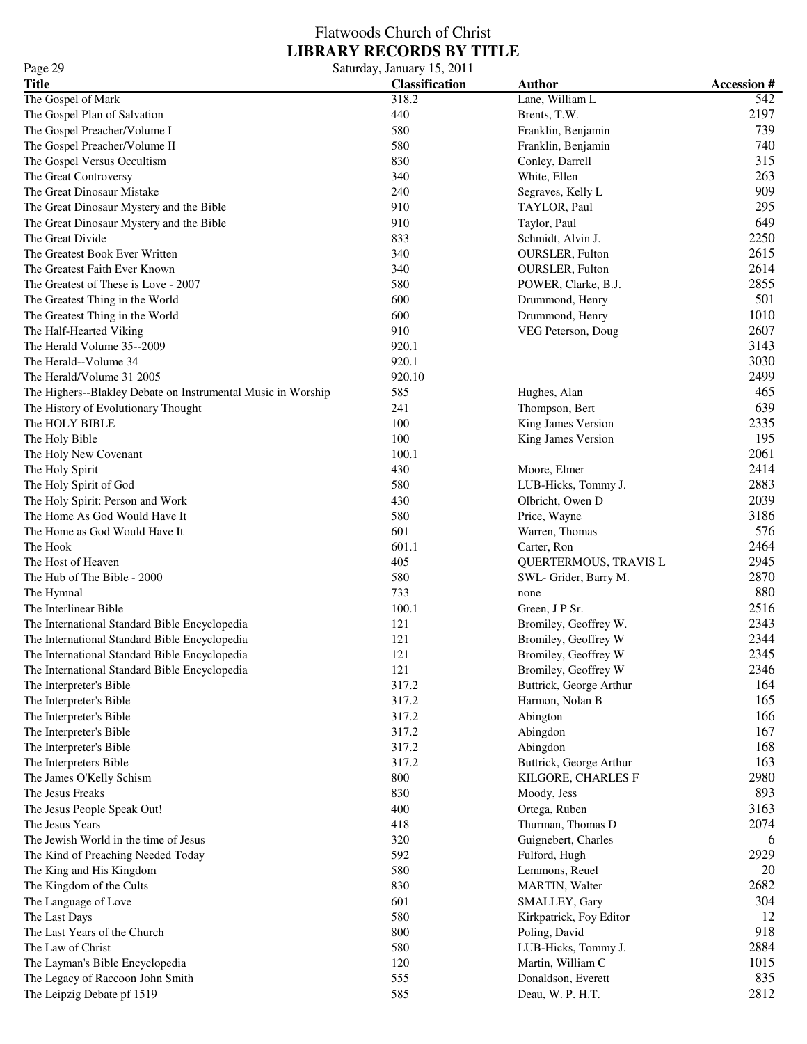# Flatwoods Church of Christ
## LIBRARY RECORDS BY TITLE

Saturday, January 15, 2011

| Title | Classification | Author | Accession # |
|---|---|---|---|
| The Gospel of Mark | 318.2 | Lane, William L | 542 |
| The Gospel Plan of Salvation | 440 | Brents, T.W. | 2197 |
| The Gospel Preacher/Volume I | 580 | Franklin, Benjamin | 739 |
| The Gospel Preacher/Volume II | 580 | Franklin, Benjamin | 740 |
| The Gospel Versus Occultism | 830 | Conley, Darrell | 315 |
| The Great Controversy | 340 | White, Ellen | 263 |
| The Great Dinosaur Mistake | 240 | Segraves, Kelly L | 909 |
| The Great Dinosaur Mystery and the Bible | 910 | TAYLOR, Paul | 295 |
| The Great Dinosaur Mystery and the Bible | 910 | Taylor, Paul | 649 |
| The Great Divide | 833 | Schmidt, Alvin J. | 2250 |
| The Greatest Book Ever Written | 340 | OURSLER, Fulton | 2615 |
| The Greatest Faith Ever Known | 340 | OURSLER, Fulton | 2614 |
| The Greatest of These is Love - 2007 | 580 | POWER, Clarke, B.J. | 2855 |
| The Greatest Thing in the World | 600 | Drummond, Henry | 501 |
| The Greatest Thing in the World | 600 | Drummond, Henry | 1010 |
| The Half-Hearted Viking | 910 | VEG Peterson, Doug | 2607 |
| The Herald Volume 35--2009 | 920.1 | | 3143 |
| The Herald--Volume 34 | 920.1 | | 3030 |
| The Herald/Volume 31 2005 | 920.10 | | 2499 |
| The Highers--Blakley Debate on Instrumental Music in Worship | 585 | Hughes, Alan | 465 |
| The History of Evolutionary Thought | 241 | Thompson, Bert | 639 |
| The HOLY BIBLE | 100 | King James Version | 2335 |
| The Holy Bible | 100 | King James Version | 195 |
| The Holy New Covenant | 100.1 | | 2061 |
| The Holy Spirit | 430 | Moore, Elmer | 2414 |
| The Holy Spirit of God | 580 | LUB-Hicks, Tommy J. | 2883 |
| The Holy Spirit: Person and Work | 430 | Olbricht, Owen D | 2039 |
| The Home As God Would Have It | 580 | Price, Wayne | 3186 |
| The Home as God Would Have It | 601 | Warren, Thomas | 576 |
| The Hook | 601.1 | Carter, Ron | 2464 |
| The Host of Heaven | 405 | QUERTERMOUS, TRAVIS L | 2945 |
| The Hub of The Bible - 2000 | 580 | SWL- Grider, Barry M. | 2870 |
| The Hymnal | 733 | none | 880 |
| The Interlinear Bible | 100.1 | Green, J P Sr. | 2516 |
| The International Standard Bible Encyclopedia | 121 | Bromiley, Geoffrey W. | 2343 |
| The International Standard Bible Encyclopedia | 121 | Bromiley, Geoffrey W | 2344 |
| The International Standard Bible Encyclopedia | 121 | Bromiley, Geoffrey W | 2345 |
| The International Standard Bible Encyclopedia | 121 | Bromiley, Geoffrey W | 2346 |
| The Interpreter's Bible | 317.2 | Buttrick, George Arthur | 164 |
| The Interpreter's Bible | 317.2 | Harmon, Nolan B | 165 |
| The Interpreter's Bible | 317.2 | Abington | 166 |
| The Interpreter's Bible | 317.2 | Abingdon | 167 |
| The Interpreter's Bible | 317.2 | Abingdon | 168 |
| The Interpreters Bible | 317.2 | Buttrick, George Arthur | 163 |
| The James O'Kelly Schism | 800 | KILGORE, CHARLES F | 2980 |
| The Jesus Freaks | 830 | Moody, Jess | 893 |
| The Jesus People Speak Out! | 400 | Ortega, Ruben | 3163 |
| The Jesus Years | 418 | Thurman, Thomas D | 2074 |
| The Jewish World in the time of Jesus | 320 | Guignebert, Charles | 6 |
| The Kind of Preaching Needed Today | 592 | Fulford, Hugh | 2929 |
| The King and His Kingdom | 580 | Lemmons, Reuel | 20 |
| The Kingdom of the Cults | 830 | MARTIN, Walter | 2682 |
| The Language of Love | 601 | SMALLEY, Gary | 304 |
| The Last Days | 580 | Kirkpatrick, Foy Editor | 12 |
| The Last Years of the Church | 800 | Poling, David | 918 |
| The Law of Christ | 580 | LUB-Hicks, Tommy J. | 2884 |
| The Layman's Bible Encyclopedia | 120 | Martin, William C | 1015 |
| The Legacy of Raccoon John Smith | 555 | Donaldson, Everett | 835 |
| The Leipzig Debate pf 1519 | 585 | Deau, W. P. H.T. | 2812 |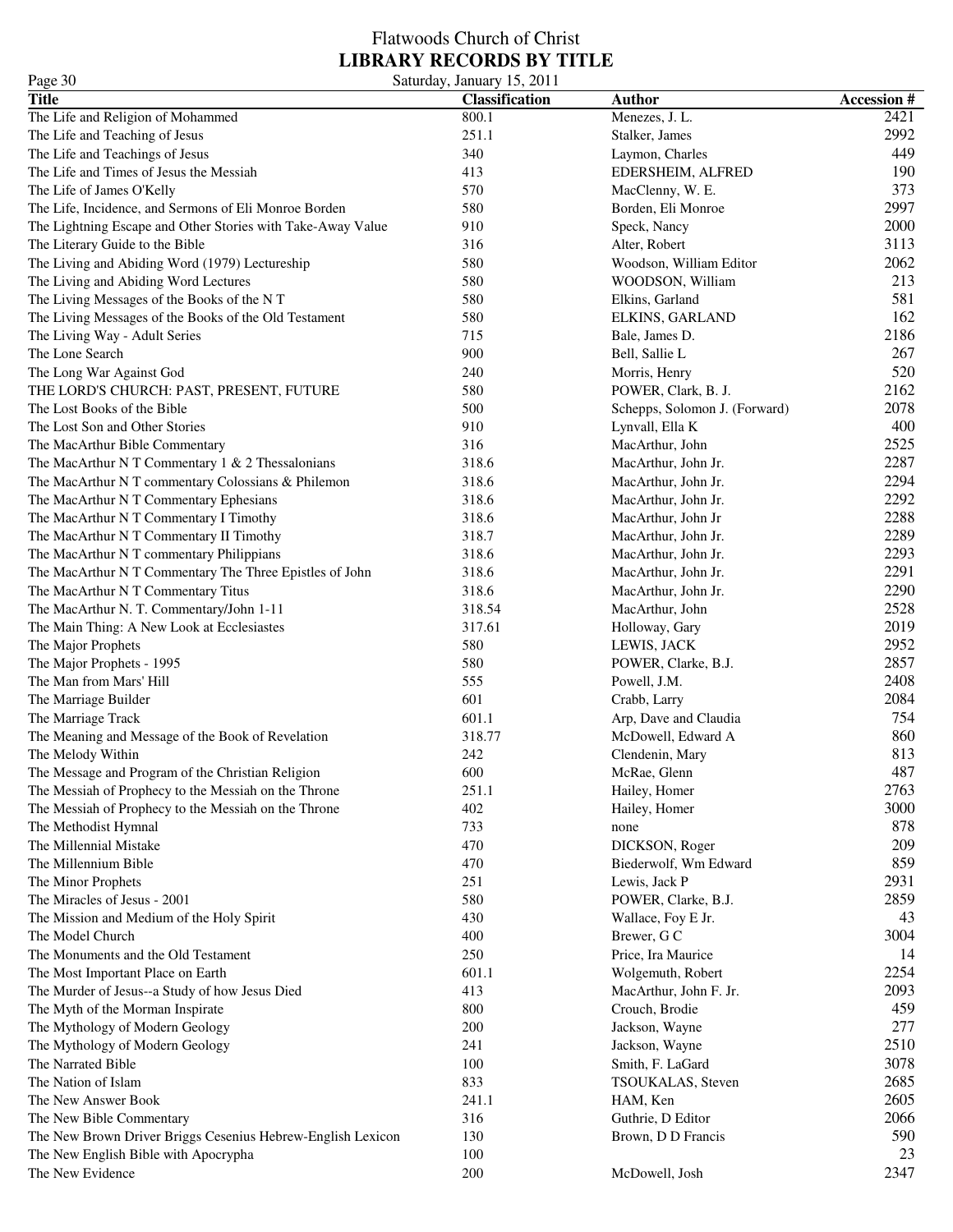# Flatwoods Church of Christ
## LIBRARY RECORDS BY TITLE

Saturday, January 15, 2011

| Title | Classification | Author | Accession # |
|---|---|---|---|
| The Life and Religion of Mohammed | 800.1 | Menezes, J. L. | 2421 |
| The Life and Teaching of Jesus | 251.1 | Stalker, James | 2992 |
| The Life and Teachings of Jesus | 340 | Laymon, Charles | 449 |
| The Life and Times of Jesus the Messiah | 413 | EDERSHEIM, ALFRED | 190 |
| The Life of James O'Kelly | 570 | MacClenny, W. E. | 373 |
| The Life, Incidence, and Sermons of Eli Monroe Borden | 580 | Borden, Eli Monroe | 2997 |
| The Lightning Escape and Other Stories with Take-Away Value | 910 | Speck, Nancy | 2000 |
| The Literary Guide to the Bible | 316 | Alter, Robert | 3113 |
| The Living and Abiding Word (1979) Lectureship | 580 | Woodson, William Editor | 2062 |
| The Living and Abiding Word Lectures | 580 | WOODSON, William | 213 |
| The Living Messages of the Books of the N T | 580 | Elkins, Garland | 581 |
| The Living Messages of the Books of the Old Testament | 580 | ELKINS, GARLAND | 162 |
| The Living Way - Adult Series | 715 | Bale, James D. | 2186 |
| The Lone Search | 900 | Bell, Sallie L | 267 |
| The Long War Against God | 240 | Morris, Henry | 520 |
| THE LORD'S CHURCH: PAST, PRESENT, FUTURE | 580 | POWER, Clark, B. J. | 2162 |
| The Lost Books of the Bible | 500 | Schepps, Solomon J. (Forward) | 2078 |
| The Lost Son and Other Stories | 910 | Lynvall, Ella K | 400 |
| The MacArthur Bible Commentary | 316 | MacArthur, John | 2525 |
| The MacArthur N T Commentary 1 & 2 Thessalonians | 318.6 | MacArthur, John Jr. | 2287 |
| The MacArthur N T commentary Colossians & Philemon | 318.6 | MacArthur, John Jr. | 2294 |
| The MacArthur N T Commentary Ephesians | 318.6 | MacArthur, John Jr. | 2292 |
| The MacArthur N T Commentary I Timothy | 318.6 | MacArthur, John Jr | 2288 |
| The MacArthur N T Commentary II Timothy | 318.7 | MacArthur, John Jr. | 2289 |
| The MacArthur N T commentary Philippians | 318.6 | MacArthur, John Jr. | 2293 |
| The MacArthur N T Commentary The Three Epistles of John | 318.6 | MacArthur, John Jr. | 2291 |
| The MacArthur N T Commentary Titus | 318.6 | MacArthur, John Jr. | 2290 |
| The MacArthur N. T. Commentary/John 1-11 | 318.54 | MacArthur, John | 2528 |
| The Main Thing: A New Look at Ecclesiastes | 317.61 | Holloway, Gary | 2019 |
| The Major Prophets | 580 | LEWIS, JACK | 2952 |
| The Major Prophets - 1995 | 580 | POWER, Clarke, B.J. | 2857 |
| The Man from Mars' Hill | 555 | Powell, J.M. | 2408 |
| The Marriage Builder | 601 | Crabb, Larry | 2084 |
| The Marriage Track | 601.1 | Arp, Dave and Claudia | 754 |
| The Meaning and Message of the Book of Revelation | 318.77 | McDowell, Edward A | 860 |
| The Melody Within | 242 | Clendenin, Mary | 813 |
| The Message and Program of the Christian Religion | 600 | McRae, Glenn | 487 |
| The Messiah of Prophecy to the Messiah on the Throne | 251.1 | Hailey, Homer | 2763 |
| The Messiah of Prophecy to the Messiah on the Throne | 402 | Hailey, Homer | 3000 |
| The Methodist Hymnal | 733 | none | 878 |
| The Millennial Mistake | 470 | DICKSON, Roger | 209 |
| The Millennium Bible | 470 | Biederwolf, Wm Edward | 859 |
| The Minor Prophets | 251 | Lewis, Jack P | 2931 |
| The Miracles of Jesus - 2001 | 580 | POWER, Clarke, B.J. | 2859 |
| The Mission and Medium of the Holy Spirit | 430 | Wallace, Foy E Jr. | 43 |
| The Model Church | 400 | Brewer, G C | 3004 |
| The Monuments and the Old Testament | 250 | Price, Ira Maurice | 14 |
| The Most Important Place on Earth | 601.1 | Wolgemuth, Robert | 2254 |
| The Murder of Jesus--a Study of how Jesus Died | 413 | MacArthur, John F. Jr. | 2093 |
| The Myth of the Morman Inspirate | 800 | Crouch, Brodie | 459 |
| The Mythology of Modern Geology | 200 | Jackson, Wayne | 277 |
| The Mythology of Modern Geology | 241 | Jackson, Wayne | 2510 |
| The Narrated Bible | 100 | Smith, F. LaGard | 3078 |
| The Nation of Islam | 833 | TSOUKALAS, Steven | 2685 |
| The New Answer Book | 241.1 | HAM, Ken | 2605 |
| The New Bible Commentary | 316 | Guthrie, D Editor | 2066 |
| The New Brown Driver Briggs Cesenius Hebrew-English Lexicon | 130 | Brown, D D Francis | 590 |
| The New English Bible with Apocrypha | 100 | | 23 |
| The New Evidence | 200 | McDowell, Josh | 2347 |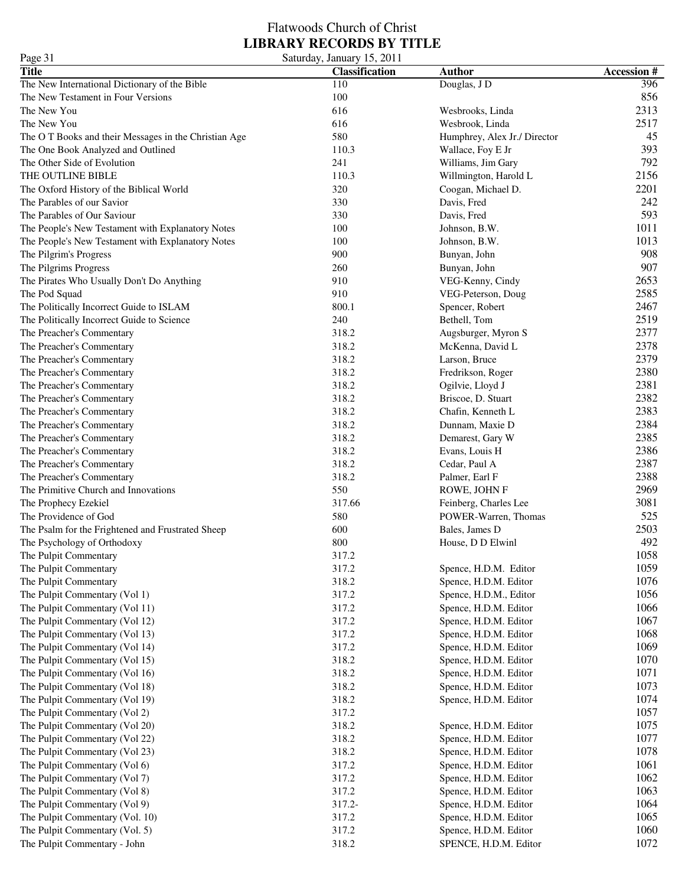# Flatwoods Church of Christ
## LIBRARY RECORDS BY TITLE

Saturday, January 15, 2011

| Title | Classification | Author | Accession # |
|---|---|---|---|
| The New International Dictionary of the Bible | 110 | Douglas, J D | 396 |
| The New Testament in Four Versions | 100 | | 856 |
| The New You | 616 | Wesbrooks, Linda | 2313 |
| The New You | 616 | Wesbrook, Linda | 2517 |
| The O T Books and their Messages in the Christian Age | 580 | Humphrey, Alex Jr./ Director | 45 |
| The One Book Analyzed and Outlined | 110.3 | Wallace, Foy E Jr | 393 |
| The Other Side of Evolution | 241 | Williams, Jim Gary | 792 |
| THE OUTLINE BIBLE | 110.3 | Willmington, Harold L | 2156 |
| The Oxford History of the Biblical World | 320 | Coogan, Michael D. | 2201 |
| The Parables of our Savior | 330 | Davis, Fred | 242 |
| The Parables of Our Saviour | 330 | Davis, Fred | 593 |
| The People's New Testament with Explanatory Notes | 100 | Johnson, B.W. | 1011 |
| The People's New Testament with Explanatory Notes | 100 | Johnson, B.W. | 1013 |
| The Pilgrim's Progress | 900 | Bunyan, John | 908 |
| The Pilgrims Progress | 260 | Bunyan, John | 907 |
| The Pirates Who Usually Don't Do Anything | 910 | VEG-Kenny, Cindy | 2653 |
| The Pod Squad | 910 | VEG-Peterson, Doug | 2585 |
| The Politically Incorrect Guide to ISLAM | 800.1 | Spencer, Robert | 2467 |
| The Politically Incorrect Guide to Science | 240 | Bethell, Tom | 2519 |
| The Preacher's Commentary | 318.2 | Augsburger, Myron S | 2377 |
| The Preacher's Commentary | 318.2 | McKenna, David L | 2378 |
| The Preacher's Commentary | 318.2 | Larson, Bruce | 2379 |
| The Preacher's Commentary | 318.2 | Fredrikson, Roger | 2380 |
| The Preacher's Commentary | 318.2 | Ogilvie, Lloyd J | 2381 |
| The Preacher's Commentary | 318.2 | Briscoe, D. Stuart | 2382 |
| The Preacher's Commentary | 318.2 | Chafin, Kenneth L | 2383 |
| The Preacher's Commentary | 318.2 | Dunnam, Maxie D | 2384 |
| The Preacher's Commentary | 318.2 | Demarest, Gary W | 2385 |
| The Preacher's Commentary | 318.2 | Evans, Louis H | 2386 |
| The Preacher's Commentary | 318.2 | Cedar, Paul A | 2387 |
| The Preacher's Commentary | 318.2 | Palmer, Earl F | 2388 |
| The Primitive Church and Innovations | 550 | ROWE, JOHN F | 2969 |
| The Prophecy Ezekiel | 317.66 | Feinberg, Charles Lee | 3081 |
| The Providence of God | 580 | POWER-Warren, Thomas | 525 |
| The Psalm for the Frightened and Frustrated Sheep | 600 | Bales, James D | 2503 |
| The Psychology of Orthodoxy | 800 | House, D D Elwinl | 492 |
| The Pulpit Commentary | 317.2 | | 1058 |
| The Pulpit Commentary | 317.2 | Spence, H.D.M. Editor | 1059 |
| The Pulpit Commentary | 318.2 | Spence, H.D.M. Editor | 1076 |
| The Pulpit Commentary (Vol 1) | 317.2 | Spence, H.D.M., Editor | 1056 |
| The Pulpit Commentary (Vol 11) | 317.2 | Spence, H.D.M. Editor | 1066 |
| The Pulpit Commentary (Vol 12) | 317.2 | Spence, H.D.M. Editor | 1067 |
| The Pulpit Commentary (Vol 13) | 317.2 | Spence, H.D.M. Editor | 1068 |
| The Pulpit Commentary (Vol 14) | 317.2 | Spence, H.D.M. Editor | 1069 |
| The Pulpit Commentary (Vol 15) | 318.2 | Spence, H.D.M. Editor | 1070 |
| The Pulpit Commentary (Vol 16) | 318.2 | Spence, H.D.M. Editor | 1071 |
| The Pulpit Commentary (Vol 18) | 318.2 | Spence, H.D.M. Editor | 1073 |
| The Pulpit Commentary (Vol 19) | 318.2 | Spence, H.D.M. Editor | 1074 |
| The Pulpit Commentary (Vol 2) | 317.2 | | 1057 |
| The Pulpit Commentary (Vol 20) | 318.2 | Spence, H.D.M. Editor | 1075 |
| The Pulpit Commentary (Vol 22) | 318.2 | Spence, H.D.M. Editor | 1077 |
| The Pulpit Commentary (Vol 23) | 318.2 | Spence, H.D.M. Editor | 1078 |
| The Pulpit Commentary (Vol 6) | 317.2 | Spence, H.D.M. Editor | 1061 |
| The Pulpit Commentary (Vol 7) | 317.2 | Spence, H.D.M. Editor | 1062 |
| The Pulpit Commentary (Vol 8) | 317.2 | Spence, H.D.M. Editor | 1063 |
| The Pulpit Commentary (Vol 9) | 317.2- | Spence, H.D.M. Editor | 1064 |
| The Pulpit Commentary (Vol. 10) | 317.2 | Spence, H.D.M. Editor | 1065 |
| The Pulpit Commentary (Vol. 5) | 317.2 | Spence, H.D.M. Editor | 1060 |
| The Pulpit Commentary - John | 318.2 | SPENCE, H.D.M. Editor | 1072 |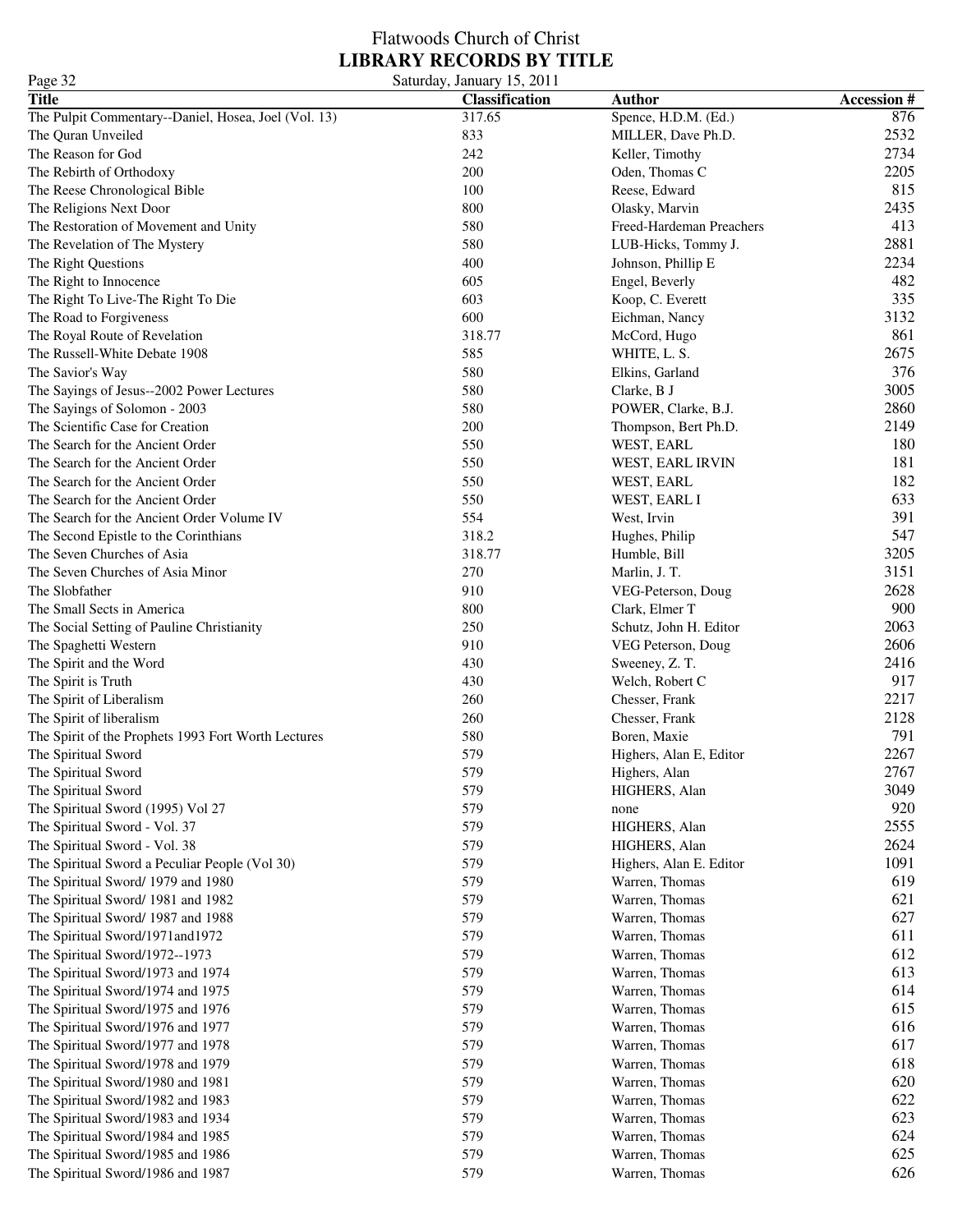# Flatwoods Church of Christ
## LIBRARY RECORDS BY TITLE

Saturday, January 15, 2011

| Title | Classification | Author | Accession # |
|---|---|---|---|
| The Pulpit Commentary--Daniel, Hosea, Joel (Vol. 13) | 317.65 | Spence, H.D.M. (Ed.) | 876 |
| The Quran Unveiled | 833 | MILLER, Dave Ph.D. | 2532 |
| The Reason for God | 242 | Keller, Timothy | 2734 |
| The Rebirth of Orthodoxy | 200 | Oden, Thomas C | 2205 |
| The Reese Chronological Bible | 100 | Reese, Edward | 815 |
| The Religions Next Door | 800 | Olasky, Marvin | 2435 |
| The Restoration of Movement and Unity | 580 | Freed-Hardeman Preachers | 413 |
| The Revelation of The Mystery | 580 | LUB-Hicks, Tommy J. | 2881 |
| The Right Questions | 400 | Johnson, Phillip E | 2234 |
| The Right to Innocence | 605 | Engel, Beverly | 482 |
| The Right To Live-The Right To Die | 603 | Koop, C. Everett | 335 |
| The Road to Forgiveness | 600 | Eichman, Nancy | 3132 |
| The Royal Route of Revelation | 318.77 | McCord, Hugo | 861 |
| The Russell-White Debate 1908 | 585 | WHITE, L. S. | 2675 |
| The Savior's Way | 580 | Elkins, Garland | 376 |
| The Sayings of Jesus--2002 Power Lectures | 580 | Clarke, B J | 3005 |
| The Sayings of Solomon - 2003 | 580 | POWER, Clarke, B.J. | 2860 |
| The Scientific Case for Creation | 200 | Thompson, Bert Ph.D. | 2149 |
| The Search for the Ancient Order | 550 | WEST, EARL | 180 |
| The Search for the Ancient Order | 550 | WEST, EARL IRVIN | 181 |
| The Search for the Ancient Order | 550 | WEST, EARL | 182 |
| The Search for the Ancient Order | 550 | WEST, EARL I | 633 |
| The Search for the Ancient Order Volume IV | 554 | West, Irvin | 391 |
| The Second Epistle to the Corinthians | 318.2 | Hughes, Philip | 547 |
| The Seven Churches of Asia | 318.77 | Humble, Bill | 3205 |
| The Seven Churches of Asia Minor | 270 | Marlin, J. T. | 3151 |
| The Slobfather | 910 | VEG-Peterson, Doug | 2628 |
| The Small Sects in America | 800 | Clark, Elmer T | 900 |
| The Social Setting of Pauline Christianity | 250 | Schutz, John H. Editor | 2063 |
| The Spaghetti Western | 910 | VEG Peterson, Doug | 2606 |
| The Spirit and the Word | 430 | Sweeney, Z. T. | 2416 |
| The Spirit is Truth | 430 | Welch, Robert C | 917 |
| The Spirit of Liberalism | 260 | Chesser, Frank | 2217 |
| The Spirit of liberalism | 260 | Chesser, Frank | 2128 |
| The Spirit of the Prophets 1993 Fort Worth Lectures | 580 | Boren, Maxie | 791 |
| The Spiritual Sword | 579 | Highers, Alan E, Editor | 2267 |
| The Spiritual Sword | 579 | Highers, Alan | 2767 |
| The Spiritual Sword | 579 | HIGHERS, Alan | 3049 |
| The Spiritual Sword (1995) Vol 27 | 579 | none | 920 |
| The Spiritual Sword - Vol. 37 | 579 | HIGHERS, Alan | 2555 |
| The Spiritual Sword - Vol. 38 | 579 | HIGHERS, Alan | 2624 |
| The Spiritual Sword a Peculiar People (Vol 30) | 579 | Highers, Alan E. Editor | 1091 |
| The Spiritual Sword/ 1979 and 1980 | 579 | Warren, Thomas | 619 |
| The Spiritual Sword/ 1981 and 1982 | 579 | Warren, Thomas | 621 |
| The Spiritual Sword/ 1987 and 1988 | 579 | Warren, Thomas | 627 |
| The Spiritual Sword/1971and1972 | 579 | Warren, Thomas | 611 |
| The Spiritual Sword/1972--1973 | 579 | Warren, Thomas | 612 |
| The Spiritual Sword/1973 and 1974 | 579 | Warren, Thomas | 613 |
| The Spiritual Sword/1974 and 1975 | 579 | Warren, Thomas | 614 |
| The Spiritual Sword/1975 and 1976 | 579 | Warren, Thomas | 615 |
| The Spiritual Sword/1976 and 1977 | 579 | Warren, Thomas | 616 |
| The Spiritual Sword/1977 and 1978 | 579 | Warren, Thomas | 617 |
| The Spiritual Sword/1978 and 1979 | 579 | Warren, Thomas | 618 |
| The Spiritual Sword/1980 and 1981 | 579 | Warren, Thomas | 620 |
| The Spiritual Sword/1982 and 1983 | 579 | Warren, Thomas | 622 |
| The Spiritual Sword/1983 and 1934 | 579 | Warren, Thomas | 623 |
| The Spiritual Sword/1984 and 1985 | 579 | Warren, Thomas | 624 |
| The Spiritual Sword/1985 and 1986 | 579 | Warren, Thomas | 625 |
| The Spiritual Sword/1986 and 1987 | 579 | Warren, Thomas | 626 |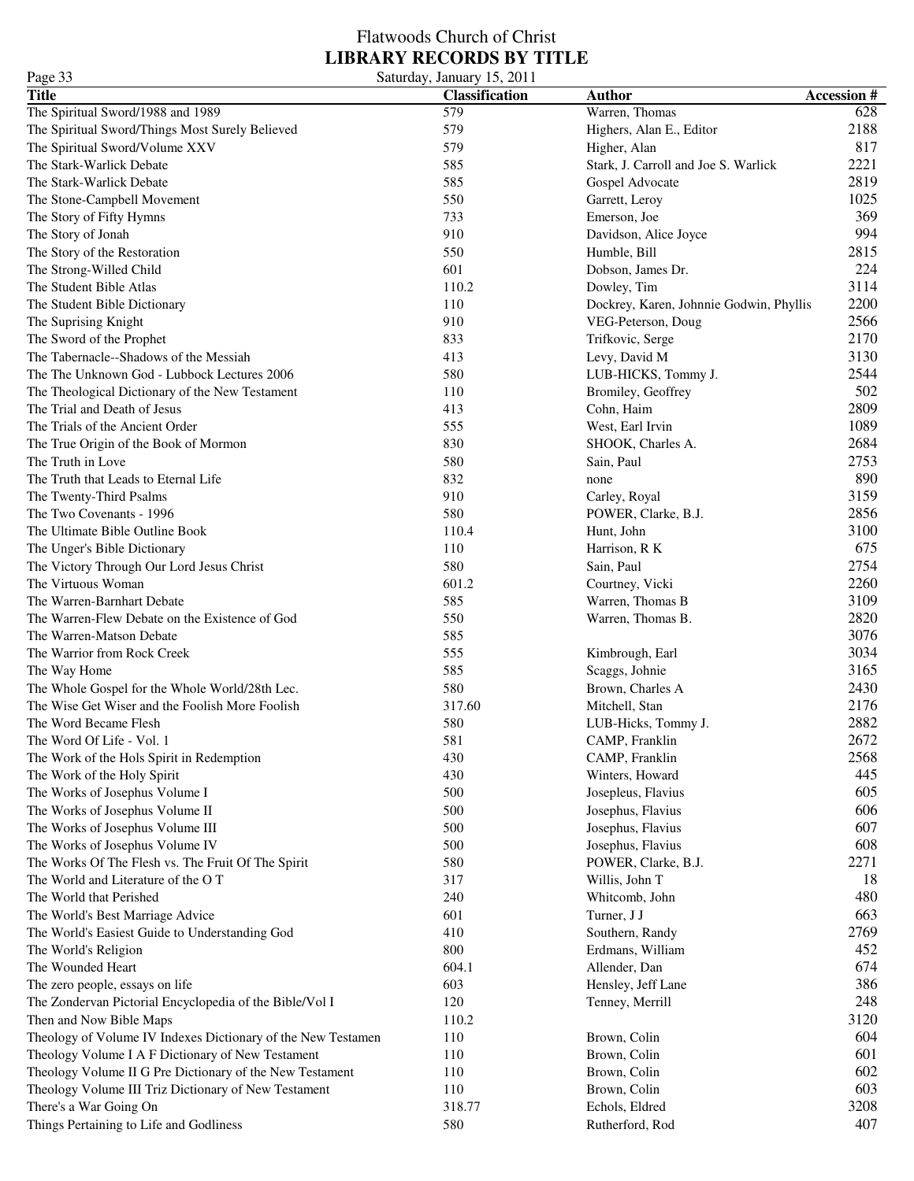# Flatwoods Church of Christ

## LIBRARY RECORDS BY TITLE

Saturday, January 15, 2011

| Title | Classification | Author | Accession # |
|---|---|---|---|
| The Spiritual Sword/1988 and 1989 | 579 | Warren, Thomas | 628 |
| The Spiritual Sword/Things Most Surely Believed | 579 | Highers, Alan E., Editor | 2188 |
| The Spiritual Sword/Volume XXV | 579 | Higher, Alan | 817 |
| The Stark-Warlick Debate | 585 | Stark, J. Carroll and Joe S. Warlick | 2221 |
| The Stark-Warlick Debate | 585 | Gospel Advocate | 2819 |
| The Stone-Campbell Movement | 550 | Garrett, Leroy | 1025 |
| The Story of Fifty Hymns | 733 | Emerson, Joe | 369 |
| The Story of Jonah | 910 | Davidson, Alice Joyce | 994 |
| The Story of the Restoration | 550 | Humble, Bill | 2815 |
| The Strong-Willed Child | 601 | Dobson, James Dr. | 224 |
| The Student Bible Atlas | 110.2 | Dowley, Tim | 3114 |
| The Student Bible Dictionary | 110 | Dockrey, Karen, Johnnie Godwin, Phyllis | 2200 |
| The Suprising Knight | 910 | VEG-Peterson, Doug | 2566 |
| The Sword of the Prophet | 833 | Trifkovic, Serge | 2170 |
| The Tabernacle--Shadows of the Messiah | 413 | Levy, David M | 3130 |
| The The Unknown God - Lubbock Lectures 2006 | 580 | LUB-HICKS, Tommy J. | 2544 |
| The Theological Dictionary of the New Testament | 110 | Bromiley, Geoffrey | 502 |
| The Trial and Death of Jesus | 413 | Cohn, Haim | 2809 |
| The Trials of the Ancient Order | 555 | West, Earl Irvin | 1089 |
| The True Origin of the Book of Mormon | 830 | SHOOK, Charles A. | 2684 |
| The Truth in Love | 580 | Sain, Paul | 2753 |
| The Truth that Leads to Eternal Life | 832 | none | 890 |
| The Twenty-Third Psalms | 910 | Carley, Royal | 3159 |
| The Two Covenants - 1996 | 580 | POWER, Clarke, B.J. | 2856 |
| The Ultimate Bible Outline Book | 110.4 | Hunt, John | 3100 |
| The Unger's Bible Dictionary | 110 | Harrison, R K | 675 |
| The Victory Through Our Lord Jesus Christ | 580 | Sain, Paul | 2754 |
| The Virtuous Woman | 601.2 | Courtney, Vicki | 2260 |
| The Warren-Barnhart Debate | 585 | Warren, Thomas B | 3109 |
| The Warren-Flew Debate on the Existence of God | 550 | Warren, Thomas B. | 2820 |
| The Warren-Matson Debate | 585 | | 3076 |
| The Warrior from Rock Creek | 555 | Kimbrough, Earl | 3034 |
| The Way Home | 585 | Scaggs, Johnie | 3165 |
| The Whole Gospel for the Whole World/28th Lec. | 580 | Brown, Charles A | 2430 |
| The Wise Get Wiser and the Foolish More Foolish | 317.60 | Mitchell, Stan | 2176 |
| The Word Became Flesh | 580 | LUB-Hicks, Tommy J. | 2882 |
| The Word Of Life - Vol. 1 | 581 | CAMP, Franklin | 2672 |
| The Work of the Hols Spirit in Redemption | 430 | CAMP, Franklin | 2568 |
| The Work of the Holy Spirit | 430 | Winters, Howard | 445 |
| The Works of Josephus Volume I | 500 | Josepleus, Flavius | 605 |
| The Works of Josephus Volume II | 500 | Josephus, Flavius | 606 |
| The Works of Josephus Volume III | 500 | Josephus, Flavius | 607 |
| The Works of Josephus Volume IV | 500 | Josephus, Flavius | 608 |
| The Works Of The Flesh vs. The Fruit Of The Spirit | 580 | POWER, Clarke, B.J. | 2271 |
| The World and Literature of the O T | 317 | Willis, John T | 18 |
| The World that Perished | 240 | Whitcomb, John | 480 |
| The World's Best Marriage Advice | 601 | Turner, J J | 663 |
| The World's Easiest Guide to Understanding God | 410 | Southern, Randy | 2769 |
| The World's Religion | 800 | Erdmans, William | 452 |
| The Wounded Heart | 604.1 | Allender, Dan | 674 |
| The zero people, essays on life | 603 | Hensley, Jeff Lane | 386 |
| The Zondervan Pictorial Encyclopedia of the Bible/Vol I | 120 | Tenney, Merrill | 248 |
| Then and Now Bible Maps | 110.2 | | 3120 |
| Theology of Volume IV Indexes Dictionary of the New Testamen | 110 | Brown, Colin | 604 |
| Theology Volume I A F Dictionary of New Testament | 110 | Brown, Colin | 601 |
| Theology Volume II G Pre Dictionary of the New Testament | 110 | Brown, Colin | 602 |
| Theology Volume III Triz Dictionary of New Testament | 110 | Brown, Colin | 603 |
| There's a War Going On | 318.77 | Echols, Eldred | 3208 |
| Things Pertaining to Life and Godliness | 580 | Rutherford, Rod | 407 |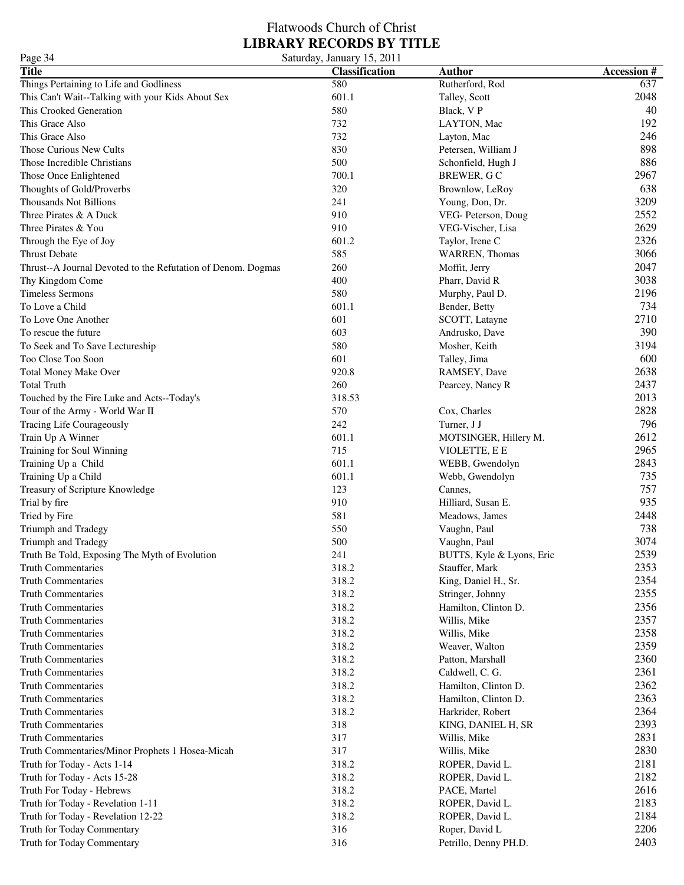# Flatwoods Church of Christ
## LIBRARY RECORDS BY TITLE

Saturday, January 15, 2011

| Title | Classification | Author | Accession # |
|---|---|---|---|
| Things Pertaining to Life and Godliness | 580 | Rutherford, Rod | 637 |
| This Can't Wait--Talking with your Kids About Sex | 601.1 | Talley, Scott | 2048 |
| This Crooked Generation | 580 | Black, V P | 40 |
| This Grace Also | 732 | LAYTON, Mac | 192 |
| This Grace Also | 732 | Layton, Mac | 246 |
| Those Curious New Cults | 830 | Petersen, William J | 898 |
| Those Incredible Christians | 500 | Schonfield, Hugh J | 886 |
| Those Once Enlightened | 700.1 | BREWER, G C | 2967 |
| Thoughts of Gold/Proverbs | 320 | Brownlow, LeRoy | 638 |
| Thousands Not Billions | 241 | Young, Don, Dr. | 3209 |
| Three Pirates & A Duck | 910 | VEG- Peterson, Doug | 2552 |
| Three Pirates & You | 910 | VEG-Vischer, Lisa | 2629 |
| Through the Eye of Joy | 601.2 | Taylor, Irene C | 2326 |
| Thrust Debate | 585 | WARREN, Thomas | 3066 |
| Thrust--A Journal Devoted to the Refutation of Denom. Dogmas | 260 | Moffit, Jerry | 2047 |
| Thy Kingdom Come | 400 | Pharr, David R | 3038 |
| Timeless Sermons | 580 | Murphy, Paul D. | 2196 |
| To Love a Child | 601.1 | Bender, Betty | 734 |
| To Love One Another | 601 | SCOTT, Latayne | 2710 |
| To rescue the future | 603 | Andrusko, Dave | 390 |
| To Seek and To Save Lectureship | 580 | Mosher, Keith | 3194 |
| Too Close Too Soon | 601 | Talley, Jima | 600 |
| Total Money Make Over | 920.8 | RAMSEY, Dave | 2638 |
| Total Truth | 260 | Pearcey, Nancy R | 2437 |
| Touched by the Fire Luke and Acts--Today's | 318.53 | | 2013 |
| Tour of the Army - World War II | 570 | Cox, Charles | 2828 |
| Tracing Life Courageously | 242 | Turner, J J | 796 |
| Train Up A Winner | 601.1 | MOTSINGER, Hillery M. | 2612 |
| Training for Soul Winning | 715 | VIOLETTE, E E | 2965 |
| Training Up a  Child | 601.1 | WEBB, Gwendolyn | 2843 |
| Training Up a Child | 601.1 | Webb, Gwendolyn | 735 |
| Treasury of Scripture Knowledge | 123 | Cannes, | 757 |
| Trial by fire | 910 | Hilliard, Susan E. | 935 |
| Tried by Fire | 581 | Meadows, James | 2448 |
| Triumph and Tradegy | 550 | Vaughn, Paul | 738 |
| Triumph and Tradegy | 500 | Vaughn, Paul | 3074 |
| Truth Be Told, Exposing The Myth of Evolution | 241 | BUTTS, Kyle & Lyons, Eric | 2539 |
| Truth Commentaries | 318.2 | Stauffer, Mark | 2353 |
| Truth Commentaries | 318.2 | King, Daniel H., Sr. | 2354 |
| Truth Commentaries | 318.2 | Stringer, Johnny | 2355 |
| Truth Commentaries | 318.2 | Hamilton, Clinton D. | 2356 |
| Truth Commentaries | 318.2 | Willis, Mike | 2357 |
| Truth Commentaries | 318.2 | Willis, Mike | 2358 |
| Truth Commentaries | 318.2 | Weaver, Walton | 2359 |
| Truth Commentaries | 318.2 | Patton, Marshall | 2360 |
| Truth Commentaries | 318.2 | Caldwell, C. G. | 2361 |
| Truth Commentaries | 318.2 | Hamilton, Clinton D. | 2362 |
| Truth Commentaries | 318.2 | Hamilton, Clinton D. | 2363 |
| Truth Commentaries | 318.2 | Harkrider, Robert | 2364 |
| Truth Commentaries | 318 | KING, DANIEL H, SR | 2393 |
| Truth Commentaries | 317 | Willis, Mike | 2831 |
| Truth Commentaries/Minor Prophets 1 Hosea-Micah | 317 | Willis, Mike | 2830 |
| Truth for Today - Acts 1-14 | 318.2 | ROPER, David L. | 2181 |
| Truth for Today - Acts 15-28 | 318.2 | ROPER, David L. | 2182 |
| Truth For Today - Hebrews | 318.2 | PACE, Martel | 2616 |
| Truth for Today - Revelation 1-11 | 318.2 | ROPER, David L. | 2183 |
| Truth for Today - Revelation 12-22 | 318.2 | ROPER, David L. | 2184 |
| Truth for Today Commentary | 316 | Roper, David L | 2206 |
| Truth for Today Commentary | 316 | Petrillo, Denny PH.D. | 2403 |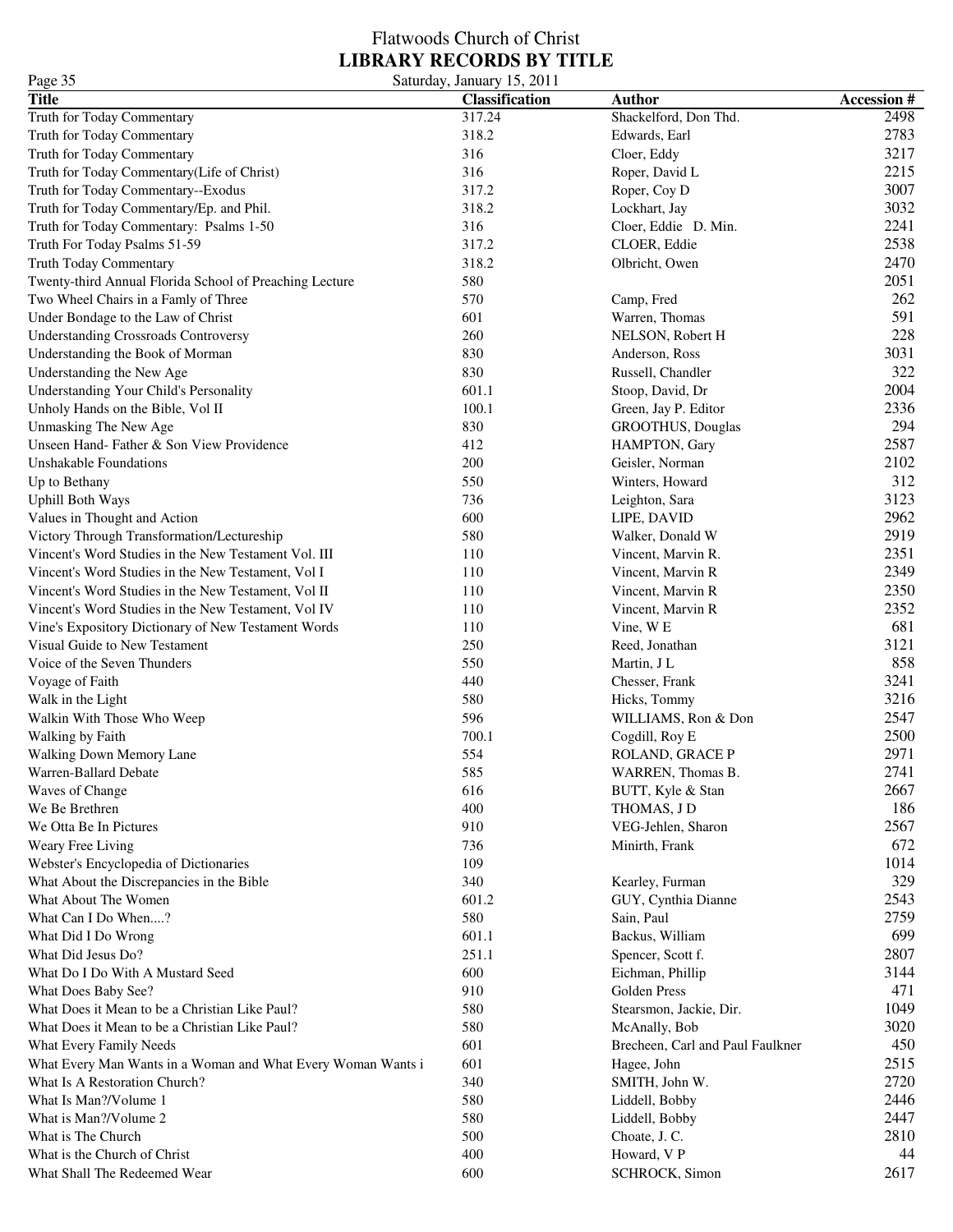# Flatwoods Church of Christ
## LIBRARY RECORDS BY TITLE

Saturday, January 15, 2011

| Title | Classification | Author | Accession # |
|---|---|---|---|
| Truth for Today Commentary | 317.24 | Shackelford, Don Thd. | 2498 |
| Truth for Today Commentary | 318.2 | Edwards, Earl | 2783 |
| Truth for Today Commentary | 316 | Cloer, Eddy | 3217 |
| Truth for Today Commentary(Life of Christ) | 316 | Roper, David L | 2215 |
| Truth for Today Commentary--Exodus | 317.2 | Roper, Coy D | 3007 |
| Truth for Today Commentary/Ep. and Phil. | 318.2 | Lockhart, Jay | 3032 |
| Truth for Today Commentary: Psalms 1-50 | 316 | Cloer, Eddie D. Min. | 2241 |
| Truth For Today Psalms 51-59 | 317.2 | CLOER, Eddie | 2538 |
| Truth Today Commentary | 318.2 | Olbricht, Owen | 2470 |
| Twenty-third Annual Florida School of Preaching Lecture | 580 | | 2051 |
| Two Wheel Chairs in a Famly of Three | 570 | Camp, Fred | 262 |
| Under Bondage to the Law of Christ | 601 | Warren, Thomas | 591 |
| Understanding Crossroads Controversy | 260 | NELSON, Robert H | 228 |
| Understanding the Book of Morman | 830 | Anderson, Ross | 3031 |
| Understanding the New Age | 830 | Russell, Chandler | 322 |
| Understanding Your Child's Personality | 601.1 | Stoop, David, Dr | 2004 |
| Unholy Hands on the Bible, Vol II | 100.1 | Green, Jay P. Editor | 2336 |
| Unmasking The New Age | 830 | GROOTHUS, Douglas | 294 |
| Unseen Hand- Father & Son View Providence | 412 | HAMPTON, Gary | 2587 |
| Unshakable Foundations | 200 | Geisler, Norman | 2102 |
| Up to Bethany | 550 | Winters, Howard | 312 |
| Uphill Both Ways | 736 | Leighton, Sara | 3123 |
| Values in Thought and Action | 600 | LIPE, DAVID | 2962 |
| Victory Through Transformation/Lectureship | 580 | Walker, Donald W | 2919 |
| Vincent's Word Studies in the New Testament Vol. III | 110 | Vincent, Marvin R. | 2351 |
| Vincent's Word Studies in the New Testament, Vol I | 110 | Vincent, Marvin R | 2349 |
| Vincent's Word Studies in the New Testament, Vol II | 110 | Vincent, Marvin R | 2350 |
| Vincent's Word Studies in the New Testament, Vol IV | 110 | Vincent, Marvin R | 2352 |
| Vine's Expository Dictionary of New Testament Words | 110 | Vine, W E | 681 |
| Visual Guide to New Testament | 250 | Reed, Jonathan | 3121 |
| Voice of the Seven Thunders | 550 | Martin, J L | 858 |
| Voyage of Faith | 440 | Chesser, Frank | 3241 |
| Walk in the Light | 580 | Hicks, Tommy | 3216 |
| Walkin With Those Who Weep | 596 | WILLIAMS, Ron & Don | 2547 |
| Walking by Faith | 700.1 | Cogdill, Roy E | 2500 |
| Walking Down Memory Lane | 554 | ROLAND, GRACE P | 2971 |
| Warren-Ballard Debate | 585 | WARREN, Thomas B. | 2741 |
| Waves of Change | 616 | BUTT, Kyle & Stan | 2667 |
| We Be Brethren | 400 | THOMAS, J D | 186 |
| We Otta Be In Pictures | 910 | VEG-Jehlen, Sharon | 2567 |
| Weary Free Living | 736 | Minirth, Frank | 672 |
| Webster's Encyclopedia of Dictionaries | 109 | | 1014 |
| What About the Discrepancies in the Bible | 340 | Kearley, Furman | 329 |
| What About The Women | 601.2 | GUY, Cynthia Dianne | 2543 |
| What Can I Do When....? | 580 | Sain, Paul | 2759 |
| What Did I Do Wrong | 601.1 | Backus, William | 699 |
| What Did Jesus Do? | 251.1 | Spencer, Scott f. | 2807 |
| What Do I Do With A Mustard Seed | 600 | Eichman, Phillip | 3144 |
| What Does Baby See? | 910 | Golden Press | 471 |
| What Does it Mean to be a Christian Like Paul? | 580 | Stearsmon, Jackie, Dir. | 1049 |
| What Does it Mean to be a Christian Like Paul? | 580 | McAnally, Bob | 3020 |
| What Every Family Needs | 601 | Brecheen, Carl and Paul Faulkner | 450 |
| What Every Man Wants in a Woman and What Every Woman Wants i | 601 | Hagee, John | 2515 |
| What Is A Restoration Church? | 340 | SMITH, John W. | 2720 |
| What Is Man?/Volume 1 | 580 | Liddell, Bobby | 2446 |
| What is Man?/Volume 2 | 580 | Liddell, Bobby | 2447 |
| What is The Church | 500 | Choate, J. C. | 2810 |
| What is the Church of Christ | 400 | Howard, V P | 44 |
| What Shall The Redeemed Wear | 600 | SCHROCK, Simon | 2617 |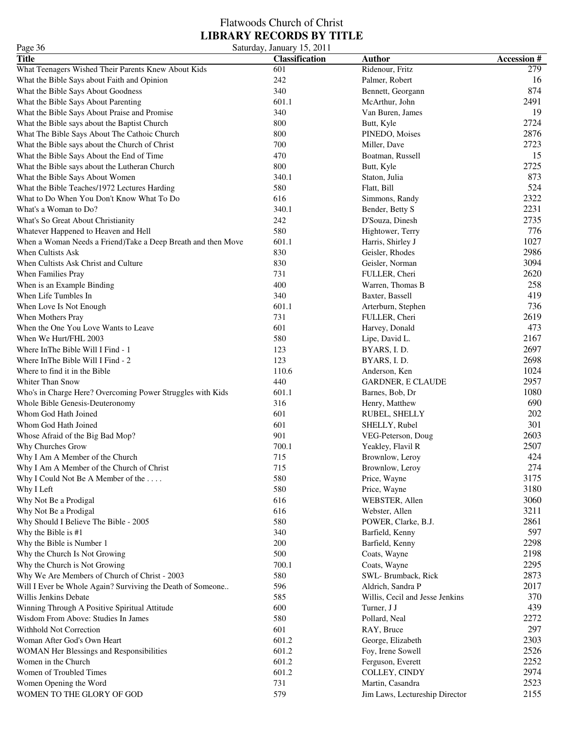# Flatwoods Church of Christ

## LIBRARY RECORDS BY TITLE

Saturday, January 15, 2011

| Title | Classification | Author | Accession # |
|---|---|---|---|
| What Teenagers Wished Their Parents Knew About Kids | 601 | Ridenour, Fritz | 279 |
| What the Bible Says about Faith and Opinion | 242 | Palmer, Robert | 16 |
| What the Bible Says About Goodness | 340 | Bennett, Georgann | 874 |
| What the Bible Says About Parenting | 601.1 | McArthur, John | 2491 |
| What the Bible Says About Praise and Promise | 340 | Van Buren, James | 19 |
| What the Bible says about the Baptist Church | 800 | Butt, Kyle | 2724 |
| What The Bible Says About The Cathoic Church | 800 | PINEDO, Moises | 2876 |
| What the Bible says about the Church of Christ | 700 | Miller, Dave | 2723 |
| What the Bible Says About the End of Time | 470 | Boatman, Russell | 15 |
| What the Bible says about the Lutheran Church | 800 | Butt, Kyle | 2725 |
| What the Bible Says About Women | 340.1 | Staton, Julia | 873 |
| What the Bible Teaches/1972 Lectures Harding | 580 | Flatt, Bill | 524 |
| What to Do When You Don't Know What To Do | 616 | Simmons, Randy | 2322 |
| What's a Woman to Do? | 340.1 | Bender, Betty S | 2231 |
| What's So Great About Christianity | 242 | D'Souza, Dinesh | 2735 |
| Whatever Happened to Heaven and Hell | 580 | Hightower, Terry | 776 |
| When a Woman Needs a Friend)Take a Deep Breath and then Move | 601.1 | Harris, Shirley J | 1027 |
| When Cultists Ask | 830 | Geisler, Rhodes | 2986 |
| When Cultists Ask Christ and Culture | 830 | Geisler, Norman | 3094 |
| When Families Pray | 731 | FULLER, Cheri | 2620 |
| When is an Example Binding | 400 | Warren, Thomas B | 258 |
| When Life Tumbles In | 340 | Baxter, Bassell | 419 |
| When Love Is Not Enough | 601.1 | Arterburn, Stephen | 736 |
| When Mothers Pray | 731 | FULLER, Cheri | 2619 |
| When the One You Love Wants to Leave | 601 | Harvey, Donald | 473 |
| When We Hurt/FHL 2003 | 580 | Lipe, David L. | 2167 |
| Where InThe Bible Will I Find - 1 | 123 | BYARS, I. D. | 2697 |
| Where InThe Bible Will I Find - 2 | 123 | BYARS, I. D. | 2698 |
| Where to find it in the Bible | 110.6 | Anderson, Ken | 1024 |
| Whiter Than Snow | 440 | GARDNER, E CLAUDE | 2957 |
| Who's in Charge Here? Overcoming Power Struggles with Kids | 601.1 | Barnes, Bob, Dr | 1080 |
| Whole Bible Genesis-Deuteronomy | 316 | Henry, Matthew | 690 |
| Whom God Hath Joined | 601 | RUBEL, SHELLY | 202 |
| Whom God Hath Joined | 601 | SHELLY, Rubel | 301 |
| Whose Afraid of the Big Bad Mop? | 901 | VEG-Peterson, Doug | 2603 |
| Why Churches Grow | 700.1 | Yeakley, Flavil R | 2507 |
| Why I Am A Member of the Church | 715 | Brownlow, Leroy | 424 |
| Why I Am A Member of the Church of Christ | 715 | Brownlow, Leroy | 274 |
| Why I Could Not Be A Member of the . . . . | 580 | Price, Wayne | 3175 |
| Why I Left | 580 | Price, Wayne | 3180 |
| Why Not Be a Prodigal | 616 | WEBSTER, Allen | 3060 |
| Why Not Be a Prodigal | 616 | Webster, Allen | 3211 |
| Why Should I Believe The Bible - 2005 | 580 | POWER, Clarke, B.J. | 2861 |
| Why the Bible is #1 | 340 | Barfield, Kenny | 597 |
| Why the Bible is Number 1 | 200 | Barfield, Kenny | 2298 |
| Why the Church Is Not Growing | 500 | Coats, Wayne | 2198 |
| Why the Church is Not Growing | 700.1 | Coats, Wayne | 2295 |
| Why We Are Members of Church of Christ - 2003 | 580 | SWL- Brumback, Rick | 2873 |
| Will I Ever be Whole Again? Surviving the Death of Someone.. | 596 | Aldrich, Sandra P | 2017 |
| Willis Jenkins Debate | 585 | Willis, Cecil and Jesse Jenkins | 370 |
| Winning Through A Positive Spiritual Attitude | 600 | Turner, J J | 439 |
| Wisdom From Above: Studies In James | 580 | Pollard, Neal | 2272 |
| Withhold Not Correction | 601 | RAY, Bruce | 297 |
| Woman After God's Own Heart | 601.2 | George, Elizabeth | 2303 |
| WOMAN Her Blessings and Responsibilities | 601.2 | Foy, Irene Sowell | 2526 |
| Women in the Church | 601.2 | Ferguson, Everett | 2252 |
| Women of Troubled Times | 601.2 | COLLEY, CINDY | 2974 |
| Women Opening the Word | 731 | Martin, Casandra | 2523 |
| WOMEN TO THE GLORY OF GOD | 579 | Jim Laws, Lectureship Director | 2155 |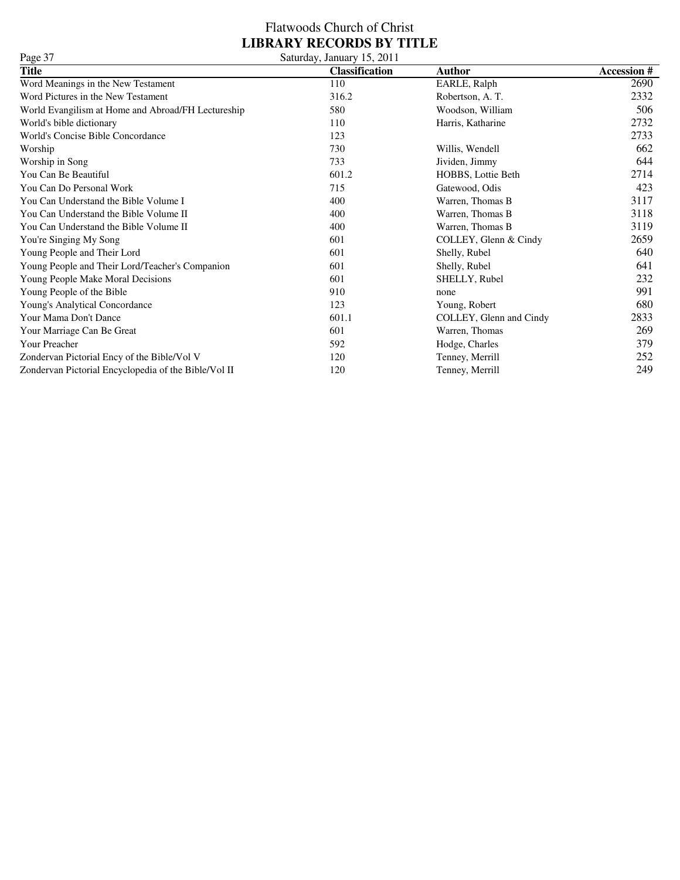# Flatwoods Church of Christ

## LIBRARY RECORDS BY TITLE

Saturday, January 15, 2011

| Title | Classification | Author | Accession # |
|---|---|---|---|
| Word Meanings in the New Testament | 110 | EARLE, Ralph | 2690 |
| Word Pictures in the New Testament | 316.2 | Robertson, A. T. | 2332 |
| World Evangilism at Home and Abroad/FH Lectureship | 580 | Woodson, William | 506 |
| World's bible dictionary | 110 | Harris, Katharine | 2732 |
| World's Concise Bible Concordance | 123 | | 2733 |
| Worship | 730 | Willis, Wendell | 662 |
| Worship in Song | 733 | Jividen, Jimmy | 644 |
| You Can Be Beautiful | 601.2 | HOBBS, Lottie Beth | 2714 |
| You Can Do Personal Work | 715 | Gatewood, Odis | 423 |
| You Can Understand the Bible Volume I | 400 | Warren, Thomas B | 3117 |
| You Can Understand the Bible Volume II | 400 | Warren, Thomas B | 3118 |
| You Can Understand the Bible Volume II | 400 | Warren, Thomas B | 3119 |
| You're Singing My Song | 601 | COLLEY, Glenn & Cindy | 2659 |
| Young People and Their Lord | 601 | Shelly, Rubel | 640 |
| Young People and Their Lord/Teacher's Companion | 601 | Shelly, Rubel | 641 |
| Young People Make Moral Decisions | 601 | SHELLY, Rubel | 232 |
| Young People of the Bible | 910 | none | 991 |
| Young's Analytical Concordance | 123 | Young, Robert | 680 |
| Your Mama Don't Dance | 601.1 | COLLEY, Glenn and Cindy | 2833 |
| Your Marriage Can Be Great | 601 | Warren, Thomas | 269 |
| Your Preacher | 592 | Hodge, Charles | 379 |
| Zondervan Pictorial Ency of the Bible/Vol V | 120 | Tenney, Merrill | 252 |
| Zondervan Pictorial Encyclopedia of the Bible/Vol II | 120 | Tenney, Merrill | 249 |